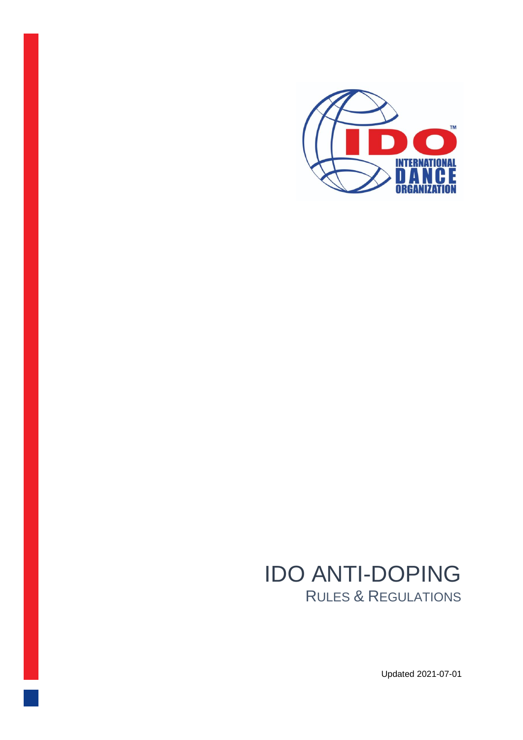# IDO ANTI-DOPING

## RULES & REGULATIONS

Updated 2021-07-01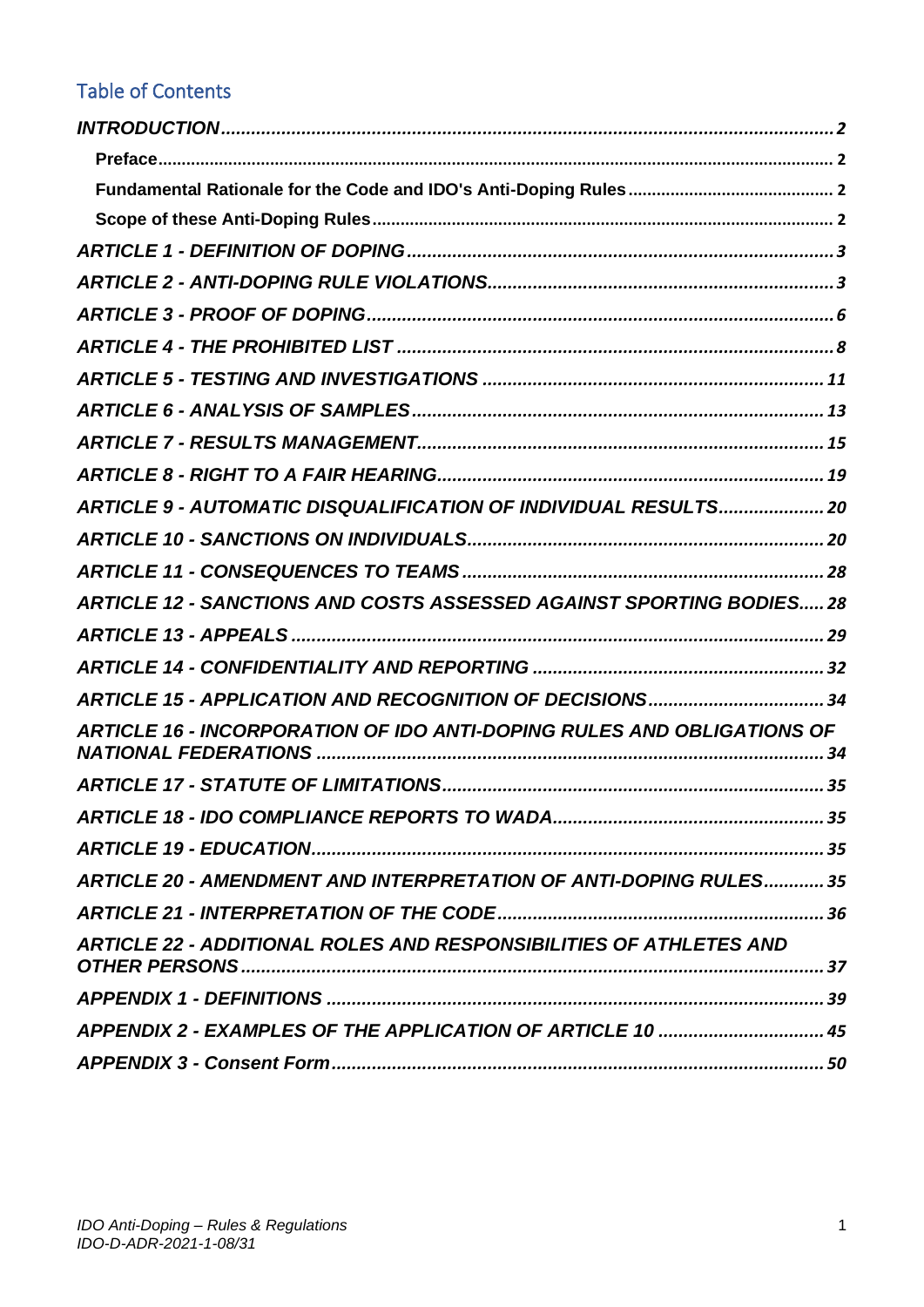## Table of Contents

*INTRODUCTION* ........ 2

- **Preface** ........ 2
- **Fundamental Rationale for the Code and IDO's Anti-Doping Rules** ........ 2
- **Scope of these Anti-Doping Rules** ........ 2

*ARTICLE 1 - DEFINITION OF DOPING* ........ 3

*ARTICLE 2 - ANTI-DOPING RULE VIOLATIONS* ........ 3

*ARTICLE 3 - PROOF OF DOPING* ........ 6

*ARTICLE 4 - THE PROHIBITED LIST* ........ 8

*ARTICLE 5 - TESTING AND INVESTIGATIONS* ........ 11

*ARTICLE 6 - ANALYSIS OF SAMPLES* ........ 13

*ARTICLE 7 - RESULTS MANAGEMENT* ........ 15

*ARTICLE 8 - RIGHT TO A FAIR HEARING* ........ 19

*ARTICLE 9 - AUTOMATIC DISQUALIFICATION OF INDIVIDUAL RESULTS* ........ 20

*ARTICLE 10 - SANCTIONS ON INDIVIDUALS* ........ 20

*ARTICLE 11 - CONSEQUENCES TO TEAMS* ........ 28

*ARTICLE 12 - SANCTIONS AND COSTS ASSESSED AGAINST SPORTING BODIES* ........ 28

*ARTICLE 13 - APPEALS* ........ 29

*ARTICLE 14 - CONFIDENTIALITY AND REPORTING* ........ 32

*ARTICLE 15 - APPLICATION AND RECOGNITION OF DECISIONS* ........ 34

*ARTICLE 16 - INCORPORATION OF IDO ANTI-DOPING RULES AND OBLIGATIONS OF NATIONAL FEDERATIONS* ........ 34

*ARTICLE 17 - STATUTE OF LIMITATIONS* ........ 35

*ARTICLE 18 - IDO COMPLIANCE REPORTS TO WADA* ........ 35

*ARTICLE 19 - EDUCATION* ........ 35

*ARTICLE 20 - AMENDMENT AND INTERPRETATION OF ANTI-DOPING RULES* ........ 35

*ARTICLE 21 - INTERPRETATION OF THE CODE* ........ 36

*ARTICLE 22 - ADDITIONAL ROLES AND RESPONSIBILITIES OF ATHLETES AND OTHER PERSONS* ........ 37

*APPENDIX 1 - DEFINITIONS* ........ 39

*APPENDIX 2 - EXAMPLES OF THE APPLICATION OF ARTICLE 10* ........ 45

*APPENDIX 3 - Consent Form* ........ 50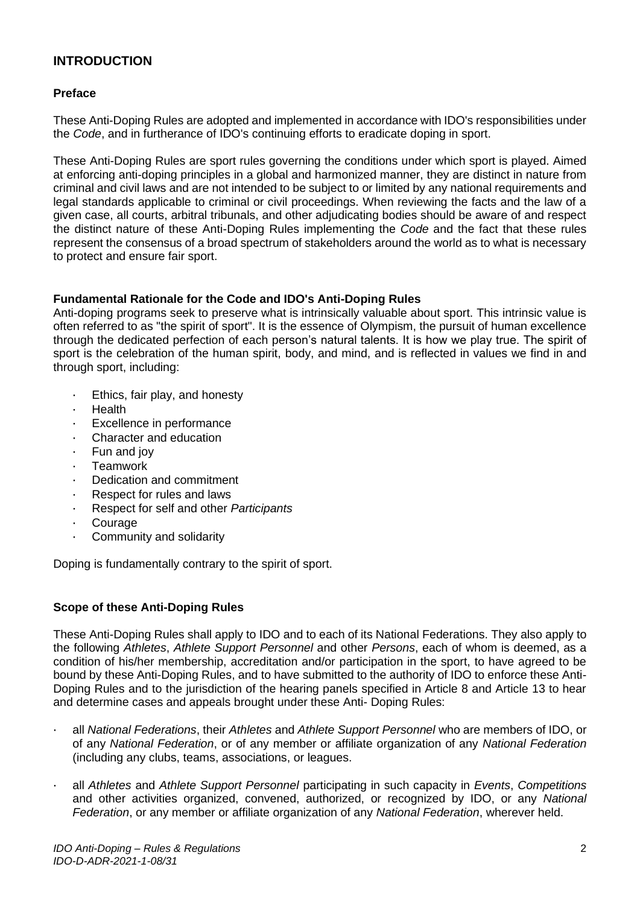## INTRODUCTION

### Preface

These Anti-Doping Rules are adopted and implemented in accordance with IDO's responsibilities under the *Code*, and in furtherance of IDO's continuing efforts to eradicate doping in sport.

These Anti-Doping Rules are sport rules governing the conditions under which sport is played. Aimed at enforcing anti-doping principles in a global and harmonized manner, they are distinct in nature from criminal and civil laws and are not intended to be subject to or limited by any national requirements and legal standards applicable to criminal or civil proceedings. When reviewing the facts and the law of a given case, all courts, arbitral tribunals, and other adjudicating bodies should be aware of and respect the distinct nature of these Anti-Doping Rules implementing the *Code* and the fact that these rules represent the consensus of a broad spectrum of stakeholders around the world as to what is necessary to protect and ensure fair sport.

### Fundamental Rationale for the Code and IDO's Anti-Doping Rules

Anti-doping programs seek to preserve what is intrinsically valuable about sport. This intrinsic value is often referred to as "the spirit of sport". It is the essence of Olympism, the pursuit of human excellence through the dedicated perfection of each person's natural talents. It is how we play true. The spirit of sport is the celebration of the human spirit, body, and mind, and is reflected in values we find in and through sport, including:

- Ethics, fair play, and honesty
- Health
- Excellence in performance
- Character and education
- Fun and joy
- Teamwork
- Dedication and commitment
- Respect for rules and laws
- Respect for self and other *Participants*
- Courage
- Community and solidarity

Doping is fundamentally contrary to the spirit of sport.

### Scope of these Anti-Doping Rules

These Anti-Doping Rules shall apply to IDO and to each of its National Federations. They also apply to the following *Athletes*, *Athlete Support Personnel* and other *Persons*, each of whom is deemed, as a condition of his/her membership, accreditation and/or participation in the sport, to have agreed to be bound by these Anti-Doping Rules, and to have submitted to the authority of IDO to enforce these Anti-Doping Rules and to the jurisdiction of the hearing panels specified in Article 8 and Article 13 to hear and determine cases and appeals brought under these Anti- Doping Rules:

- all *National Federations*, their *Athletes* and *Athlete Support Personnel* who are members of IDO, or of any *National Federation*, or of any member or affiliate organization of any *National Federation* (including any clubs, teams, associations, or leagues.
- all *Athletes* and *Athlete Support Personnel* participating in such capacity in *Events*, *Competitions* and other activities organized, convened, authorized, or recognized by IDO, or any *National Federation*, or any member or affiliate organization of any *National Federation*, wherever held.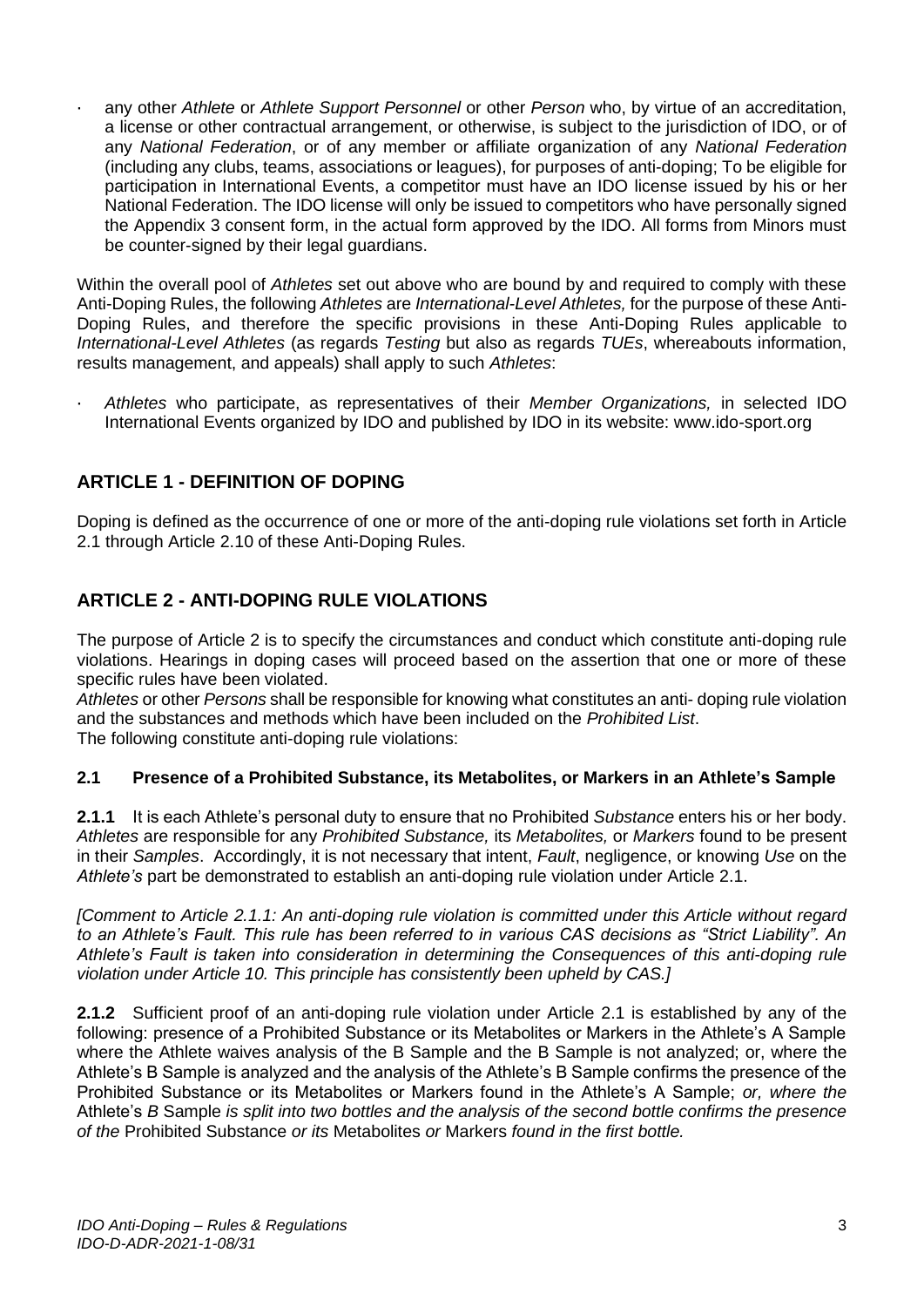- any other *Athlete* or *Athlete Support Personnel* or other *Person* who, by virtue of an accreditation, a license or other contractual arrangement, or otherwise, is subject to the jurisdiction of IDO, or of any *National Federation*, or of any member or affiliate organization of any *National Federation* (including any clubs, teams, associations or leagues), for purposes of anti-doping; To be eligible for participation in International Events, a competitor must have an IDO license issued by his or her National Federation. The IDO license will only be issued to competitors who have personally signed the Appendix 3 consent form, in the actual form approved by the IDO. All forms from Minors must be counter-signed by their legal guardians.

Within the overall pool of *Athletes* set out above who are bound by and required to comply with these Anti-Doping Rules, the following *Athletes* are *International-Level Athletes,* for the purpose of these Anti-Doping Rules, and therefore the specific provisions in these Anti-Doping Rules applicable to *International-Level Athletes* (as regards *Testing* but also as regards *TUEs*, whereabouts information, results management, and appeals) shall apply to such *Athletes*:

- *Athletes* who participate, as representatives of their *Member Organizations,* in selected IDO International Events organized by IDO and published by IDO in its website: www.ido-sport.org

## ARTICLE 1 - DEFINITION OF DOPING

Doping is defined as the occurrence of one or more of the anti-doping rule violations set forth in Article 2.1 through Article 2.10 of these Anti-Doping Rules.

## ARTICLE 2 - ANTI-DOPING RULE VIOLATIONS

The purpose of Article 2 is to specify the circumstances and conduct which constitute anti-doping rule violations. Hearings in doping cases will proceed based on the assertion that one or more of these specific rules have been violated.
*Athletes* or other *Persons* shall be responsible for knowing what constitutes an anti- doping rule violation and the substances and methods which have been included on the *Prohibited List*.
The following constitute anti-doping rule violations:

### 2.1 Presence of a Prohibited Substance, its Metabolites, or Markers in an Athlete's Sample

**2.1.1** It is each Athlete's personal duty to ensure that no Prohibited *Substance* enters his or her body. *Athletes* are responsible for any *Prohibited Substance,* its *Metabolites,* or *Markers* found to be present in their *Samples*. Accordingly, it is not necessary that intent, *Fault*, negligence, or knowing *Use* on the *Athlete's* part be demonstrated to establish an anti-doping rule violation under Article 2.1.

*[Comment to Article 2.1.1: An anti-doping rule violation is committed under this Article without regard to an Athlete's Fault. This rule has been referred to in various CAS decisions as "Strict Liability". An Athlete's Fault is taken into consideration in determining the Consequences of this anti-doping rule violation under Article 10. This principle has consistently been upheld by CAS.]*

**2.1.2** Sufficient proof of an anti-doping rule violation under Article 2.1 is established by any of the following: presence of a Prohibited Substance or its Metabolites or Markers in the Athlete's A Sample where the Athlete waives analysis of the B Sample and the B Sample is not analyzed; or, where the Athlete's B Sample is analyzed and the analysis of the Athlete's B Sample confirms the presence of the Prohibited Substance or its Metabolites or Markers found in the Athlete's A Sample; *or, where the* Athlete's *B* Sample *is split into two bottles and the analysis of the second bottle confirms the presence of the* Prohibited Substance *or its* Metabolites *or* Markers *found in the first bottle.*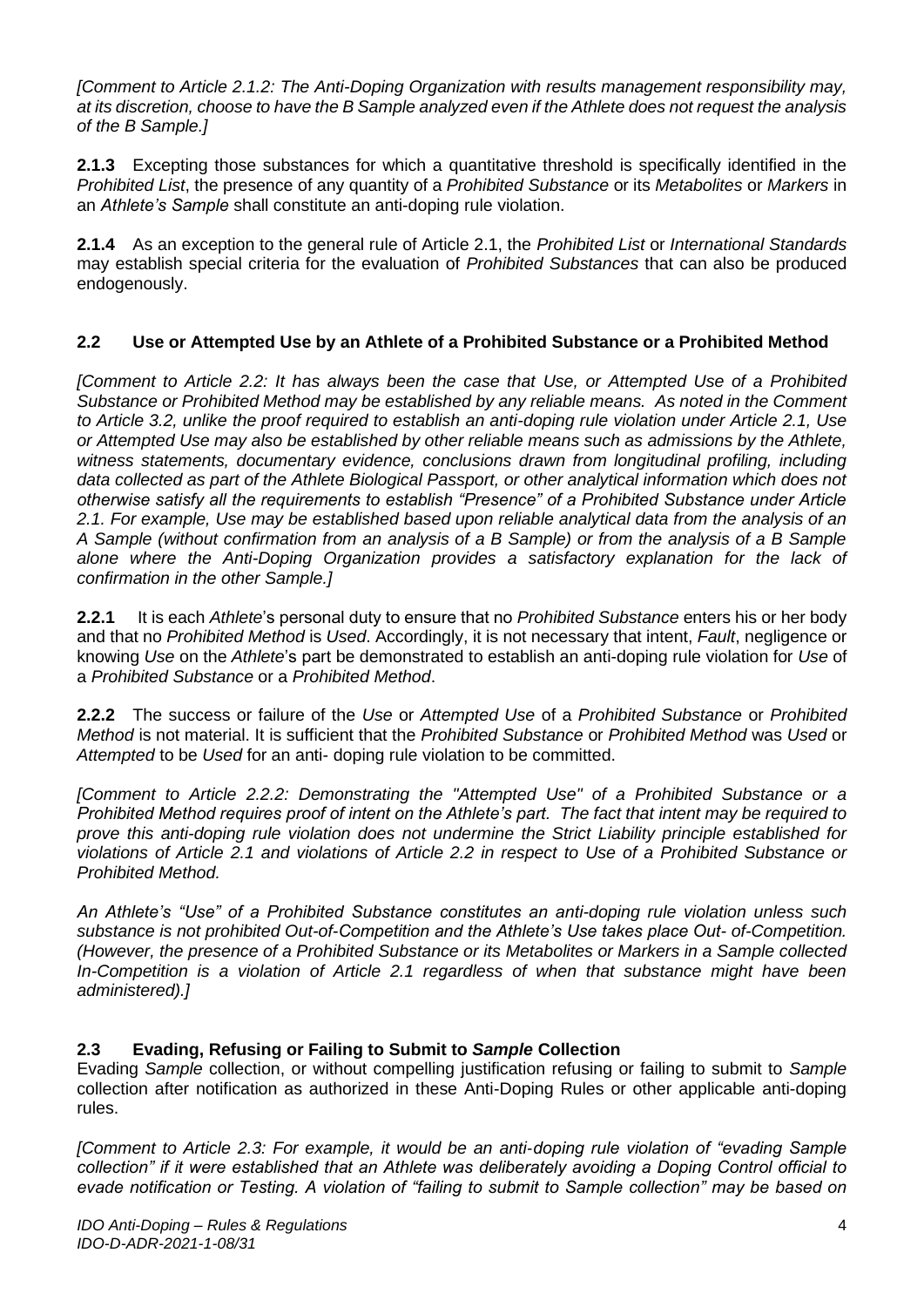*[Comment to Article 2.1.2: The Anti-Doping Organization with results management responsibility may, at its discretion, choose to have the B Sample analyzed even if the Athlete does not request the analysis of the B Sample.]*

**2.1.3** Excepting those substances for which a quantitative threshold is specifically identified in the *Prohibited List*, the presence of any quantity of a *Prohibited Substance* or its *Metabolites* or *Markers* in an *Athlete's Sample* shall constitute an anti-doping rule violation.

**2.1.4** As an exception to the general rule of Article 2.1, the *Prohibited List* or *International Standards* may establish special criteria for the evaluation of *Prohibited Substances* that can also be produced endogenously.

### 2.2 Use or Attempted Use by an Athlete of a Prohibited Substance or a Prohibited Method

*[Comment to Article 2.2: It has always been the case that Use, or Attempted Use of a Prohibited Substance or Prohibited Method may be established by any reliable means. As noted in the Comment to Article 3.2, unlike the proof required to establish an anti-doping rule violation under Article 2.1, Use or Attempted Use may also be established by other reliable means such as admissions by the Athlete, witness statements, documentary evidence, conclusions drawn from longitudinal profiling, including data collected as part of the Athlete Biological Passport, or other analytical information which does not otherwise satisfy all the requirements to establish "Presence" of a Prohibited Substance under Article 2.1. For example, Use may be established based upon reliable analytical data from the analysis of an A Sample (without confirmation from an analysis of a B Sample) or from the analysis of a B Sample alone where the Anti-Doping Organization provides a satisfactory explanation for the lack of confirmation in the other Sample.]*

**2.2.1** It is each *Athlete*'s personal duty to ensure that no *Prohibited Substance* enters his or her body and that no *Prohibited Method* is *Used*. Accordingly, it is not necessary that intent, *Fault*, negligence or knowing *Use* on the *Athlete*'s part be demonstrated to establish an anti-doping rule violation for *Use* of a *Prohibited Substance* or a *Prohibited Method*.

**2.2.2** The success or failure of the *Use* or *Attempted Use* of a *Prohibited Substance* or *Prohibited Method* is not material. It is sufficient that the *Prohibited Substance* or *Prohibited Method* was *Used* or *Attempted* to be *Used* for an anti- doping rule violation to be committed.

*[Comment to Article 2.2.2: Demonstrating the "Attempted Use" of a Prohibited Substance or a Prohibited Method requires proof of intent on the Athlete's part. The fact that intent may be required to prove this anti-doping rule violation does not undermine the Strict Liability principle established for violations of Article 2.1 and violations of Article 2.2 in respect to Use of a Prohibited Substance or Prohibited Method.*

*An Athlete's "Use" of a Prohibited Substance constitutes an anti-doping rule violation unless such substance is not prohibited Out-of-Competition and the Athlete's Use takes place Out- of-Competition. (However, the presence of a Prohibited Substance or its Metabolites or Markers in a Sample collected In-Competition is a violation of Article 2.1 regardless of when that substance might have been administered).]*

### 2.3 Evading, Refusing or Failing to Submit to *Sample* Collection

Evading *Sample* collection, or without compelling justification refusing or failing to submit to *Sample* collection after notification as authorized in these Anti-Doping Rules or other applicable anti-doping rules.

*[Comment to Article 2.3: For example, it would be an anti-doping rule violation of "evading Sample collection" if it were established that an Athlete was deliberately avoiding a Doping Control official to evade notification or Testing. A violation of "failing to submit to Sample collection" may be based on*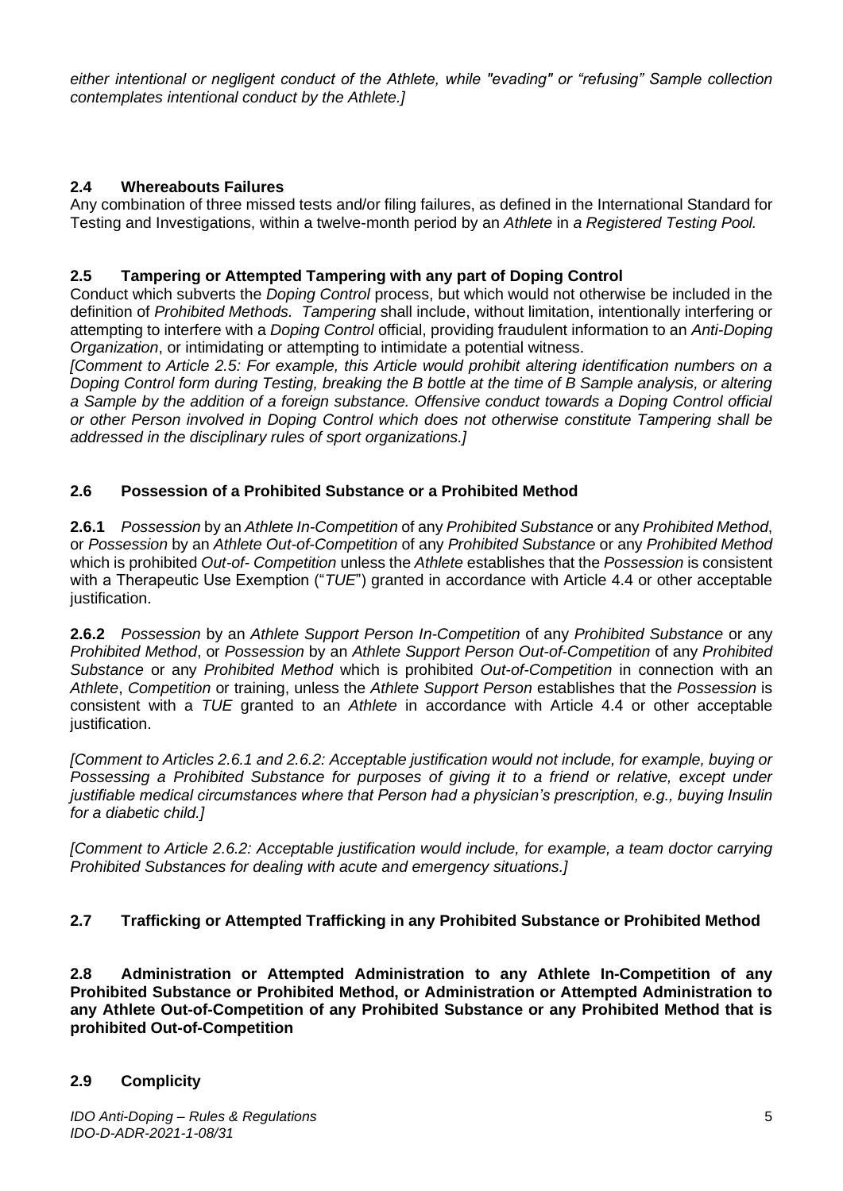*either intentional or negligent conduct of the Athlete, while "evading" or "refusing" Sample collection contemplates intentional conduct by the Athlete.]*

### 2.4 Whereabouts Failures

Any combination of three missed tests and/or filing failures, as defined in the International Standard for Testing and Investigations, within a twelve-month period by an *Athlete* in *a Registered Testing Pool.*

### 2.5 Tampering or Attempted Tampering with any part of Doping Control

Conduct which subverts the *Doping Control* process, but which would not otherwise be included in the definition of *Prohibited Methods. Tampering* shall include, without limitation, intentionally interfering or attempting to interfere with a *Doping Control* official, providing fraudulent information to an *Anti-Doping Organization*, or intimidating or attempting to intimidate a potential witness.

*[Comment to Article 2.5: For example, this Article would prohibit altering identification numbers on a Doping Control form during Testing, breaking the B bottle at the time of B Sample analysis, or altering a Sample by the addition of a foreign substance. Offensive conduct towards a Doping Control official or other Person involved in Doping Control which does not otherwise constitute Tampering shall be addressed in the disciplinary rules of sport organizations.]*

### 2.6 Possession of a Prohibited Substance or a Prohibited Method

**2.6.1** *Possession* by an *Athlete In-Competition* of any *Prohibited Substance* or any *Prohibited Method*, or *Possession* by an *Athlete Out-of-Competition* of any *Prohibited Substance* or any *Prohibited Method* which is prohibited *Out-of- Competition* unless the *Athlete* establishes that the *Possession* is consistent with a Therapeutic Use Exemption ("*TUE*") granted in accordance with Article 4.4 or other acceptable justification.

**2.6.2** *Possession* by an *Athlete Support Person In-Competition* of any *Prohibited Substance* or any *Prohibited Method*, or *Possession* by an *Athlete Support Person Out-of-Competition* of any *Prohibited Substance* or any *Prohibited Method* which is prohibited *Out-of-Competition* in connection with an *Athlete*, *Competition* or training, unless the *Athlete Support Person* establishes that the *Possession* is consistent with a *TUE* granted to an *Athlete* in accordance with Article 4.4 or other acceptable justification.

*[Comment to Articles 2.6.1 and 2.6.2: Acceptable justification would not include, for example, buying or Possessing a Prohibited Substance for purposes of giving it to a friend or relative, except under justifiable medical circumstances where that Person had a physician's prescription, e.g., buying Insulin for a diabetic child.]*

*[Comment to Article 2.6.2: Acceptable justification would include, for example, a team doctor carrying Prohibited Substances for dealing with acute and emergency situations.]*

### 2.7 Trafficking or Attempted Trafficking in any Prohibited Substance or Prohibited Method

### 2.8 Administration or Attempted Administration to any Athlete In-Competition of any Prohibited Substance or Prohibited Method, or Administration or Attempted Administration to any Athlete Out-of-Competition of any Prohibited Substance or any Prohibited Method that is prohibited Out-of-Competition

### 2.9 Complicity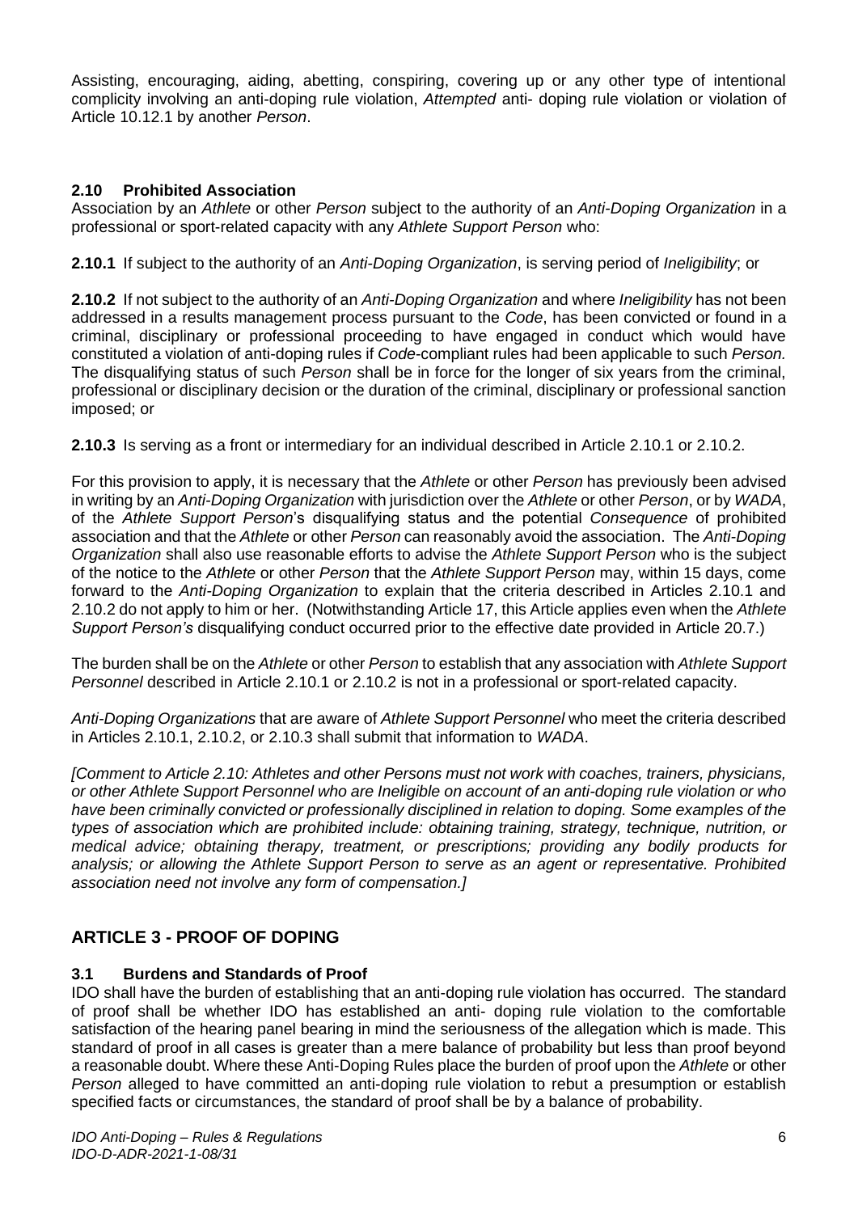Assisting, encouraging, aiding, abetting, conspiring, covering up or any other type of intentional complicity involving an anti-doping rule violation, *Attempted* anti- doping rule violation or violation of Article 10.12.1 by another *Person*.

### 2.10 Prohibited Association

Association by an *Athlete* or other *Person* subject to the authority of an *Anti-Doping Organization* in a professional or sport-related capacity with any *Athlete Support Person* who:

**2.10.1** If subject to the authority of an *Anti-Doping Organization*, is serving period of *Ineligibility*; or

**2.10.2** If not subject to the authority of an *Anti-Doping Organization* and where *Ineligibility* has not been addressed in a results management process pursuant to the *Code*, has been convicted or found in a criminal, disciplinary or professional proceeding to have engaged in conduct which would have constituted a violation of anti-doping rules if *Code*-compliant rules had been applicable to such *Person.* The disqualifying status of such *Person* shall be in force for the longer of six years from the criminal, professional or disciplinary decision or the duration of the criminal, disciplinary or professional sanction imposed; or

**2.10.3** Is serving as a front or intermediary for an individual described in Article 2.10.1 or 2.10.2.

For this provision to apply, it is necessary that the *Athlete* or other *Person* has previously been advised in writing by an *Anti-Doping Organization* with jurisdiction over the *Athlete* or other *Person*, or by *WADA*, of the *Athlete Support Person*'s disqualifying status and the potential *Consequence* of prohibited association and that the *Athlete* or other *Person* can reasonably avoid the association. The *Anti-Doping Organization* shall also use reasonable efforts to advise the *Athlete Support Person* who is the subject of the notice to the *Athlete* or other *Person* that the *Athlete Support Person* may, within 15 days, come forward to the *Anti-Doping Organization* to explain that the criteria described in Articles 2.10.1 and 2.10.2 do not apply to him or her. (Notwithstanding Article 17, this Article applies even when the *Athlete Support Person's* disqualifying conduct occurred prior to the effective date provided in Article 20.7.)

The burden shall be on the *Athlete* or other *Person* to establish that any association with *Athlete Support Personnel* described in Article 2.10.1 or 2.10.2 is not in a professional or sport-related capacity.

*Anti-Doping Organizations* that are aware of *Athlete Support Personnel* who meet the criteria described in Articles 2.10.1, 2.10.2, or 2.10.3 shall submit that information to *WADA*.

*[Comment to Article 2.10: Athletes and other Persons must not work with coaches, trainers, physicians, or other Athlete Support Personnel who are Ineligible on account of an anti-doping rule violation or who have been criminally convicted or professionally disciplined in relation to doping. Some examples of the types of association which are prohibited include: obtaining training, strategy, technique, nutrition, or medical advice; obtaining therapy, treatment, or prescriptions; providing any bodily products for analysis; or allowing the Athlete Support Person to serve as an agent or representative. Prohibited association need not involve any form of compensation.]*

## ARTICLE 3 - PROOF OF DOPING

### 3.1 Burdens and Standards of Proof

IDO shall have the burden of establishing that an anti-doping rule violation has occurred. The standard of proof shall be whether IDO has established an anti- doping rule violation to the comfortable satisfaction of the hearing panel bearing in mind the seriousness of the allegation which is made. This standard of proof in all cases is greater than a mere balance of probability but less than proof beyond a reasonable doubt. Where these Anti-Doping Rules place the burden of proof upon the *Athlete* or other *Person* alleged to have committed an anti-doping rule violation to rebut a presumption or establish specified facts or circumstances, the standard of proof shall be by a balance of probability.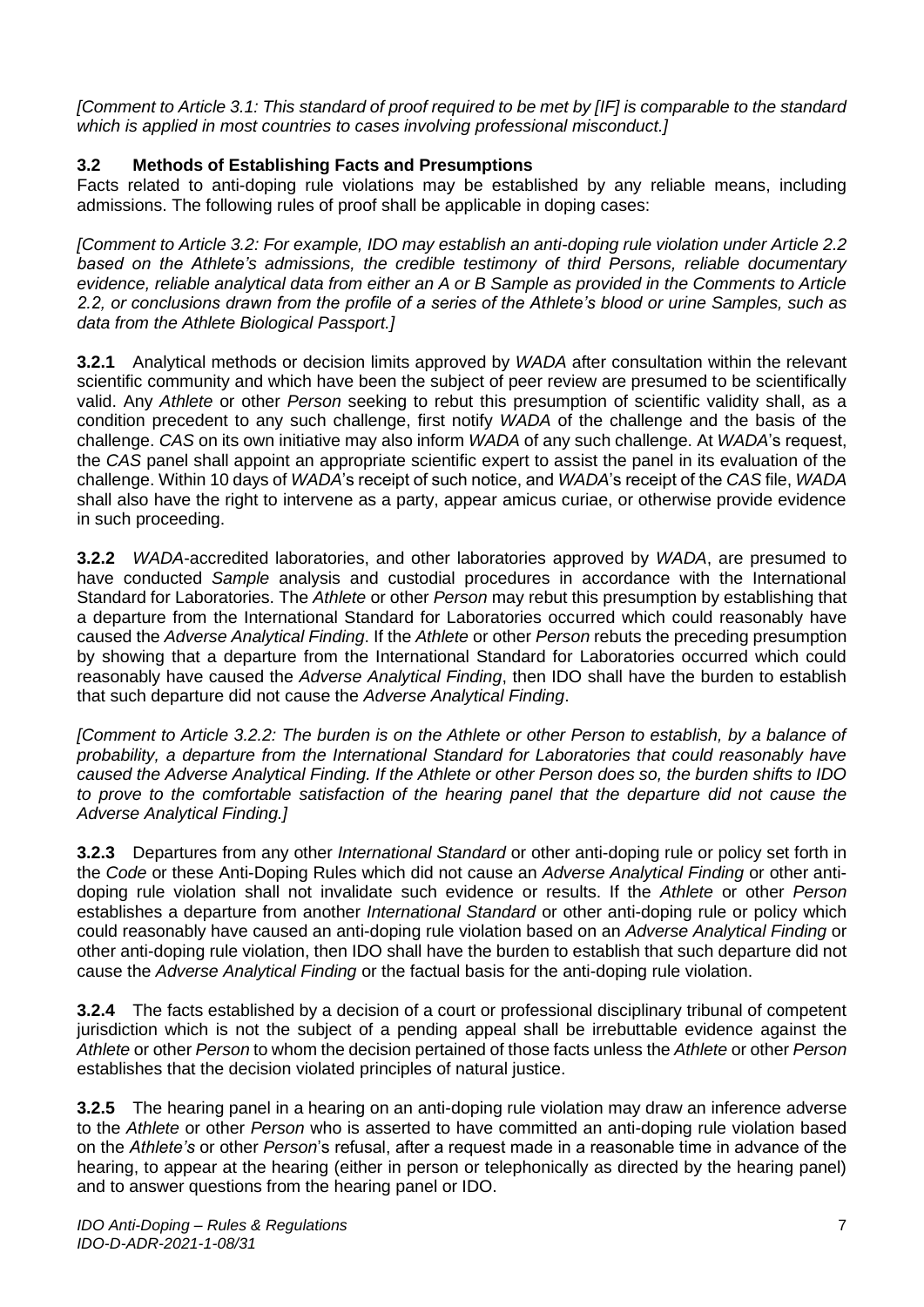*[Comment to Article 3.1: This standard of proof required to be met by [IF] is comparable to the standard which is applied in most countries to cases involving professional misconduct.]*

### 3.2 Methods of Establishing Facts and Presumptions

Facts related to anti-doping rule violations may be established by any reliable means, including admissions. The following rules of proof shall be applicable in doping cases:

*[Comment to Article 3.2: For example, IDO may establish an anti-doping rule violation under Article 2.2 based on the Athlete's admissions, the credible testimony of third Persons, reliable documentary evidence, reliable analytical data from either an A or B Sample as provided in the Comments to Article 2.2, or conclusions drawn from the profile of a series of the Athlete's blood or urine Samples, such as data from the Athlete Biological Passport.]*

**3.2.1** Analytical methods or decision limits approved by *WADA* after consultation within the relevant scientific community and which have been the subject of peer review are presumed to be scientifically valid. Any *Athlete* or other *Person* seeking to rebut this presumption of scientific validity shall, as a condition precedent to any such challenge, first notify *WADA* of the challenge and the basis of the challenge. *CAS* on its own initiative may also inform *WADA* of any such challenge. At *WADA*'s request, the *CAS* panel shall appoint an appropriate scientific expert to assist the panel in its evaluation of the challenge. Within 10 days of *WADA*'s receipt of such notice, and *WADA*'s receipt of the *CAS* file, *WADA* shall also have the right to intervene as a party, appear amicus curiae, or otherwise provide evidence in such proceeding.

**3.2.2** *WADA*-accredited laboratories, and other laboratories approved by *WADA*, are presumed to have conducted *Sample* analysis and custodial procedures in accordance with the International Standard for Laboratories. The *Athlete* or other *Person* may rebut this presumption by establishing that a departure from the International Standard for Laboratories occurred which could reasonably have caused the *Adverse Analytical Finding*. If the *Athlete* or other *Person* rebuts the preceding presumption by showing that a departure from the International Standard for Laboratories occurred which could reasonably have caused the *Adverse Analytical Finding*, then IDO shall have the burden to establish that such departure did not cause the *Adverse Analytical Finding*.

*[Comment to Article 3.2.2: The burden is on the Athlete or other Person to establish, by a balance of probability, a departure from the International Standard for Laboratories that could reasonably have caused the Adverse Analytical Finding. If the Athlete or other Person does so, the burden shifts to IDO to prove to the comfortable satisfaction of the hearing panel that the departure did not cause the Adverse Analytical Finding.]*

**3.2.3** Departures from any other *International Standard* or other anti-doping rule or policy set forth in the *Code* or these Anti-Doping Rules which did not cause an *Adverse Analytical Finding* or other anti-doping rule violation shall not invalidate such evidence or results. If the *Athlete* or other *Person* establishes a departure from another *International Standard* or other anti-doping rule or policy which could reasonably have caused an anti-doping rule violation based on an *Adverse Analytical Finding* or other anti-doping rule violation, then IDO shall have the burden to establish that such departure did not cause the *Adverse Analytical Finding* or the factual basis for the anti-doping rule violation.

**3.2.4** The facts established by a decision of a court or professional disciplinary tribunal of competent jurisdiction which is not the subject of a pending appeal shall be irrebuttable evidence against the *Athlete* or other *Person* to whom the decision pertained of those facts unless the *Athlete* or other *Person* establishes that the decision violated principles of natural justice.

**3.2.5** The hearing panel in a hearing on an anti-doping rule violation may draw an inference adverse to the *Athlete* or other *Person* who is asserted to have committed an anti-doping rule violation based on the *Athlete's* or other *Person*'s refusal, after a request made in a reasonable time in advance of the hearing, to appear at the hearing (either in person or telephonically as directed by the hearing panel) and to answer questions from the hearing panel or IDO.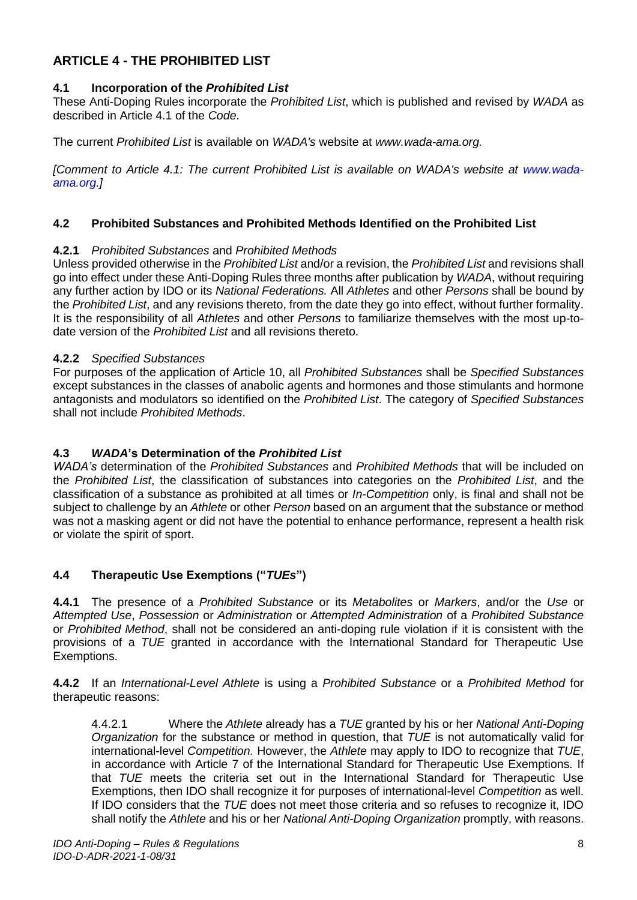## ARTICLE 4 - THE PROHIBITED LIST

### 4.1 Incorporation of the *Prohibited List*

These Anti-Doping Rules incorporate the *Prohibited List*, which is published and revised by *WADA* as described in Article 4.1 of the *Code.*

The current *Prohibited List* is available on *WADA's* website at *www.wada-ama.org.*

*[Comment to Article 4.1: The current Prohibited List is available on WADA's website at www.wada-ama.org.]*

### 4.2 Prohibited Substances and Prohibited Methods Identified on the Prohibited List

**4.2.1** *Prohibited Substances* and *Prohibited Methods*

Unless provided otherwise in the *Prohibited List* and/or a revision, the *Prohibited List* and revisions shall go into effect under these Anti-Doping Rules three months after publication by *WADA*, without requiring any further action by IDO or its *National Federations.* All *Athletes* and other *Persons* shall be bound by the *Prohibited List*, and any revisions thereto, from the date they go into effect, without further formality. It is the responsibility of all *Athletes* and other *Persons* to familiarize themselves with the most up-to-date version of the *Prohibited List* and all revisions thereto.

**4.2.2** *Specified Substances*

For purposes of the application of Article 10, all *Prohibited Substances* shall be *Specified Substances* except substances in the classes of anabolic agents and hormones and those stimulants and hormone antagonists and modulators so identified on the *Prohibited List*. The category of *Specified Substances* shall not include *Prohibited Methods*.

### 4.3 *WADA*'s Determination of the *Prohibited List*

*WADA's* determination of the *Prohibited Substances* and *Prohibited Methods* that will be included on the *Prohibited List*, the classification of substances into categories on the *Prohibited List*, and the classification of a substance as prohibited at all times or *In-Competition* only, is final and shall not be subject to challenge by an *Athlete* or other *Person* based on an argument that the substance or method was not a masking agent or did not have the potential to enhance performance, represent a health risk or violate the spirit of sport.

### 4.4 Therapeutic Use Exemptions ("*TUEs*")

**4.4.1** The presence of a *Prohibited Substance* or its *Metabolites* or *Markers*, and/or the *Use* or *Attempted Use*, *Possession* or *Administration* or *Attempted Administration* of a *Prohibited Substance* or *Prohibited Method*, shall not be considered an anti-doping rule violation if it is consistent with the provisions of a *TUE* granted in accordance with the International Standard for Therapeutic Use Exemptions.

**4.4.2** If an *International-Level Athlete* is using a *Prohibited Substance* or a *Prohibited Method* for therapeutic reasons:

4.4.2.1 Where the *Athlete* already has a *TUE* granted by his or her *National Anti-Doping Organization* for the substance or method in question, that *TUE* is not automatically valid for international-level *Competition.* However, the *Athlete* may apply to IDO to recognize that *TUE*, in accordance with Article 7 of the International Standard for Therapeutic Use Exemptions. If that *TUE* meets the criteria set out in the International Standard for Therapeutic Use Exemptions, then IDO shall recognize it for purposes of international-level *Competition* as well. If IDO considers that the *TUE* does not meet those criteria and so refuses to recognize it, IDO shall notify the *Athlete* and his or her *National Anti-Doping Organization* promptly, with reasons.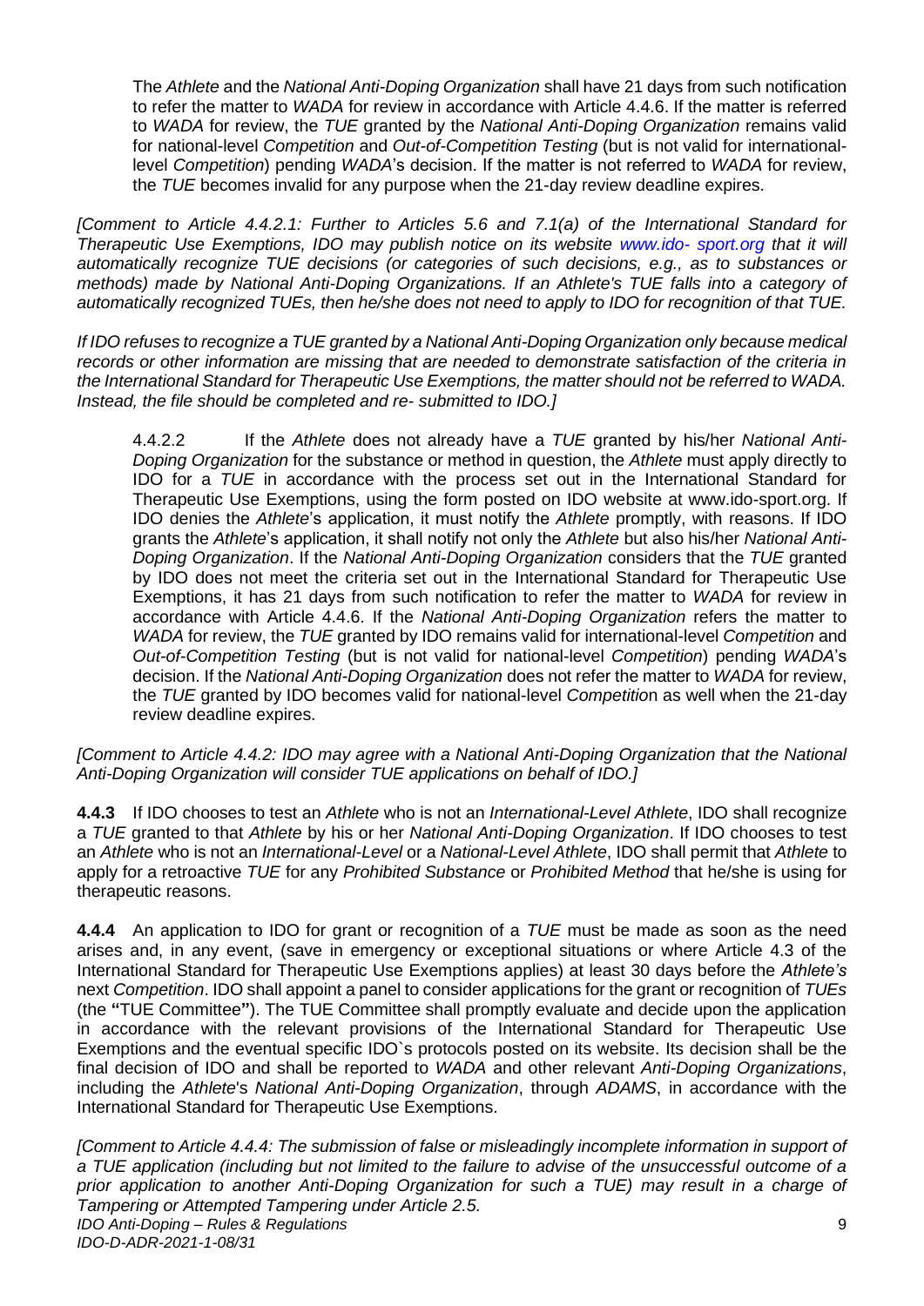The *Athlete* and the *National Anti-Doping Organization* shall have 21 days from such notification to refer the matter to *WADA* for review in accordance with Article 4.4.6. If the matter is referred to *WADA* for review, the *TUE* granted by the *National Anti-Doping Organization* remains valid for national-level *Competition* and *Out-of-Competition Testing* (but is not valid for international-level *Competition*) pending *WADA*'s decision. If the matter is not referred to *WADA* for review, the *TUE* becomes invalid for any purpose when the 21-day review deadline expires.

*[Comment to Article 4.4.2.1: Further to Articles 5.6 and 7.1(a) of the International Standard for Therapeutic Use Exemptions, IDO may publish notice on its website www.ido- sport.org that it will automatically recognize TUE decisions (or categories of such decisions, e.g., as to substances or methods) made by National Anti-Doping Organizations. If an Athlete's TUE falls into a category of automatically recognized TUEs, then he/she does not need to apply to IDO for recognition of that TUE.*

*If IDO refuses to recognize a TUE granted by a National Anti-Doping Organization only because medical records or other information are missing that are needed to demonstrate satisfaction of the criteria in the International Standard for Therapeutic Use Exemptions, the matter should not be referred to WADA. Instead, the file should be completed and re- submitted to IDO.]*

4.4.2.2 If the *Athlete* does not already have a *TUE* granted by his/her *National Anti-Doping Organization* for the substance or method in question, the *Athlete* must apply directly to IDO for a *TUE* in accordance with the process set out in the International Standard for Therapeutic Use Exemptions, using the form posted on IDO website at www.ido-sport.org. If IDO denies the *Athlete*'s application, it must notify the *Athlete* promptly, with reasons. If IDO grants the *Athlete*'s application, it shall notify not only the *Athlete* but also his/her *National Anti-Doping Organization*. If the *National Anti-Doping Organization* considers that the *TUE* granted by IDO does not meet the criteria set out in the International Standard for Therapeutic Use Exemptions, it has 21 days from such notification to refer the matter to *WADA* for review in accordance with Article 4.4.6. If the *National Anti-Doping Organization* refers the matter to *WADA* for review, the *TUE* granted by IDO remains valid for international-level *Competition* and *Out-of-Competition Testing* (but is not valid for national-level *Competition*) pending *WADA*'s decision. If the *National Anti-Doping Organization* does not refer the matter to *WADA* for review, the *TUE* granted by IDO becomes valid for national-level *Competition* as well when the 21-day review deadline expires.

*[Comment to Article 4.4.2: IDO may agree with a National Anti-Doping Organization that the National Anti-Doping Organization will consider TUE applications on behalf of IDO.]*

**4.4.3** If IDO chooses to test an *Athlete* who is not an *International-Level Athlete*, IDO shall recognize a *TUE* granted to that *Athlete* by his or her *National Anti-Doping Organization*. If IDO chooses to test an *Athlete* who is not an *International-Level* or a *National-Level Athlete*, IDO shall permit that *Athlete* to apply for a retroactive *TUE* for any *Prohibited Substance* or *Prohibited Method* that he/she is using for therapeutic reasons.

**4.4.4** An application to IDO for grant or recognition of a *TUE* must be made as soon as the need arises and, in any event, (save in emergency or exceptional situations or where Article 4.3 of the International Standard for Therapeutic Use Exemptions applies) at least 30 days before the *Athlete's* next *Competition*. IDO shall appoint a panel to consider applications for the grant or recognition of *TUEs* (the **"**TUE Committee**"**). The TUE Committee shall promptly evaluate and decide upon the application in accordance with the relevant provisions of the International Standard for Therapeutic Use Exemptions and the eventual specific IDO`s protocols posted on its website. Its decision shall be the final decision of IDO and shall be reported to *WADA* and other relevant *Anti-Doping Organizations*, including the *Athlete*'s *National Anti-Doping Organization*, through *ADAMS*, in accordance with the International Standard for Therapeutic Use Exemptions.

*[Comment to Article 4.4.4: The submission of false or misleadingly incomplete information in support of a TUE application (including but not limited to the failure to advise of the unsuccessful outcome of a prior application to another Anti-Doping Organization for such a TUE) may result in a charge of Tampering or Attempted Tampering under Article 2.5.*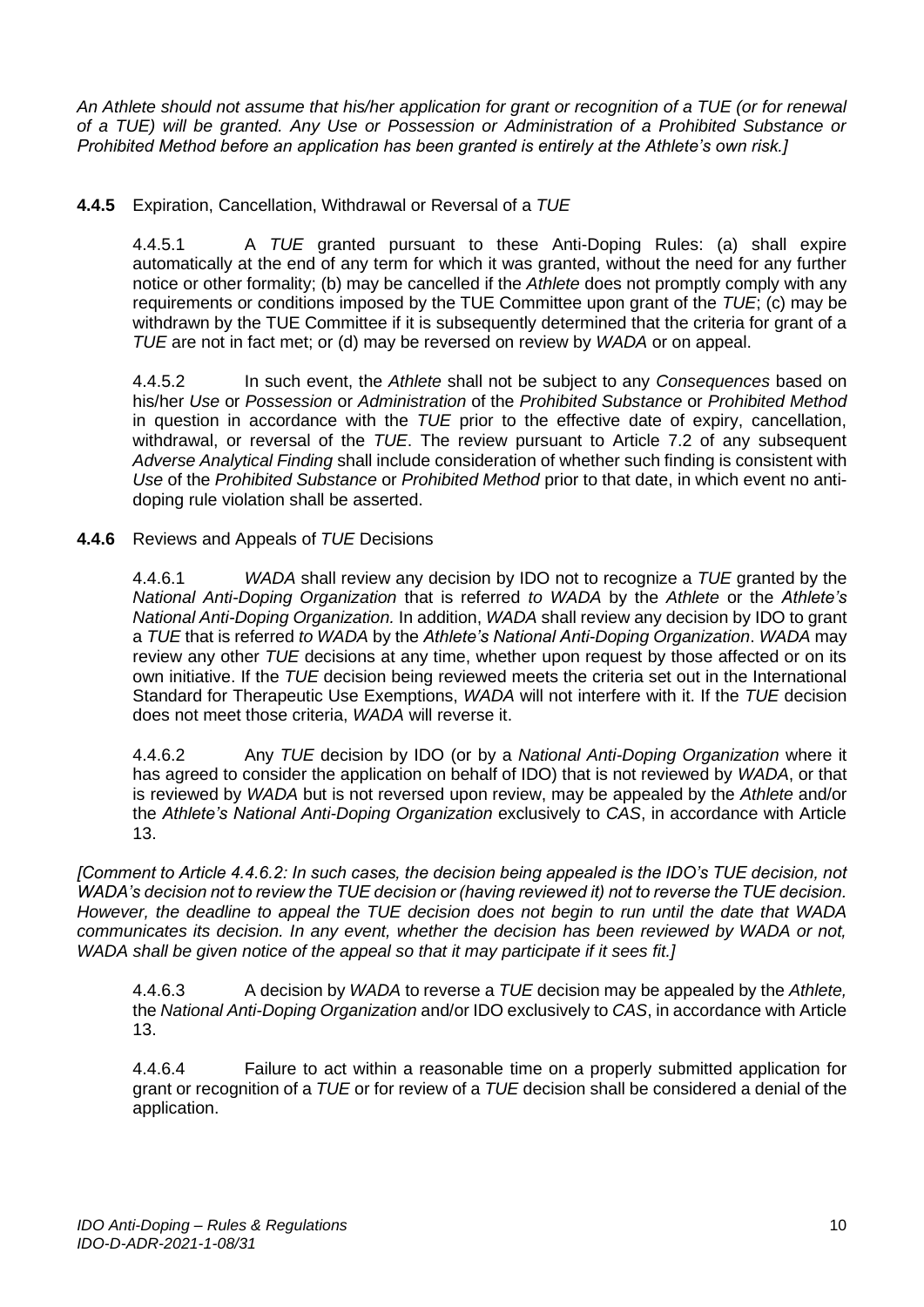*An Athlete should not assume that his/her application for grant or recognition of a TUE (or for renewal of a TUE) will be granted. Any Use or Possession or Administration of a Prohibited Substance or Prohibited Method before an application has been granted is entirely at the Athlete's own risk.]*

**4.4.5** Expiration, Cancellation, Withdrawal or Reversal of a *TUE*

4.4.5.1 A *TUE* granted pursuant to these Anti-Doping Rules: (a) shall expire automatically at the end of any term for which it was granted, without the need for any further notice or other formality; (b) may be cancelled if the *Athlete* does not promptly comply with any requirements or conditions imposed by the TUE Committee upon grant of the *TUE*; (c) may be withdrawn by the TUE Committee if it is subsequently determined that the criteria for grant of a *TUE* are not in fact met; or (d) may be reversed on review by *WADA* or on appeal.

4.4.5.2 In such event, the *Athlete* shall not be subject to any *Consequences* based on his/her *Use* or *Possession* or *Administration* of the *Prohibited Substance* or *Prohibited Method* in question in accordance with the *TUE* prior to the effective date of expiry, cancellation, withdrawal, or reversal of the *TUE*. The review pursuant to Article 7.2 of any subsequent *Adverse Analytical Finding* shall include consideration of whether such finding is consistent with *Use* of the *Prohibited Substance* or *Prohibited Method* prior to that date, in which event no anti-doping rule violation shall be asserted.

**4.4.6** Reviews and Appeals of *TUE* Decisions

4.4.6.1 *WADA* shall review any decision by IDO not to recognize a *TUE* granted by the *National Anti-Doping Organization* that is referred *to WADA* by the *Athlete* or the *Athlete's National Anti-Doping Organization.* In addition, *WADA* shall review any decision by IDO to grant a *TUE* that is referred *to WADA* by the *Athlete's National Anti-Doping Organization*. *WADA* may review any other *TUE* decisions at any time, whether upon request by those affected or on its own initiative. If the *TUE* decision being reviewed meets the criteria set out in the International Standard for Therapeutic Use Exemptions, *WADA* will not interfere with it. If the *TUE* decision does not meet those criteria, *WADA* will reverse it.

4.4.6.2 Any *TUE* decision by IDO (or by a *National Anti-Doping Organization* where it has agreed to consider the application on behalf of IDO) that is not reviewed by *WADA*, or that is reviewed by *WADA* but is not reversed upon review, may be appealed by the *Athlete* and/or the *Athlete's National Anti-Doping Organization* exclusively to *CAS*, in accordance with Article 13.

*[Comment to Article 4.4.6.2: In such cases, the decision being appealed is the IDO's TUE decision, not WADA's decision not to review the TUE decision or (having reviewed it) not to reverse the TUE decision. However, the deadline to appeal the TUE decision does not begin to run until the date that WADA communicates its decision. In any event, whether the decision has been reviewed by WADA or not, WADA shall be given notice of the appeal so that it may participate if it sees fit.]*

4.4.6.3 A decision by *WADA* to reverse a *TUE* decision may be appealed by the *Athlete,* the *National Anti-Doping Organization* and/or IDO exclusively to *CAS*, in accordance with Article 13.

4.4.6.4 Failure to act within a reasonable time on a properly submitted application for grant or recognition of a *TUE* or for review of a *TUE* decision shall be considered a denial of the application.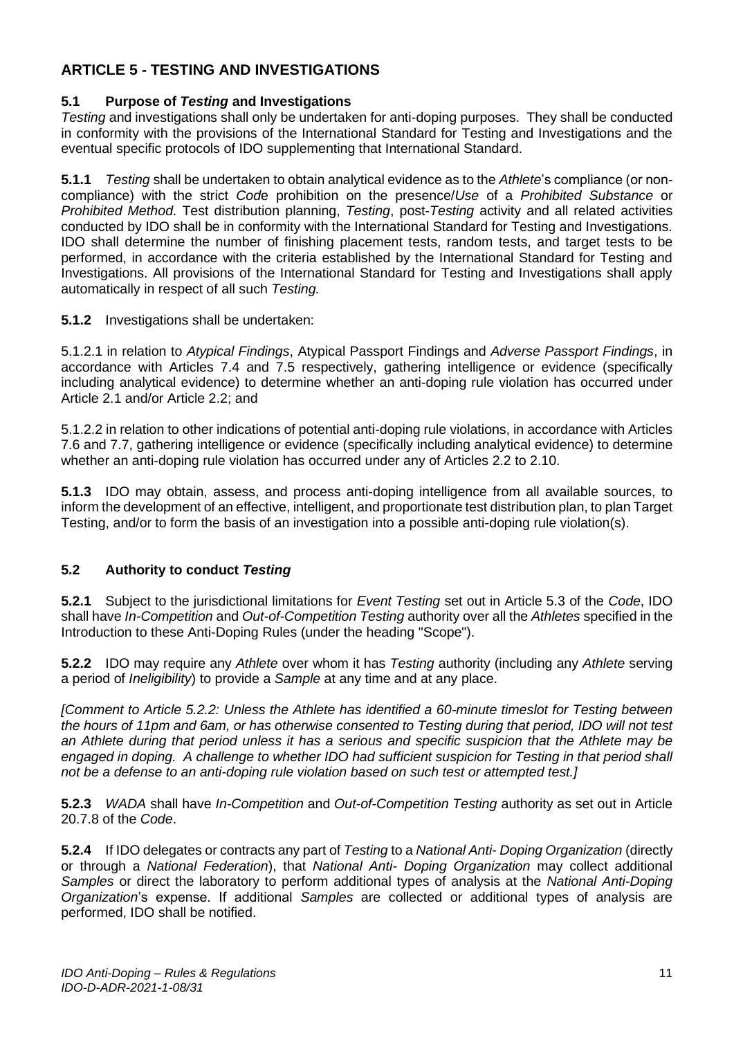## ARTICLE 5 - TESTING AND INVESTIGATIONS

### 5.1 Purpose of *Testing* and Investigations

*Testing* and investigations shall only be undertaken for anti-doping purposes. They shall be conducted in conformity with the provisions of the International Standard for Testing and Investigations and the eventual specific protocols of IDO supplementing that International Standard.

**5.1.1** *Testing* shall be undertaken to obtain analytical evidence as to the *Athlete*'s compliance (or non-compliance) with the strict *Code* prohibition on the presence/*Use* of a *Prohibited Substance* or *Prohibited Method*. Test distribution planning, *Testing*, post-*Testing* activity and all related activities conducted by IDO shall be in conformity with the International Standard for Testing and Investigations. IDO shall determine the number of finishing placement tests, random tests, and target tests to be performed, in accordance with the criteria established by the International Standard for Testing and Investigations. All provisions of the International Standard for Testing and Investigations shall apply automatically in respect of all such *Testing.*

**5.1.2** Investigations shall be undertaken:

5.1.2.1 in relation to *Atypical Findings*, Atypical Passport Findings and *Adverse Passport Findings*, in accordance with Articles 7.4 and 7.5 respectively, gathering intelligence or evidence (specifically including analytical evidence) to determine whether an anti-doping rule violation has occurred under Article 2.1 and/or Article 2.2; and

5.1.2.2 in relation to other indications of potential anti-doping rule violations, in accordance with Articles 7.6 and 7.7, gathering intelligence or evidence (specifically including analytical evidence) to determine whether an anti-doping rule violation has occurred under any of Articles 2.2 to 2.10.

**5.1.3** IDO may obtain, assess, and process anti-doping intelligence from all available sources, to inform the development of an effective, intelligent, and proportionate test distribution plan, to plan Target Testing, and/or to form the basis of an investigation into a possible anti-doping rule violation(s).

### 5.2 Authority to conduct *Testing*

**5.2.1** Subject to the jurisdictional limitations for *Event Testing* set out in Article 5.3 of the *Code*, IDO shall have *In-Competition* and *Out-of-Competition Testing* authority over all the *Athletes* specified in the Introduction to these Anti-Doping Rules (under the heading "Scope").

**5.2.2** IDO may require any *Athlete* over whom it has *Testing* authority (including any *Athlete* serving a period of *Ineligibility*) to provide a *Sample* at any time and at any place.

*[Comment to Article 5.2.2: Unless the Athlete has identified a 60-minute timeslot for Testing between the hours of 11pm and 6am, or has otherwise consented to Testing during that period, IDO will not test an Athlete during that period unless it has a serious and specific suspicion that the Athlete may be engaged in doping. A challenge to whether IDO had sufficient suspicion for Testing in that period shall not be a defense to an anti-doping rule violation based on such test or attempted test.]*

**5.2.3** *WADA* shall have *In-Competition* and *Out-of-Competition Testing* authority as set out in Article 20.7.8 of the *Code*.

**5.2.4** If IDO delegates or contracts any part of *Testing* to a *National Anti- Doping Organization* (directly or through a *National Federation*), that *National Anti- Doping Organization* may collect additional *Samples* or direct the laboratory to perform additional types of analysis at the *National Anti-Doping Organization*'s expense. If additional *Samples* are collected or additional types of analysis are performed, IDO shall be notified.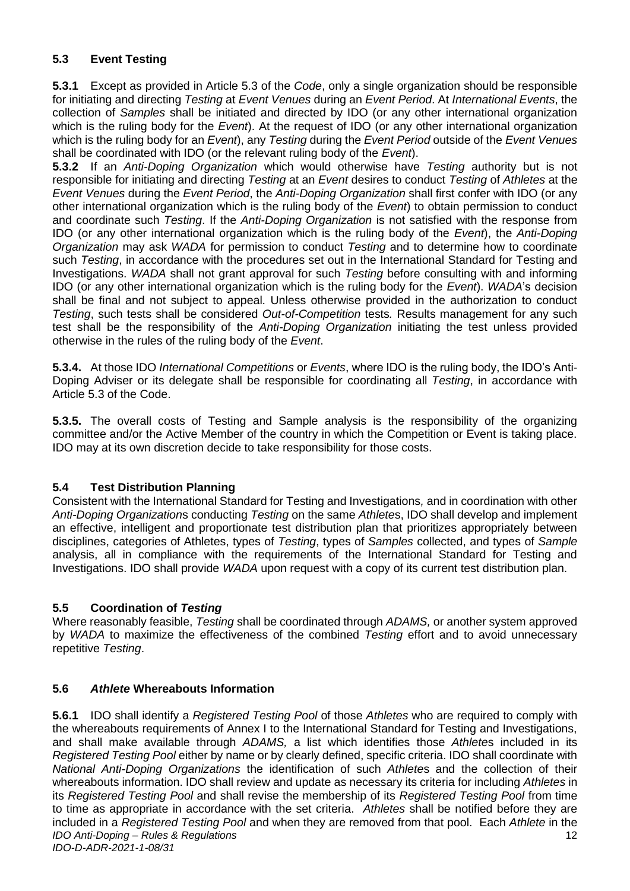### 5.3 Event Testing

**5.3.1** Except as provided in Article 5.3 of the *Code*, only a single organization should be responsible for initiating and directing *Testing* at *Event Venues* during an *Event Period*. At *International Events*, the collection of *Samples* shall be initiated and directed by IDO (or any other international organization which is the ruling body for the *Event*). At the request of IDO (or any other international organization which is the ruling body for an *Event*), any *Testing* during the *Event Period* outside of the *Event Venues* shall be coordinated with IDO (or the relevant ruling body of the *Event*).

**5.3.2** If an *Anti-Doping Organization* which would otherwise have *Testing* authority but is not responsible for initiating and directing *Testing* at an *Event* desires to conduct *Testing* of *Athletes* at the *Event Venues* during the *Event Period*, the *Anti-Doping Organization* shall first confer with IDO (or any other international organization which is the ruling body of the *Event*) to obtain permission to conduct and coordinate such *Testing*. If the *Anti-Doping Organization* is not satisfied with the response from IDO (or any other international organization which is the ruling body of the *Event*), the *Anti-Doping Organization* may ask *WADA* for permission to conduct *Testing* and to determine how to coordinate such *Testing*, in accordance with the procedures set out in the International Standard for Testing and Investigations. *WADA* shall not grant approval for such *Testing* before consulting with and informing IDO (or any other international organization which is the ruling body for the *Event*). *WADA*'s decision shall be final and not subject to appeal. Unless otherwise provided in the authorization to conduct *Testing*, such tests shall be considered *Out-of-Competition* tests*.* Results management for any such test shall be the responsibility of the *Anti-Doping Organization* initiating the test unless provided otherwise in the rules of the ruling body of the *Event*.

**5.3.4.** At those IDO *International Competitions* or *Events*, where IDO is the ruling body, the IDO's Anti-Doping Adviser or its delegate shall be responsible for coordinating all *Testing*, in accordance with Article 5.3 of the Code.

**5.3.5.** The overall costs of Testing and Sample analysis is the responsibility of the organizing committee and/or the Active Member of the country in which the Competition or Event is taking place. IDO may at its own discretion decide to take responsibility for those costs.

### 5.4 Test Distribution Planning

Consistent with the International Standard for Testing and Investigations*,* and in coordination with other *Anti-Doping Organization*s conducting *Testing* on the same *Athlete*s, IDO shall develop and implement an effective, intelligent and proportionate test distribution plan that prioritizes appropriately between disciplines, categories of Athletes, types of *Testing*, types of *Samples* collected, and types of *Sample* analysis, all in compliance with the requirements of the International Standard for Testing and Investigations. IDO shall provide *WADA* upon request with a copy of its current test distribution plan.

### 5.5 Coordination of *Testing*

Where reasonably feasible, *Testing* shall be coordinated through *ADAMS,* or another system approved by *WADA* to maximize the effectiveness of the combined *Testing* effort and to avoid unnecessary repetitive *Testing*.

### 5.6 *Athlete* Whereabouts Information

**5.6.1** IDO shall identify a *Registered Testing Pool* of those *Athletes* who are required to comply with the whereabouts requirements of Annex I to the International Standard for Testing and Investigations, and shall make available through *ADAMS,* a list which identifies those *Athlete*s included in its *Registered Testing Pool* either by name or by clearly defined, specific criteria. IDO shall coordinate with *National Anti-Doping Organizations* the identification of such *Athlete*s and the collection of their whereabouts information. IDO shall review and update as necessary its criteria for including *Athletes* in its *Registered Testing Pool* and shall revise the membership of its *Registered Testing Pool* from time to time as appropriate in accordance with the set criteria. *Athletes* shall be notified before they are included in a *Registered Testing Pool* and when they are removed from that pool. Each *Athlete* in the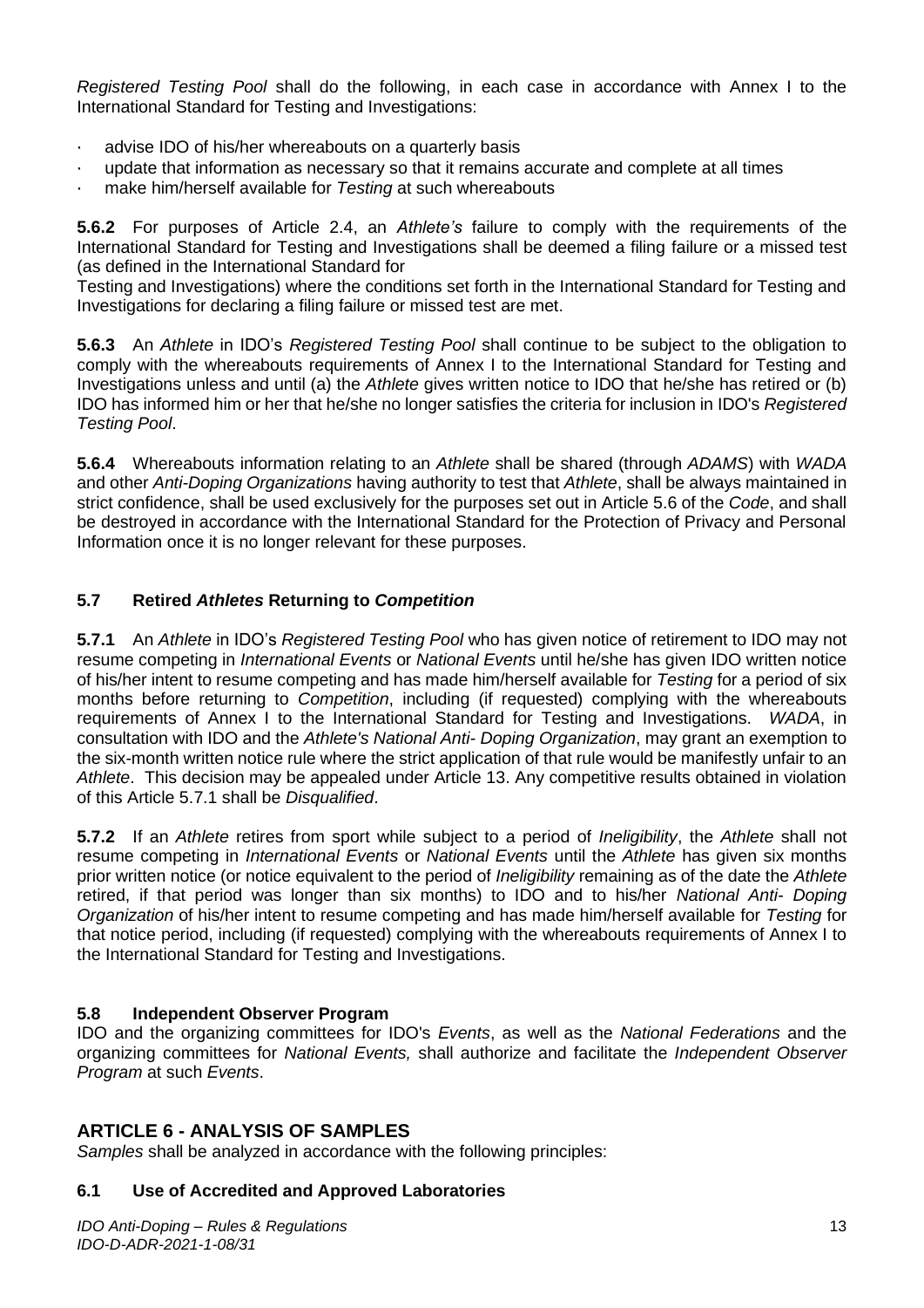*Registered Testing Pool* shall do the following, in each case in accordance with Annex I to the International Standard for Testing and Investigations:

- advise IDO of his/her whereabouts on a quarterly basis
- update that information as necessary so that it remains accurate and complete at all times
- make him/herself available for *Testing* at such whereabouts

**5.6.2** For purposes of Article 2.4, an *Athlete's* failure to comply with the requirements of the International Standard for Testing and Investigations shall be deemed a filing failure or a missed test (as defined in the International Standard for Testing and Investigations) where the conditions set forth in the International Standard for Testing and Investigations for declaring a filing failure or missed test are met.

**5.6.3** An *Athlete* in IDO's *Registered Testing Pool* shall continue to be subject to the obligation to comply with the whereabouts requirements of Annex I to the International Standard for Testing and Investigations unless and until (a) the *Athlete* gives written notice to IDO that he/she has retired or (b) IDO has informed him or her that he/she no longer satisfies the criteria for inclusion in IDO's *Registered Testing Pool*.

**5.6.4** Whereabouts information relating to an *Athlete* shall be shared (through *ADAMS*) with *WADA* and other *Anti-Doping Organizations* having authority to test that *Athlete*, shall be always maintained in strict confidence, shall be used exclusively for the purposes set out in Article 5.6 of the *Code*, and shall be destroyed in accordance with the International Standard for the Protection of Privacy and Personal Information once it is no longer relevant for these purposes.

### 5.7 Retired *Athletes* Returning to *Competition*

**5.7.1** An *Athlete* in IDO's *Registered Testing Pool* who has given notice of retirement to IDO may not resume competing in *International Events* or *National Events* until he/she has given IDO written notice of his/her intent to resume competing and has made him/herself available for *Testing* for a period of six months before returning to *Competition*, including (if requested) complying with the whereabouts requirements of Annex I to the International Standard for Testing and Investigations. *WADA*, in consultation with IDO and the *Athlete's National Anti- Doping Organization*, may grant an exemption to the six-month written notice rule where the strict application of that rule would be manifestly unfair to an *Athlete*. This decision may be appealed under Article 13. Any competitive results obtained in violation of this Article 5.7.1 shall be *Disqualified*.

**5.7.2** If an *Athlete* retires from sport while subject to a period of *Ineligibility*, the *Athlete* shall not resume competing in *International Events* or *National Events* until the *Athlete* has given six months prior written notice (or notice equivalent to the period of *Ineligibility* remaining as of the date the *Athlete* retired, if that period was longer than six months) to IDO and to his/her *National Anti- Doping Organization* of his/her intent to resume competing and has made him/herself available for *Testing* for that notice period, including (if requested) complying with the whereabouts requirements of Annex I to the International Standard for Testing and Investigations.

### 5.8 Independent Observer Program

IDO and the organizing committees for IDO's *Events*, as well as the *National Federations* and the organizing committees for *National Events,* shall authorize and facilitate the *Independent Observer Program* at such *Events*.

## ARTICLE 6 - ANALYSIS OF SAMPLES

*Samples* shall be analyzed in accordance with the following principles:

### 6.1 Use of Accredited and Approved Laboratories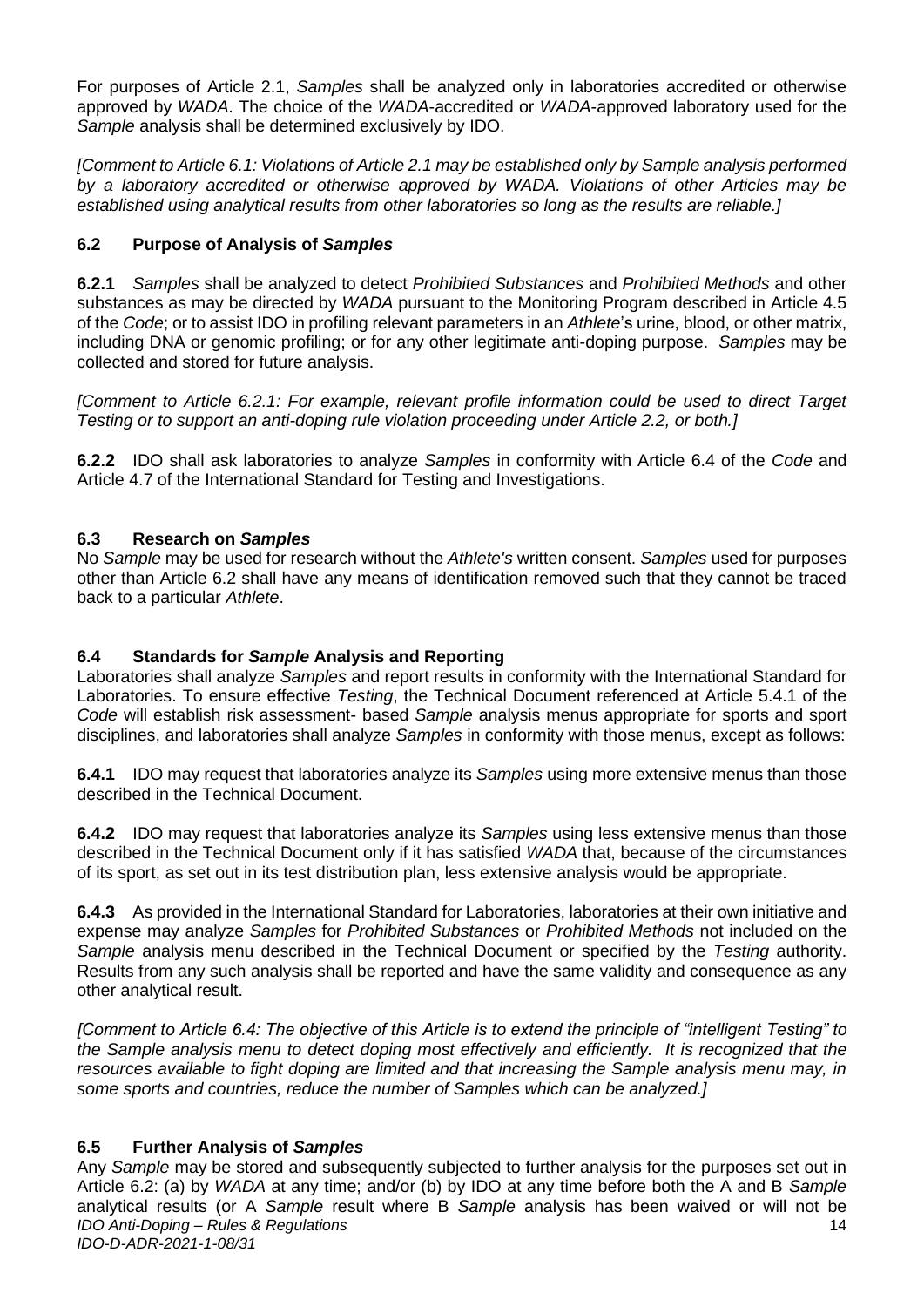For purposes of Article 2.1, *Samples* shall be analyzed only in laboratories accredited or otherwise approved by *WADA*. The choice of the *WADA*-accredited or *WADA*-approved laboratory used for the *Sample* analysis shall be determined exclusively by IDO.

*[Comment to Article 6.1: Violations of Article 2.1 may be established only by Sample analysis performed by a laboratory accredited or otherwise approved by WADA. Violations of other Articles may be established using analytical results from other laboratories so long as the results are reliable.]*

### 6.2 Purpose of Analysis of *Samples*

**6.2.1** *Samples* shall be analyzed to detect *Prohibited Substances* and *Prohibited Methods* and other substances as may be directed by *WADA* pursuant to the Monitoring Program described in Article 4.5 of the *Code*; or to assist IDO in profiling relevant parameters in an *Athlete*'s urine, blood, or other matrix, including DNA or genomic profiling; or for any other legitimate anti-doping purpose. *Samples* may be collected and stored for future analysis.

*[Comment to Article 6.2.1: For example, relevant profile information could be used to direct Target Testing or to support an anti-doping rule violation proceeding under Article 2.2, or both.]*

**6.2.2** IDO shall ask laboratories to analyze *Samples* in conformity with Article 6.4 of the *Code* and Article 4.7 of the International Standard for Testing and Investigations.

### 6.3 Research on *Samples*

No *Sample* may be used for research without the *Athlete's* written consent. *Samples* used for purposes other than Article 6.2 shall have any means of identification removed such that they cannot be traced back to a particular *Athlete*.

### 6.4 Standards for *Sample* Analysis and Reporting

Laboratories shall analyze *Samples* and report results in conformity with the International Standard for Laboratories. To ensure effective *Testing*, the Technical Document referenced at Article 5.4.1 of the *Code* will establish risk assessment- based *Sample* analysis menus appropriate for sports and sport disciplines, and laboratories shall analyze *Samples* in conformity with those menus, except as follows:

**6.4.1** IDO may request that laboratories analyze its *Samples* using more extensive menus than those described in the Technical Document.

**6.4.2** IDO may request that laboratories analyze its *Samples* using less extensive menus than those described in the Technical Document only if it has satisfied *WADA* that, because of the circumstances of its sport, as set out in its test distribution plan, less extensive analysis would be appropriate.

**6.4.3** As provided in the International Standard for Laboratories, laboratories at their own initiative and expense may analyze *Samples* for *Prohibited Substances* or *Prohibited Methods* not included on the *Sample* analysis menu described in the Technical Document or specified by the *Testing* authority. Results from any such analysis shall be reported and have the same validity and consequence as any other analytical result.

*[Comment to Article 6.4: The objective of this Article is to extend the principle of "intelligent Testing" to the Sample analysis menu to detect doping most effectively and efficiently. It is recognized that the resources available to fight doping are limited and that increasing the Sample analysis menu may, in some sports and countries, reduce the number of Samples which can be analyzed.]*

### 6.5 Further Analysis of *Samples*

Any *Sample* may be stored and subsequently subjected to further analysis for the purposes set out in Article 6.2: (a) by *WADA* at any time; and/or (b) by IDO at any time before both the A and B *Sample* analytical results (or A *Sample* result where B *Sample* analysis has been waived or will not be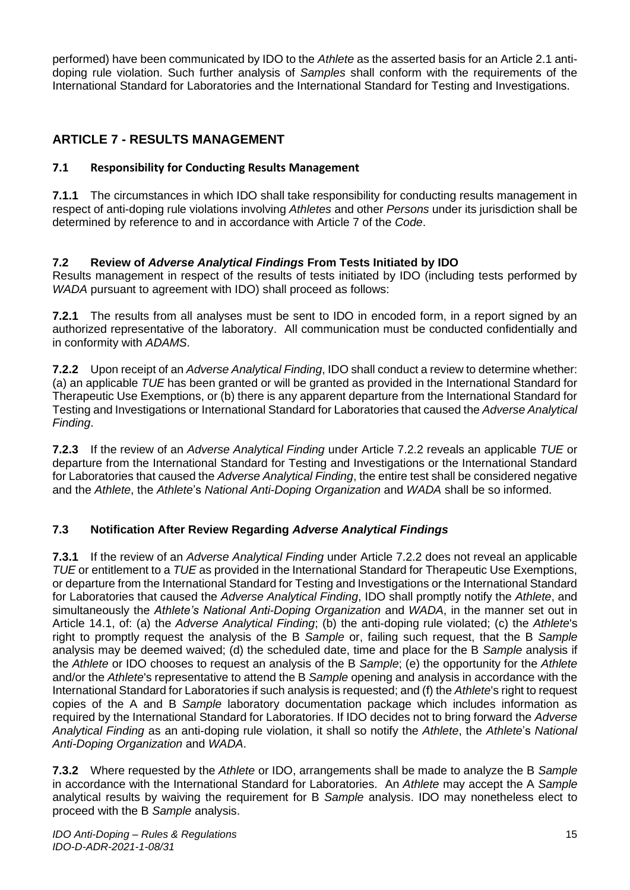performed) have been communicated by IDO to the *Athlete* as the asserted basis for an Article 2.1 anti-doping rule violation. Such further analysis of *Samples* shall conform with the requirements of the International Standard for Laboratories and the International Standard for Testing and Investigations.

## ARTICLE 7 - RESULTS MANAGEMENT

### 7.1 Responsibility for Conducting Results Management

**7.1.1** The circumstances in which IDO shall take responsibility for conducting results management in respect of anti-doping rule violations involving *Athletes* and other *Persons* under its jurisdiction shall be determined by reference to and in accordance with Article 7 of the *Code*.

### 7.2 Review of *Adverse Analytical Findings* From Tests Initiated by IDO

Results management in respect of the results of tests initiated by IDO (including tests performed by *WADA* pursuant to agreement with IDO) shall proceed as follows:

**7.2.1** The results from all analyses must be sent to IDO in encoded form, in a report signed by an authorized representative of the laboratory. All communication must be conducted confidentially and in conformity with *ADAMS*.

**7.2.2** Upon receipt of an *Adverse Analytical Finding*, IDO shall conduct a review to determine whether: (a) an applicable *TUE* has been granted or will be granted as provided in the International Standard for Therapeutic Use Exemptions, or (b) there is any apparent departure from the International Standard for Testing and Investigations or International Standard for Laboratories that caused the *Adverse Analytical Finding*.

**7.2.3** If the review of an *Adverse Analytical Finding* under Article 7.2.2 reveals an applicable *TUE* or departure from the International Standard for Testing and Investigations or the International Standard for Laboratories that caused the *Adverse Analytical Finding*, the entire test shall be considered negative and the *Athlete*, the *Athlete*'s *National Anti-Doping Organization* and *WADA* shall be so informed.

### 7.3 Notification After Review Regarding *Adverse Analytical Findings*

**7.3.1** If the review of an *Adverse Analytical Finding* under Article 7.2.2 does not reveal an applicable *TUE* or entitlement to a *TUE* as provided in the International Standard for Therapeutic Use Exemptions, or departure from the International Standard for Testing and Investigations or the International Standard for Laboratories that caused the *Adverse Analytical Finding*, IDO shall promptly notify the *Athlete*, and simultaneously the *Athlete's National Anti-Doping Organization* and *WADA*, in the manner set out in Article 14.1, of: (a) the *Adverse Analytical Finding*; (b) the anti-doping rule violated; (c) the *Athlete*'s right to promptly request the analysis of the B *Sample* or, failing such request, that the B *Sample* analysis may be deemed waived; (d) the scheduled date, time and place for the B *Sample* analysis if the *Athlete* or IDO chooses to request an analysis of the B *Sample*; (e) the opportunity for the *Athlete* and/or the *Athlete*'s representative to attend the B *Sample* opening and analysis in accordance with the International Standard for Laboratories if such analysis is requested; and (f) the *Athlete*'s right to request copies of the A and B *Sample* laboratory documentation package which includes information as required by the International Standard for Laboratories. If IDO decides not to bring forward the *Adverse Analytical Finding* as an anti-doping rule violation, it shall so notify the *Athlete*, the *Athlete*'s *National Anti-Doping Organization* and *WADA*.

**7.3.2** Where requested by the *Athlete* or IDO, arrangements shall be made to analyze the B *Sample* in accordance with the International Standard for Laboratories. An *Athlete* may accept the A *Sample* analytical results by waiving the requirement for B *Sample* analysis. IDO may nonetheless elect to proceed with the B *Sample* analysis.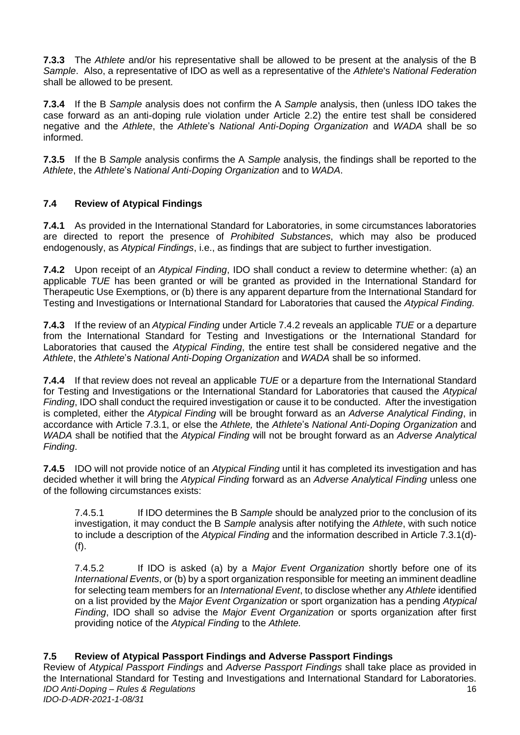**7.3.3** The *Athlete* and/or his representative shall be allowed to be present at the analysis of the B *Sample*. Also, a representative of IDO as well as a representative of the *Athlete*'s *National Federation* shall be allowed to be present.

**7.3.4** If the B *Sample* analysis does not confirm the A *Sample* analysis, then (unless IDO takes the case forward as an anti-doping rule violation under Article 2.2) the entire test shall be considered negative and the *Athlete*, the *Athlete*'s *National Anti-Doping Organization* and *WADA* shall be so informed.

**7.3.5** If the B *Sample* analysis confirms the A *Sample* analysis, the findings shall be reported to the *Athlete*, the *Athlete*'s *National Anti-Doping Organization* and to *WADA*.

### 7.4 Review of Atypical Findings

**7.4.1** As provided in the International Standard for Laboratories, in some circumstances laboratories are directed to report the presence of *Prohibited Substances*, which may also be produced endogenously, as *Atypical Findings*, i.e., as findings that are subject to further investigation.

**7.4.2** Upon receipt of an *Atypical Finding*, IDO shall conduct a review to determine whether: (a) an applicable *TUE* has been granted or will be granted as provided in the International Standard for Therapeutic Use Exemptions, or (b) there is any apparent departure from the International Standard for Testing and Investigations or International Standard for Laboratories that caused the *Atypical Finding.*

**7.4.3** If the review of an *Atypical Finding* under Article 7.4.2 reveals an applicable *TUE* or a departure from the International Standard for Testing and Investigations or the International Standard for Laboratories that caused the *Atypical Finding*, the entire test shall be considered negative and the *Athlete*, the *Athlete*'s *National Anti-Doping Organization* and *WADA* shall be so informed.

**7.4.4** If that review does not reveal an applicable *TUE* or a departure from the International Standard for Testing and Investigations or the International Standard for Laboratories that caused the *Atypical Finding*, IDO shall conduct the required investigation or cause it to be conducted. After the investigation is completed, either the *Atypical Finding* will be brought forward as an *Adverse Analytical Finding*, in accordance with Article 7.3.1, or else the *Athlete,* the *Athlete*'s *National Anti-Doping Organization* and *WADA* shall be notified that the *Atypical Finding* will not be brought forward as an *Adverse Analytical Finding*.

**7.4.5** IDO will not provide notice of an *Atypical Finding* until it has completed its investigation and has decided whether it will bring the *Atypical Finding* forward as an *Adverse Analytical Finding* unless one of the following circumstances exists:

7.4.5.1 If IDO determines the B *Sample* should be analyzed prior to the conclusion of its investigation, it may conduct the B *Sample* analysis after notifying the *Athlete*, with such notice to include a description of the *Atypical Finding* and the information described in Article 7.3.1(d)-(f).

7.4.5.2 If IDO is asked (a) by a *Major Event Organization* shortly before one of its *International Events*, or (b) by a sport organization responsible for meeting an imminent deadline for selecting team members for an *International Event*, to disclose whether any *Athlete* identified on a list provided by the *Major Event Organization* or sport organization has a pending *Atypical Finding*, IDO shall so advise the *Major Event Organization* or sports organization after first providing notice of the *Atypical Finding* to the *Athlete.*

### 7.5 Review of Atypical Passport Findings and Adverse Passport Findings

Review of *Atypical Passport Findings* and *Adverse Passport Findings* shall take place as provided in the International Standard for Testing and Investigations and International Standard for Laboratories.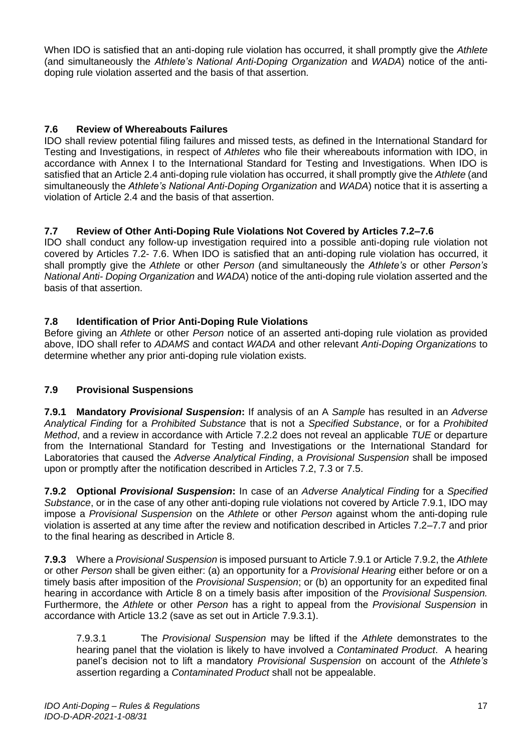When IDO is satisfied that an anti-doping rule violation has occurred, it shall promptly give the *Athlete* (and simultaneously the *Athlete's National Anti-Doping Organization* and *WADA*) notice of the anti-doping rule violation asserted and the basis of that assertion.

### 7.6 Review of Whereabouts Failures

IDO shall review potential filing failures and missed tests, as defined in the International Standard for Testing and Investigations, in respect of *Athletes* who file their whereabouts information with IDO, in accordance with Annex I to the International Standard for Testing and Investigations. When IDO is satisfied that an Article 2.4 anti-doping rule violation has occurred, it shall promptly give the *Athlete* (and simultaneously the *Athlete's National Anti-Doping Organization* and *WADA*) notice that it is asserting a violation of Article 2.4 and the basis of that assertion.

### 7.7 Review of Other Anti-Doping Rule Violations Not Covered by Articles 7.2–7.6

IDO shall conduct any follow-up investigation required into a possible anti-doping rule violation not covered by Articles 7.2- 7.6. When IDO is satisfied that an anti-doping rule violation has occurred, it shall promptly give the *Athlete* or other *Person* (and simultaneously the *Athlete's* or other *Person's National Anti- Doping Organization* and *WADA*) notice of the anti-doping rule violation asserted and the basis of that assertion.

### 7.8 Identification of Prior Anti-Doping Rule Violations

Before giving an *Athlete* or other *Person* notice of an asserted anti-doping rule violation as provided above, IDO shall refer to *ADAMS* and contact *WADA* and other relevant *Anti-Doping Organizations* to determine whether any prior anti-doping rule violation exists.

### 7.9 Provisional Suspensions

**7.9.1 Mandatory *Provisional Suspension*:** If analysis of an A *Sample* has resulted in an *Adverse Analytical Finding* for a *Prohibited Substance* that is not a *Specified Substance*, or for a *Prohibited Method*, and a review in accordance with Article 7.2.2 does not reveal an applicable *TUE* or departure from the International Standard for Testing and Investigations or the International Standard for Laboratories that caused the *Adverse Analytical Finding*, a *Provisional Suspension* shall be imposed upon or promptly after the notification described in Articles 7.2, 7.3 or 7.5.

**7.9.2 Optional *Provisional Suspension*:** In case of an *Adverse Analytical Finding* for a *Specified Substance*, or in the case of any other anti-doping rule violations not covered by Article 7.9.1, IDO may impose a *Provisional Suspension* on the *Athlete* or other *Person* against whom the anti-doping rule violation is asserted at any time after the review and notification described in Articles 7.2–7.7 and prior to the final hearing as described in Article 8.

**7.9.3** Where a *Provisional Suspension* is imposed pursuant to Article 7.9.1 or Article 7.9.2, the *Athlete* or other *Person* shall be given either: (a) an opportunity for a *Provisional Hearing* either before or on a timely basis after imposition of the *Provisional Suspension*; or (b) an opportunity for an expedited final hearing in accordance with Article 8 on a timely basis after imposition of the *Provisional Suspension.* Furthermore, the *Athlete* or other *Person* has a right to appeal from the *Provisional Suspension* in accordance with Article 13.2 (save as set out in Article 7.9.3.1).

7.9.3.1 The *Provisional Suspension* may be lifted if the *Athlete* demonstrates to the hearing panel that the violation is likely to have involved a *Contaminated Product*. A hearing panel's decision not to lift a mandatory *Provisional Suspension* on account of the *Athlete's* assertion regarding a *Contaminated Product* shall not be appealable.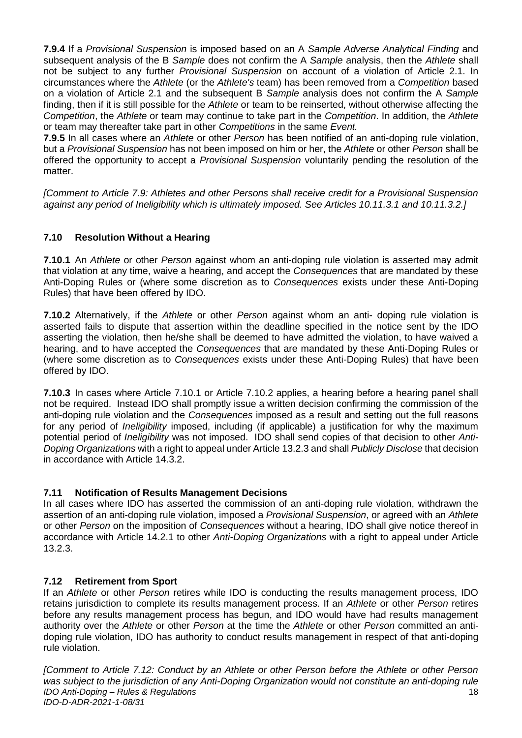**7.9.4** If a *Provisional Suspension* is imposed based on an A *Sample Adverse Analytical Finding* and subsequent analysis of the B *Sample* does not confirm the A *Sample* analysis, then the *Athlete* shall not be subject to any further *Provisional Suspension* on account of a violation of Article 2.1. In circumstances where the *Athlete* (or the *Athlete's* team) has been removed from a *Competition* based on a violation of Article 2.1 and the subsequent B *Sample* analysis does not confirm the A *Sample* finding, then if it is still possible for the *Athlete* or team to be reinserted, without otherwise affecting the *Competition*, the *Athlete* or team may continue to take part in the *Competition*. In addition, the *Athlete* or team may thereafter take part in other *Competitions* in the same *Event.*

**7.9.5** In all cases where an *Athlete* or other *Person* has been notified of an anti-doping rule violation, but a *Provisional Suspension* has not been imposed on him or her, the *Athlete* or other *Person* shall be offered the opportunity to accept a *Provisional Suspension* voluntarily pending the resolution of the matter.

*[Comment to Article 7.9: Athletes and other Persons shall receive credit for a Provisional Suspension against any period of Ineligibility which is ultimately imposed. See Articles 10.11.3.1 and 10.11.3.2.]*

### 7.10 Resolution Without a Hearing

**7.10.1** An *Athlete* or other *Person* against whom an anti-doping rule violation is asserted may admit that violation at any time, waive a hearing, and accept the *Consequences* that are mandated by these Anti-Doping Rules or (where some discretion as to *Consequences* exists under these Anti-Doping Rules) that have been offered by IDO.

**7.10.2** Alternatively, if the *Athlete* or other *Person* against whom an anti- doping rule violation is asserted fails to dispute that assertion within the deadline specified in the notice sent by the IDO asserting the violation, then he/she shall be deemed to have admitted the violation, to have waived a hearing, and to have accepted the *Consequences* that are mandated by these Anti-Doping Rules or (where some discretion as to *Consequences* exists under these Anti-Doping Rules) that have been offered by IDO.

**7.10.3** In cases where Article 7.10.1 or Article 7.10.2 applies, a hearing before a hearing panel shall not be required. Instead IDO shall promptly issue a written decision confirming the commission of the anti-doping rule violation and the *Consequences* imposed as a result and setting out the full reasons for any period of *Ineligibility* imposed, including (if applicable) a justification for why the maximum potential period of *Ineligibility* was not imposed. IDO shall send copies of that decision to other *Anti-Doping Organizations* with a right to appeal under Article 13.2.3 and shall *Publicly Disclose* that decision in accordance with Article 14.3.2.

### 7.11 Notification of Results Management Decisions

In all cases where IDO has asserted the commission of an anti-doping rule violation, withdrawn the assertion of an anti-doping rule violation, imposed a *Provisional Suspension*, or agreed with an *Athlete* or other *Person* on the imposition of *Consequences* without a hearing, IDO shall give notice thereof in accordance with Article 14.2.1 to other *Anti-Doping Organizations* with a right to appeal under Article 13.2.3.

### 7.12 Retirement from Sport

If an *Athlete* or other *Person* retires while IDO is conducting the results management process, IDO retains jurisdiction to complete its results management process. If an *Athlete* or other *Person* retires before any results management process has begun, and IDO would have had results management authority over the *Athlete* or other *Person* at the time the *Athlete* or other *Person* committed an anti-doping rule violation, IDO has authority to conduct results management in respect of that anti-doping rule violation.

*[Comment to Article 7.12: Conduct by an Athlete or other Person before the Athlete or other Person was subject to the jurisdiction of any Anti-Doping Organization would not constitute an anti-doping rule*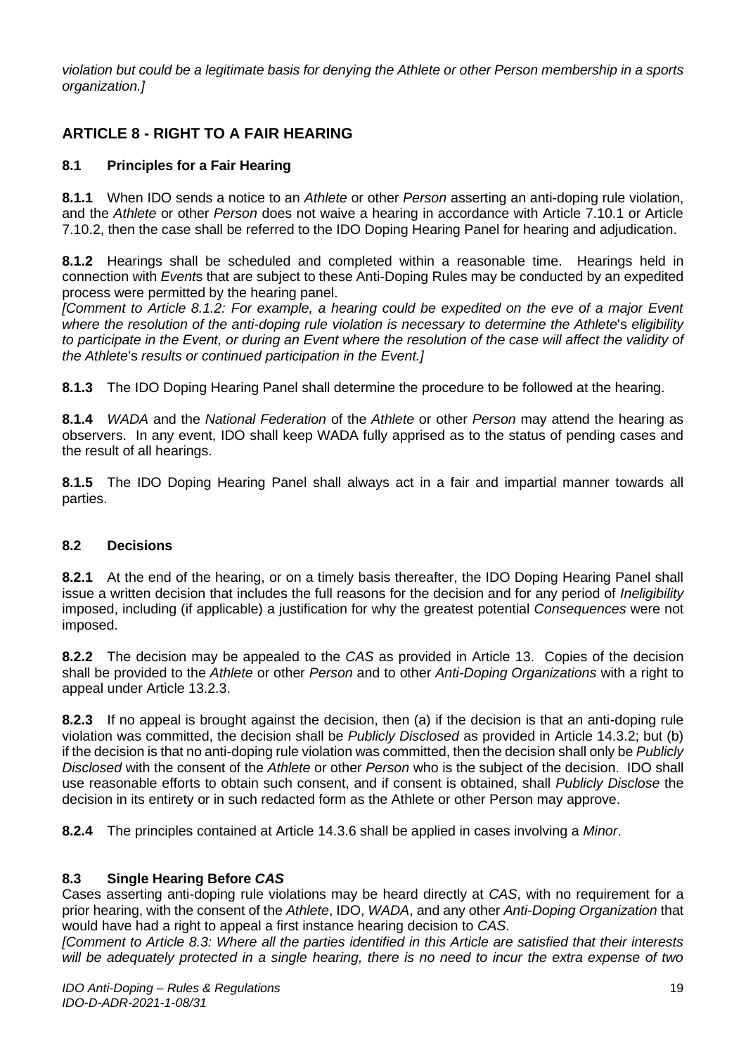*violation but could be a legitimate basis for denying the Athlete or other Person membership in a sports organization.]*

## ARTICLE 8 - RIGHT TO A FAIR HEARING

### 8.1 Principles for a Fair Hearing

**8.1.1** When IDO sends a notice to an *Athlete* or other *Person* asserting an anti-doping rule violation, and the *Athlete* or other *Person* does not waive a hearing in accordance with Article 7.10.1 or Article 7.10.2, then the case shall be referred to the IDO Doping Hearing Panel for hearing and adjudication.

**8.1.2** Hearings shall be scheduled and completed within a reasonable time. Hearings held in connection with *Event*s that are subject to these Anti-Doping Rules may be conducted by an expedited process were permitted by the hearing panel.

*[Comment to Article 8.1.2: For example, a hearing could be expedited on the eve of a major Event where the resolution of the anti-doping rule violation is necessary to determine the Athlete's eligibility to participate in the Event, or during an Event where the resolution of the case will affect the validity of the Athlete's results or continued participation in the Event.]*

**8.1.3** The IDO Doping Hearing Panel shall determine the procedure to be followed at the hearing.

**8.1.4** *WADA* and the *National Federation* of the *Athlete* or other *Person* may attend the hearing as observers. In any event, IDO shall keep WADA fully apprised as to the status of pending cases and the result of all hearings.

**8.1.5** The IDO Doping Hearing Panel shall always act in a fair and impartial manner towards all parties.

### 8.2 Decisions

**8.2.1** At the end of the hearing, or on a timely basis thereafter, the IDO Doping Hearing Panel shall issue a written decision that includes the full reasons for the decision and for any period of *Ineligibility* imposed, including (if applicable) a justification for why the greatest potential *Consequences* were not imposed.

**8.2.2** The decision may be appealed to the *CAS* as provided in Article 13. Copies of the decision shall be provided to the *Athlete* or other *Person* and to other *Anti-Doping Organizations* with a right to appeal under Article 13.2.3.

**8.2.3** If no appeal is brought against the decision, then (a) if the decision is that an anti-doping rule violation was committed, the decision shall be *Publicly Disclosed* as provided in Article 14.3.2; but (b) if the decision is that no anti-doping rule violation was committed, then the decision shall only be *Publicly Disclosed* with the consent of the *Athlete* or other *Person* who is the subject of the decision. IDO shall use reasonable efforts to obtain such consent, and if consent is obtained, shall *Publicly Disclose* the decision in its entirety or in such redacted form as the Athlete or other Person may approve.

**8.2.4** The principles contained at Article 14.3.6 shall be applied in cases involving a *Minor*.

### 8.3 Single Hearing Before *CAS*

Cases asserting anti-doping rule violations may be heard directly at *CAS*, with no requirement for a prior hearing, with the consent of the *Athlete*, IDO, *WADA*, and any other *Anti-Doping Organization* that would have had a right to appeal a first instance hearing decision to *CAS*.

*[Comment to Article 8.3: Where all the parties identified in this Article are satisfied that their interests will be adequately protected in a single hearing, there is no need to incur the extra expense of two*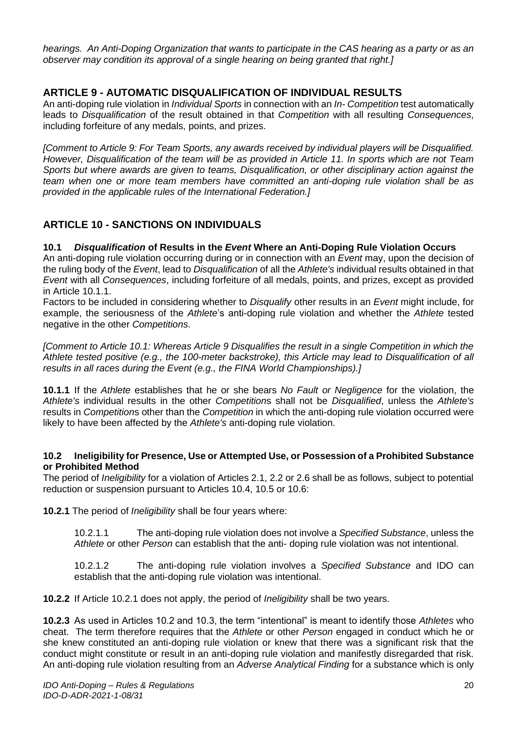*hearings. An Anti-Doping Organization that wants to participate in the CAS hearing as a party or as an observer may condition its approval of a single hearing on being granted that right.]*

## ARTICLE 9 - AUTOMATIC DISQUALIFICATION OF INDIVIDUAL RESULTS

An anti-doping rule violation in *Individual Sports* in connection with an *In- Competition* test automatically leads to *Disqualification* of the result obtained in that *Competition* with all resulting *Consequences*, including forfeiture of any medals, points, and prizes.

*[Comment to Article 9: For Team Sports, any awards received by individual players will be Disqualified. However, Disqualification of the team will be as provided in Article 11. In sports which are not Team Sports but where awards are given to teams, Disqualification, or other disciplinary action against the team when one or more team members have committed an anti-doping rule violation shall be as provided in the applicable rules of the International Federation.]*

## ARTICLE 10 - SANCTIONS ON INDIVIDUALS

### 10.1 *Disqualification* of Results in the *Event* Where an Anti-Doping Rule Violation Occurs

An anti-doping rule violation occurring during or in connection with an *Event* may, upon the decision of the ruling body of the *Event*, lead to *Disqualification* of all the *Athlete's* individual results obtained in that *Event* with all *Consequences*, including forfeiture of all medals, points, and prizes, except as provided in Article 10.1.1.

Factors to be included in considering whether to *Disqualify* other results in an *Event* might include, for example, the seriousness of the *Athlete*'s anti-doping rule violation and whether the *Athlete* tested negative in the other *Competitions*.

*[Comment to Article 10.1: Whereas Article 9 Disqualifies the result in a single Competition in which the Athlete tested positive (e.g., the 100-meter backstroke), this Article may lead to Disqualification of all results in all races during the Event (e.g., the FINA World Championships).]*

**10.1.1** If the *Athlete* establishes that he or she bears *No Fault or Negligence* for the violation, the *Athlete's* individual results in the other *Competition*s shall not be *Disqualified*, unless the *Athlete's* results in *Competition*s other than the *Competition* in which the anti-doping rule violation occurred were likely to have been affected by the *Athlete's* anti-doping rule violation.

### 10.2 Ineligibility for Presence, Use or Attempted Use, or Possession of a Prohibited Substance or Prohibited Method

The period of *Ineligibility* for a violation of Articles 2.1, 2.2 or 2.6 shall be as follows, subject to potential reduction or suspension pursuant to Articles 10.4, 10.5 or 10.6:

**10.2.1** The period of *Ineligibility* shall be four years where:

10.2.1.1 The anti-doping rule violation does not involve a *Specified Substance*, unless the *Athlete* or other *Person* can establish that the anti- doping rule violation was not intentional.

10.2.1.2 The anti-doping rule violation involves a *Specified Substance* and IDO can establish that the anti-doping rule violation was intentional.

**10.2.2** If Article 10.2.1 does not apply, the period of *Ineligibility* shall be two years.

**10.2.3** As used in Articles 10.2 and 10.3, the term "intentional" is meant to identify those *Athletes* who cheat. The term therefore requires that the *Athlete* or other *Person* engaged in conduct which he or she knew constituted an anti-doping rule violation or knew that there was a significant risk that the conduct might constitute or result in an anti-doping rule violation and manifestly disregarded that risk. An anti-doping rule violation resulting from an *Adverse Analytical Finding* for a substance which is only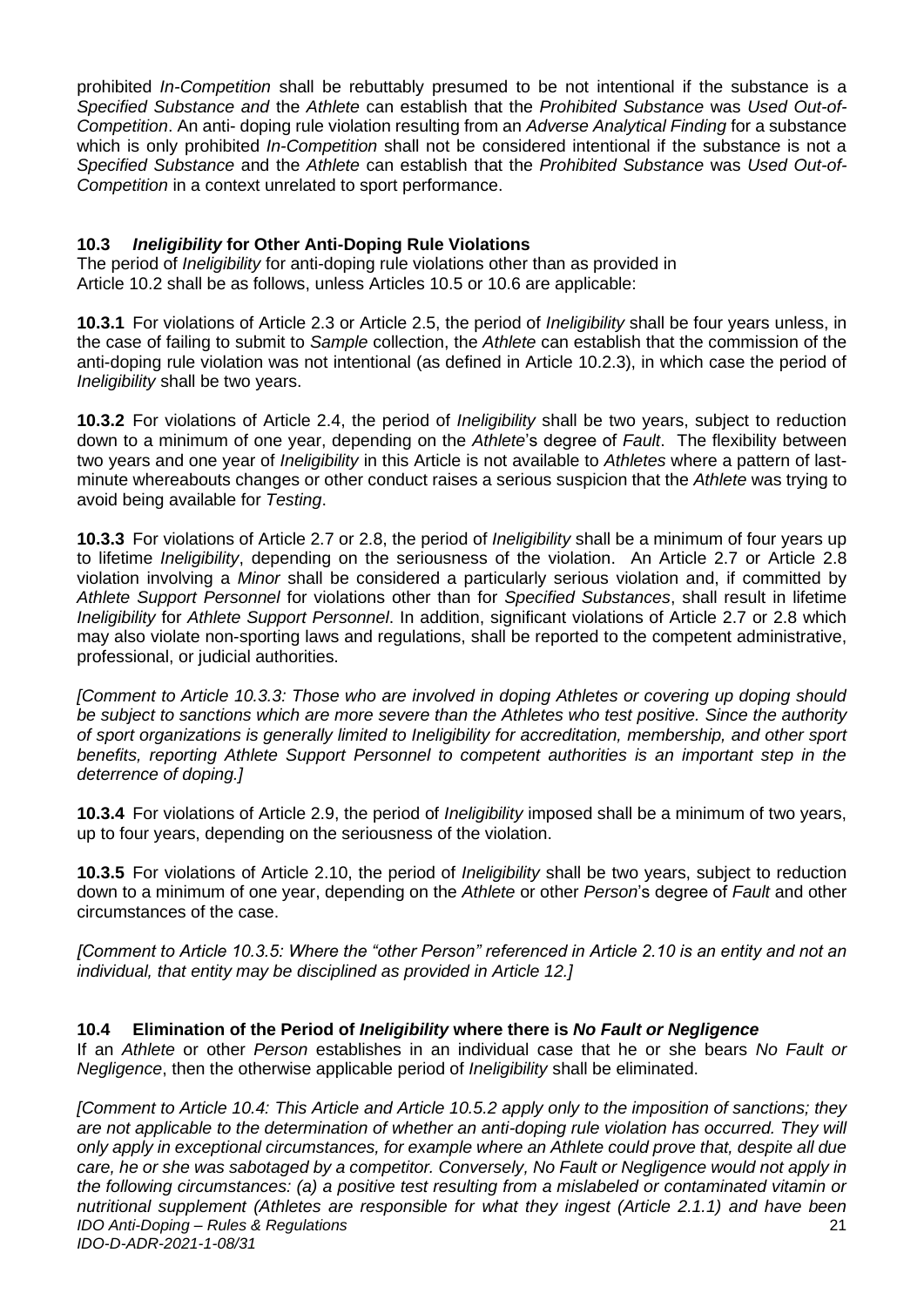prohibited *In-Competition* shall be rebuttably presumed to be not intentional if the substance is a *Specified Substance and* the *Athlete* can establish that the *Prohibited Substance* was *Used Out-of-Competition*. An anti- doping rule violation resulting from an *Adverse Analytical Finding* for a substance which is only prohibited *In-Competition* shall not be considered intentional if the substance is not a *Specified Substance* and the *Athlete* can establish that the *Prohibited Substance* was *Used Out-of-Competition* in a context unrelated to sport performance.

### 10.3 *Ineligibility* for Other Anti-Doping Rule Violations

The period of *Ineligibility* for anti-doping rule violations other than as provided in Article 10.2 shall be as follows, unless Articles 10.5 or 10.6 are applicable:

**10.3.1** For violations of Article 2.3 or Article 2.5, the period of *Ineligibility* shall be four years unless, in the case of failing to submit to *Sample* collection, the *Athlete* can establish that the commission of the anti-doping rule violation was not intentional (as defined in Article 10.2.3), in which case the period of *Ineligibility* shall be two years.

**10.3.2** For violations of Article 2.4, the period of *Ineligibility* shall be two years, subject to reduction down to a minimum of one year, depending on the *Athlete*'s degree of *Fault*. The flexibility between two years and one year of *Ineligibility* in this Article is not available to *Athletes* where a pattern of last-minute whereabouts changes or other conduct raises a serious suspicion that the *Athlete* was trying to avoid being available for *Testing*.

**10.3.3** For violations of Article 2.7 or 2.8, the period of *Ineligibility* shall be a minimum of four years up to lifetime *Ineligibility*, depending on the seriousness of the violation. An Article 2.7 or Article 2.8 violation involving a *Minor* shall be considered a particularly serious violation and, if committed by *Athlete Support Personnel* for violations other than for *Specified Substances*, shall result in lifetime *Ineligibility* for *Athlete Support Personnel*. In addition, significant violations of Article 2.7 or 2.8 which may also violate non-sporting laws and regulations, shall be reported to the competent administrative, professional, or judicial authorities.

*[Comment to Article 10.3.3: Those who are involved in doping Athletes or covering up doping should be subject to sanctions which are more severe than the Athletes who test positive. Since the authority of sport organizations is generally limited to Ineligibility for accreditation, membership, and other sport benefits, reporting Athlete Support Personnel to competent authorities is an important step in the deterrence of doping.]*

**10.3.4** For violations of Article 2.9, the period of *Ineligibility* imposed shall be a minimum of two years, up to four years, depending on the seriousness of the violation.

**10.3.5** For violations of Article 2.10, the period of *Ineligibility* shall be two years, subject to reduction down to a minimum of one year, depending on the *Athlete* or other *Person*'s degree of *Fault* and other circumstances of the case.

*[Comment to Article 10.3.5: Where the "other Person" referenced in Article 2.10 is an entity and not an individual, that entity may be disciplined as provided in Article 12.]*

### 10.4 Elimination of the Period of *Ineligibility* where there is *No Fault or Negligence*

If an *Athlete* or other *Person* establishes in an individual case that he or she bears *No Fault or Negligence*, then the otherwise applicable period of *Ineligibility* shall be eliminated.

*[Comment to Article 10.4: This Article and Article 10.5.2 apply only to the imposition of sanctions; they are not applicable to the determination of whether an anti-doping rule violation has occurred. They will only apply in exceptional circumstances, for example where an Athlete could prove that, despite all due care, he or she was sabotaged by a competitor. Conversely, No Fault or Negligence would not apply in the following circumstances: (a) a positive test resulting from a mislabeled or contaminated vitamin or nutritional supplement (Athletes are responsible for what they ingest (Article 2.1.1) and have been*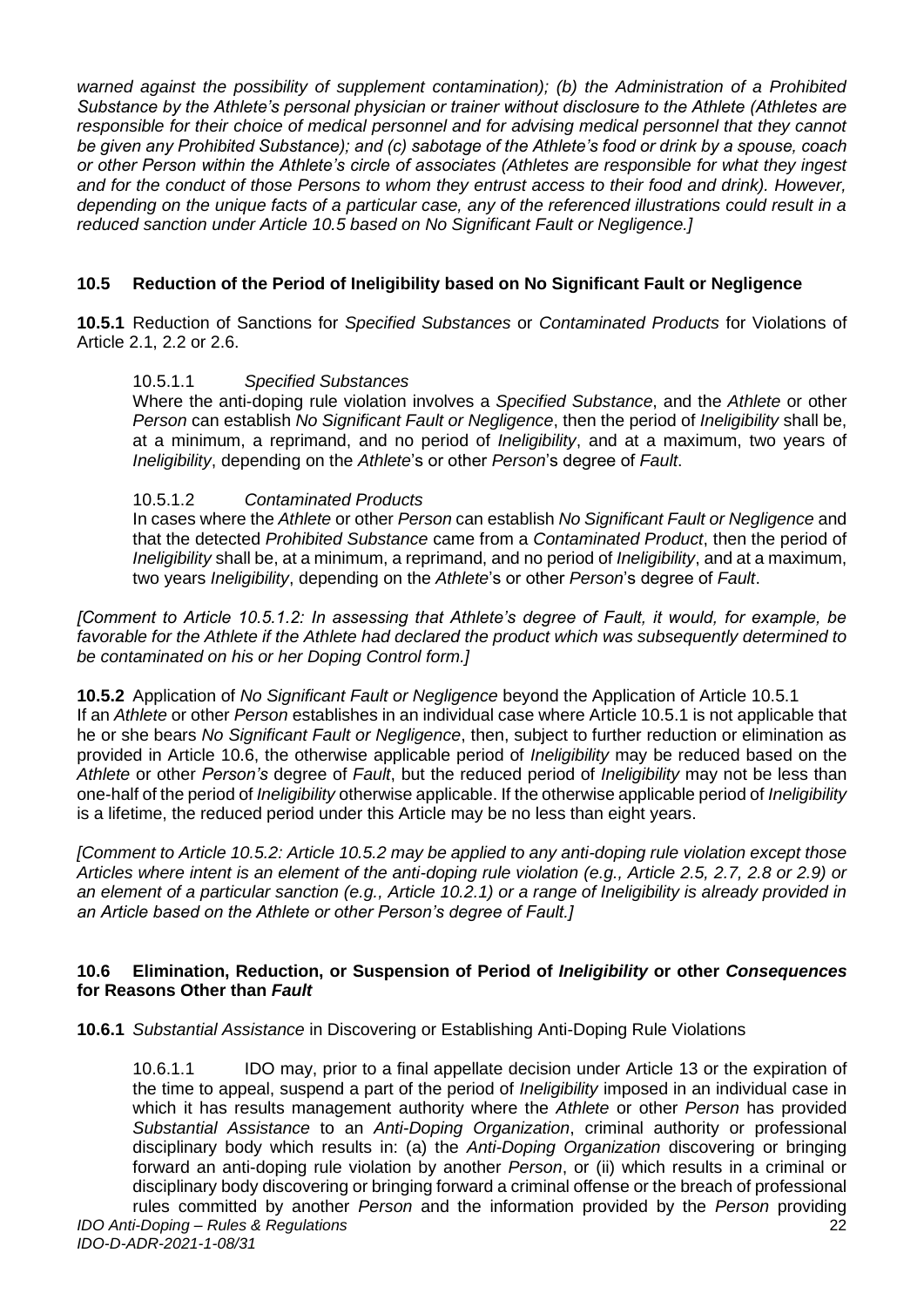*warned against the possibility of supplement contamination); (b) the Administration of a Prohibited Substance by the Athlete's personal physician or trainer without disclosure to the Athlete (Athletes are responsible for their choice of medical personnel and for advising medical personnel that they cannot be given any Prohibited Substance); and (c) sabotage of the Athlete's food or drink by a spouse, coach or other Person within the Athlete's circle of associates (Athletes are responsible for what they ingest and for the conduct of those Persons to whom they entrust access to their food and drink). However, depending on the unique facts of a particular case, any of the referenced illustrations could result in a reduced sanction under Article 10.5 based on No Significant Fault or Negligence.]*

### 10.5 Reduction of the Period of Ineligibility based on No Significant Fault or Negligence

**10.5.1** Reduction of Sanctions for *Specified Substances* or *Contaminated Products* for Violations of Article 2.1, 2.2 or 2.6.

10.5.1.1 *Specified Substances*

Where the anti-doping rule violation involves a *Specified Substance*, and the *Athlete* or other *Person* can establish *No Significant Fault or Negligence*, then the period of *Ineligibility* shall be, at a minimum, a reprimand, and no period of *Ineligibility*, and at a maximum, two years of *Ineligibility*, depending on the *Athlete*'s or other *Person*'s degree of *Fault*.

10.5.1.2 *Contaminated Products*

In cases where the *Athlete* or other *Person* can establish *No Significant Fault or Negligence* and that the detected *Prohibited Substance* came from a *Contaminated Product*, then the period of *Ineligibility* shall be, at a minimum, a reprimand, and no period of *Ineligibility*, and at a maximum, two years *Ineligibility*, depending on the *Athlete*'s or other *Person*'s degree of *Fault*.

*[Comment to Article 10.5.1.2: In assessing that Athlete's degree of Fault, it would, for example, be favorable for the Athlete if the Athlete had declared the product which was subsequently determined to be contaminated on his or her Doping Control form.]*

**10.5.2** Application of *No Significant Fault or Negligence* beyond the Application of Article 10.5.1

If an *Athlete* or other *Person* establishes in an individual case where Article 10.5.1 is not applicable that he or she bears *No Significant Fault or Negligence*, then, subject to further reduction or elimination as provided in Article 10.6, the otherwise applicable period of *Ineligibility* may be reduced based on the *Athlete* or other *Person's* degree of *Fault*, but the reduced period of *Ineligibility* may not be less than one-half of the period of *Ineligibility* otherwise applicable. If the otherwise applicable period of *Ineligibility* is a lifetime, the reduced period under this Article may be no less than eight years.

*[Comment to Article 10.5.2: Article 10.5.2 may be applied to any anti-doping rule violation except those Articles where intent is an element of the anti-doping rule violation (e.g., Article 2.5, 2.7, 2.8 or 2.9) or an element of a particular sanction (e.g., Article 10.2.1) or a range of Ineligibility is already provided in an Article based on the Athlete or other Person's degree of Fault.]*

### 10.6 Elimination, Reduction, or Suspension of Period of *Ineligibility* or other *Consequences* for Reasons Other than *Fault*

**10.6.1** *Substantial Assistance* in Discovering or Establishing Anti-Doping Rule Violations

10.6.1.1 IDO may, prior to a final appellate decision under Article 13 or the expiration of the time to appeal, suspend a part of the period of *Ineligibility* imposed in an individual case in which it has results management authority where the *Athlete* or other *Person* has provided *Substantial Assistance* to an *Anti-Doping Organization*, criminal authority or professional disciplinary body which results in: (a) the *Anti-Doping Organization* discovering or bringing forward an anti-doping rule violation by another *Person*, or (ii) which results in a criminal or disciplinary body discovering or bringing forward a criminal offense or the breach of professional rules committed by another *Person* and the information provided by the *Person* providing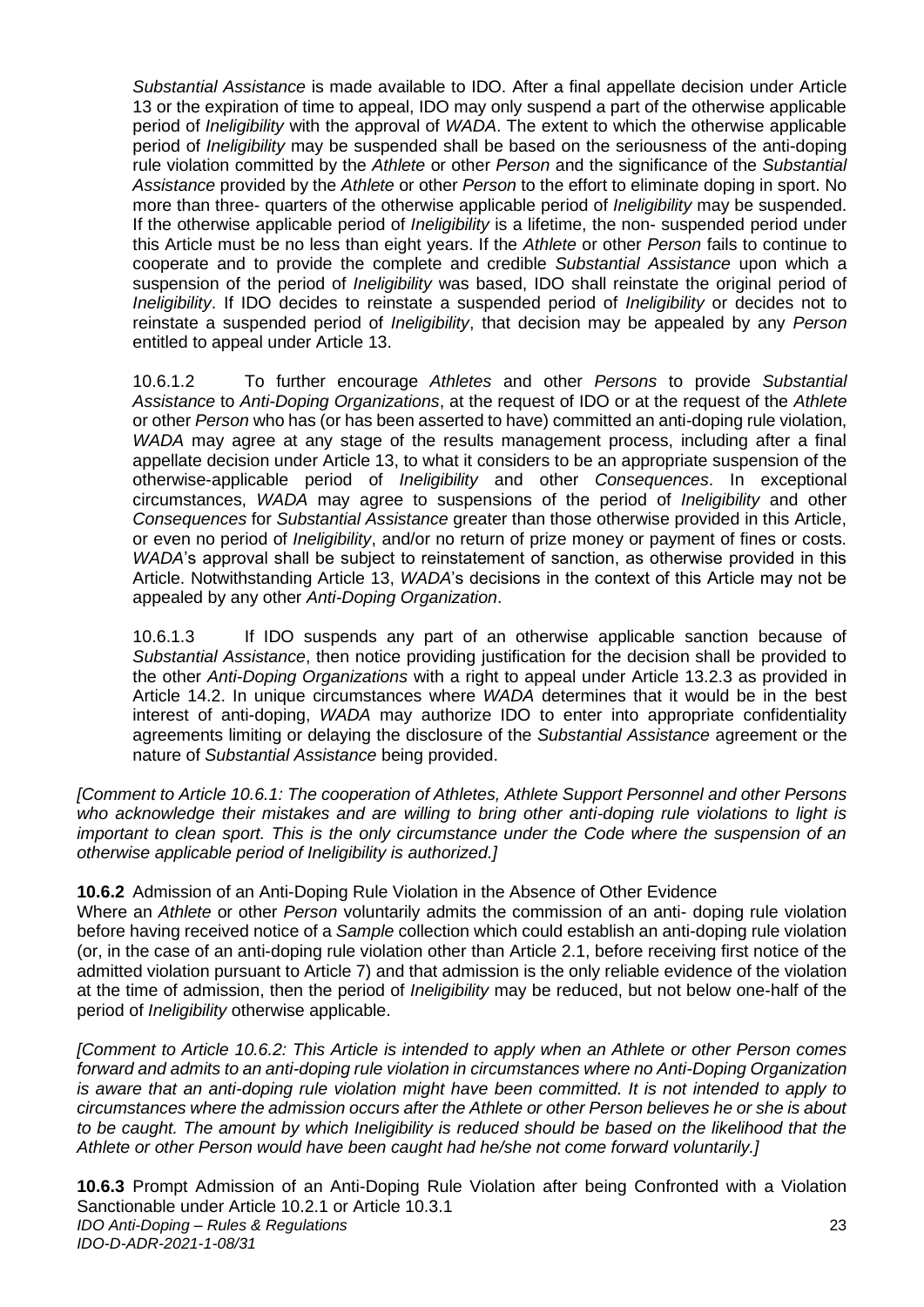*Substantial Assistance* is made available to IDO. After a final appellate decision under Article 13 or the expiration of time to appeal, IDO may only suspend a part of the otherwise applicable period of *Ineligibility* with the approval of *WADA*. The extent to which the otherwise applicable period of *Ineligibility* may be suspended shall be based on the seriousness of the anti-doping rule violation committed by the *Athlete* or other *Person* and the significance of the *Substantial Assistance* provided by the *Athlete* or other *Person* to the effort to eliminate doping in sport. No more than three- quarters of the otherwise applicable period of *Ineligibility* may be suspended. If the otherwise applicable period of *Ineligibility* is a lifetime, the non- suspended period under this Article must be no less than eight years. If the *Athlete* or other *Person* fails to continue to cooperate and to provide the complete and credible *Substantial Assistance* upon which a suspension of the period of *Ineligibility* was based, IDO shall reinstate the original period of *Ineligibility*. If IDO decides to reinstate a suspended period of *Ineligibility* or decides not to reinstate a suspended period of *Ineligibility*, that decision may be appealed by any *Person* entitled to appeal under Article 13.

10.6.1.2 To further encourage *Athletes* and other *Persons* to provide *Substantial Assistance* to *Anti-Doping Organizations*, at the request of IDO or at the request of the *Athlete* or other *Person* who has (or has been asserted to have) committed an anti-doping rule violation, *WADA* may agree at any stage of the results management process, including after a final appellate decision under Article 13, to what it considers to be an appropriate suspension of the otherwise-applicable period of *Ineligibility* and other *Consequences*. In exceptional circumstances, *WADA* may agree to suspensions of the period of *Ineligibility* and other *Consequences* for *Substantial Assistance* greater than those otherwise provided in this Article, or even no period of *Ineligibility*, and/or no return of prize money or payment of fines or costs. *WADA*'s approval shall be subject to reinstatement of sanction, as otherwise provided in this Article. Notwithstanding Article 13, *WADA*'s decisions in the context of this Article may not be appealed by any other *Anti-Doping Organization*.

10.6.1.3 If IDO suspends any part of an otherwise applicable sanction because of *Substantial Assistance*, then notice providing justification for the decision shall be provided to the other *Anti-Doping Organizations* with a right to appeal under Article 13.2.3 as provided in Article 14.2. In unique circumstances where *WADA* determines that it would be in the best interest of anti-doping, *WADA* may authorize IDO to enter into appropriate confidentiality agreements limiting or delaying the disclosure of the *Substantial Assistance* agreement or the nature of *Substantial Assistance* being provided.

*[Comment to Article 10.6.1: The cooperation of Athletes, Athlete Support Personnel and other Persons who acknowledge their mistakes and are willing to bring other anti-doping rule violations to light is important to clean sport. This is the only circumstance under the Code where the suspension of an otherwise applicable period of Ineligibility is authorized.]*

**10.6.2** Admission of an Anti-Doping Rule Violation in the Absence of Other Evidence
Where an *Athlete* or other *Person* voluntarily admits the commission of an anti- doping rule violation before having received notice of a *Sample* collection which could establish an anti-doping rule violation (or, in the case of an anti-doping rule violation other than Article 2.1, before receiving first notice of the admitted violation pursuant to Article 7) and that admission is the only reliable evidence of the violation at the time of admission, then the period of *Ineligibility* may be reduced, but not below one-half of the period of *Ineligibility* otherwise applicable.

*[Comment to Article 10.6.2: This Article is intended to apply when an Athlete or other Person comes forward and admits to an anti-doping rule violation in circumstances where no Anti-Doping Organization is aware that an anti-doping rule violation might have been committed. It is not intended to apply to circumstances where the admission occurs after the Athlete or other Person believes he or she is about to be caught. The amount by which Ineligibility is reduced should be based on the likelihood that the Athlete or other Person would have been caught had he/she not come forward voluntarily.]*

**10.6.3** Prompt Admission of an Anti-Doping Rule Violation after being Confronted with a Violation Sanctionable under Article 10.2.1 or Article 10.3.1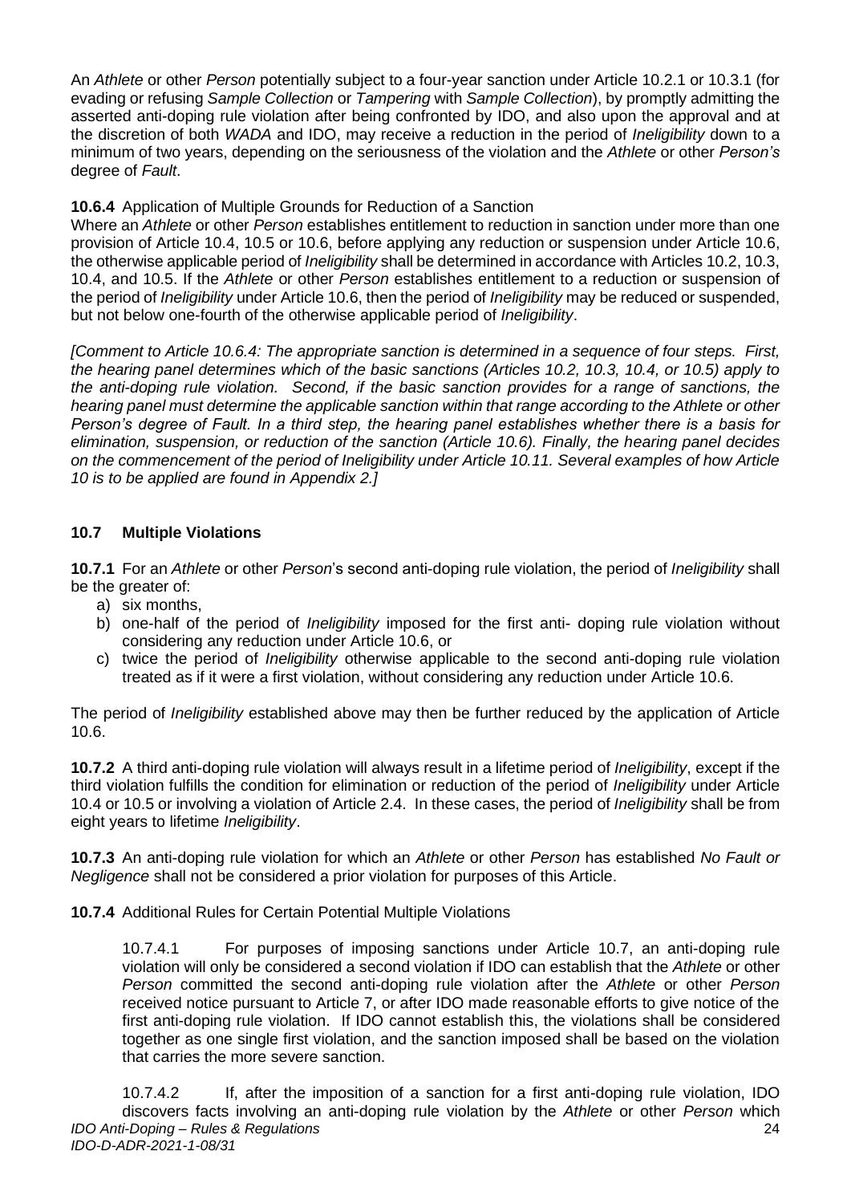An *Athlete* or other *Person* potentially subject to a four-year sanction under Article 10.2.1 or 10.3.1 (for evading or refusing *Sample Collection* or *Tampering* with *Sample Collection*), by promptly admitting the asserted anti-doping rule violation after being confronted by IDO, and also upon the approval and at the discretion of both *WADA* and IDO, may receive a reduction in the period of *Ineligibility* down to a minimum of two years, depending on the seriousness of the violation and the *Athlete* or other *Person's* degree of *Fault*.

**10.6.4** Application of Multiple Grounds for Reduction of a Sanction
Where an *Athlete* or other *Person* establishes entitlement to reduction in sanction under more than one provision of Article 10.4, 10.5 or 10.6, before applying any reduction or suspension under Article 10.6, the otherwise applicable period of *Ineligibility* shall be determined in accordance with Articles 10.2, 10.3, 10.4, and 10.5. If the *Athlete* or other *Person* establishes entitlement to a reduction or suspension of the period of *Ineligibility* under Article 10.6, then the period of *Ineligibility* may be reduced or suspended, but not below one-fourth of the otherwise applicable period of *Ineligibility*.

*[Comment to Article 10.6.4: The appropriate sanction is determined in a sequence of four steps. First, the hearing panel determines which of the basic sanctions (Articles 10.2, 10.3, 10.4, or 10.5) apply to the anti-doping rule violation. Second, if the basic sanction provides for a range of sanctions, the hearing panel must determine the applicable sanction within that range according to the Athlete or other Person's degree of Fault. In a third step, the hearing panel establishes whether there is a basis for elimination, suspension, or reduction of the sanction (Article 10.6). Finally, the hearing panel decides on the commencement of the period of Ineligibility under Article 10.11. Several examples of how Article 10 is to be applied are found in Appendix 2.]*

## 10.7 Multiple Violations

**10.7.1** For an *Athlete* or other *Person*'s second anti-doping rule violation, the period of *Ineligibility* shall be the greater of:

a) six months,
b) one-half of the period of *Ineligibility* imposed for the first anti- doping rule violation without considering any reduction under Article 10.6, or
c) twice the period of *Ineligibility* otherwise applicable to the second anti-doping rule violation treated as if it were a first violation, without considering any reduction under Article 10.6.

The period of *Ineligibility* established above may then be further reduced by the application of Article 10.6.

**10.7.2** A third anti-doping rule violation will always result in a lifetime period of *Ineligibility*, except if the third violation fulfills the condition for elimination or reduction of the period of *Ineligibility* under Article 10.4 or 10.5 or involving a violation of Article 2.4. In these cases, the period of *Ineligibility* shall be from eight years to lifetime *Ineligibility*.

**10.7.3** An anti-doping rule violation for which an *Athlete* or other *Person* has established *No Fault or Negligence* shall not be considered a prior violation for purposes of this Article.

**10.7.4** Additional Rules for Certain Potential Multiple Violations

10.7.4.1 For purposes of imposing sanctions under Article 10.7, an anti-doping rule violation will only be considered a second violation if IDO can establish that the *Athlete* or other *Person* committed the second anti-doping rule violation after the *Athlete* or other *Person* received notice pursuant to Article 7, or after IDO made reasonable efforts to give notice of the first anti-doping rule violation. If IDO cannot establish this, the violations shall be considered together as one single first violation, and the sanction imposed shall be based on the violation that carries the more severe sanction.

10.7.4.2 If, after the imposition of a sanction for a first anti-doping rule violation, IDO discovers facts involving an anti-doping rule violation by the *Athlete* or other *Person* which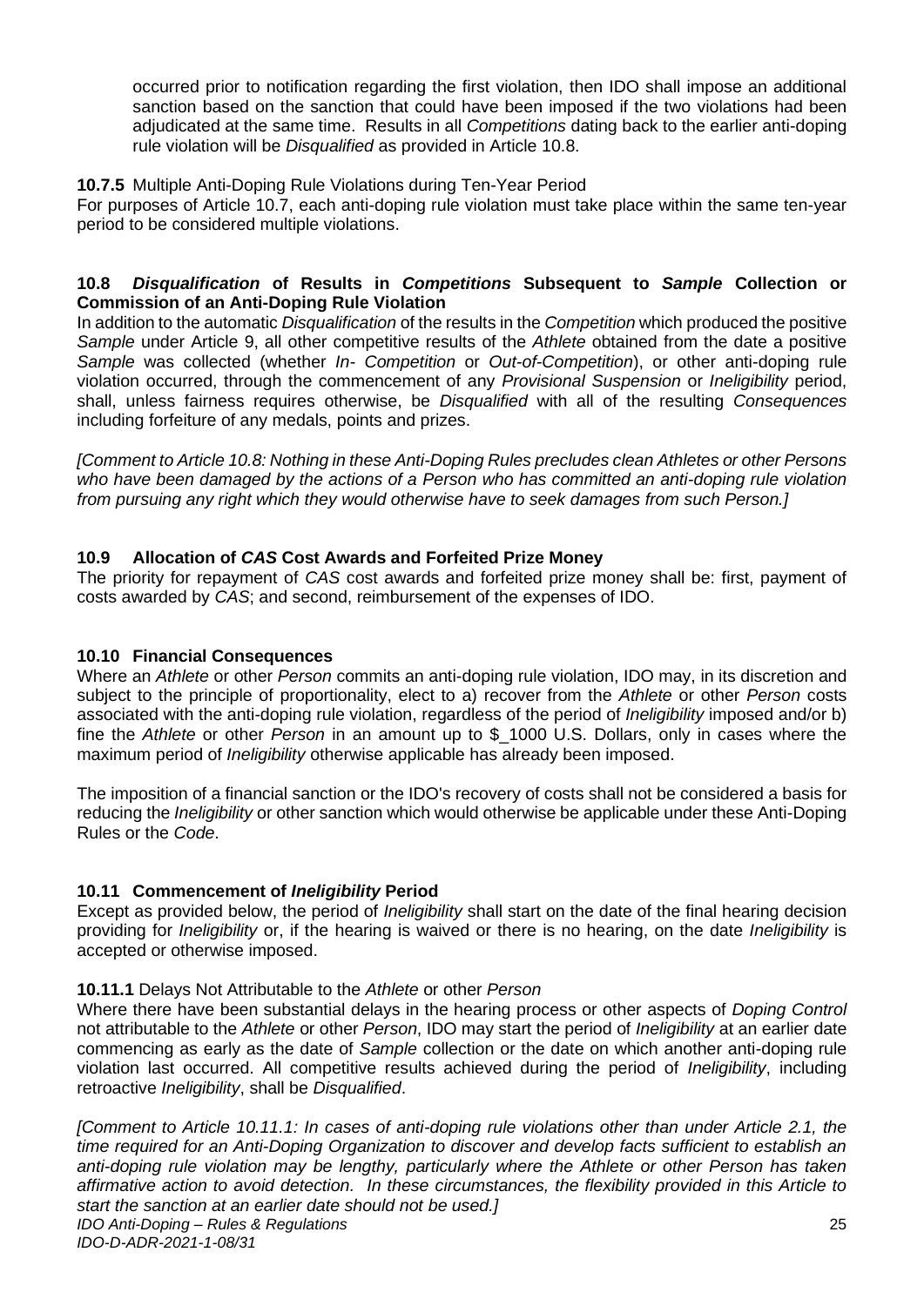occurred prior to notification regarding the first violation, then IDO shall impose an additional sanction based on the sanction that could have been imposed if the two violations had been adjudicated at the same time. Results in all *Competitions* dating back to the earlier anti-doping rule violation will be *Disqualified* as provided in Article 10.8.

**10.7.5** Multiple Anti-Doping Rule Violations during Ten-Year Period

For purposes of Article 10.7, each anti-doping rule violation must take place within the same ten-year period to be considered multiple violations.

### 10.8 *Disqualification* of Results in *Competitions* Subsequent to *Sample* Collection or Commission of an Anti-Doping Rule Violation

In addition to the automatic *Disqualification* of the results in the *Competition* which produced the positive *Sample* under Article 9, all other competitive results of the *Athlete* obtained from the date a positive *Sample* was collected (whether *In- Competition* or *Out-of-Competition*), or other anti-doping rule violation occurred, through the commencement of any *Provisional Suspension* or *Ineligibility* period, shall, unless fairness requires otherwise, be *Disqualified* with all of the resulting *Consequences* including forfeiture of any medals, points and prizes.

*[Comment to Article 10.8: Nothing in these Anti-Doping Rules precludes clean Athletes or other Persons who have been damaged by the actions of a Person who has committed an anti-doping rule violation from pursuing any right which they would otherwise have to seek damages from such Person.]*

### 10.9 Allocation of *CAS* Cost Awards and Forfeited Prize Money

The priority for repayment of *CAS* cost awards and forfeited prize money shall be: first, payment of costs awarded by *CAS*; and second, reimbursement of the expenses of IDO.

### 10.10 Financial Consequences

Where an *Athlete* or other *Person* commits an anti-doping rule violation, IDO may, in its discretion and subject to the principle of proportionality, elect to a) recover from the *Athlete* or other *Person* costs associated with the anti-doping rule violation, regardless of the period of *Ineligibility* imposed and/or b) fine the *Athlete* or other *Person* in an amount up to $_1000 U.S. Dollars, only in cases where the maximum period of *Ineligibility* otherwise applicable has already been imposed.

The imposition of a financial sanction or the IDO's recovery of costs shall not be considered a basis for reducing the *Ineligibility* or other sanction which would otherwise be applicable under these Anti-Doping Rules or the *Code*.

### 10.11 Commencement of *Ineligibility* Period

Except as provided below, the period of *Ineligibility* shall start on the date of the final hearing decision providing for *Ineligibility* or, if the hearing is waived or there is no hearing, on the date *Ineligibility* is accepted or otherwise imposed.

**10.11.1** Delays Not Attributable to the *Athlete* or other *Person*

Where there have been substantial delays in the hearing process or other aspects of *Doping Control* not attributable to the *Athlete* or other *Person*, IDO may start the period of *Ineligibility* at an earlier date commencing as early as the date of *Sample* collection or the date on which another anti-doping rule violation last occurred. All competitive results achieved during the period of *Ineligibility*, including retroactive *Ineligibility*, shall be *Disqualified*.

*[Comment to Article 10.11.1: In cases of anti-doping rule violations other than under Article 2.1, the time required for an Anti-Doping Organization to discover and develop facts sufficient to establish an anti-doping rule violation may be lengthy, particularly where the Athlete or other Person has taken affirmative action to avoid detection. In these circumstances, the flexibility provided in this Article to start the sanction at an earlier date should not be used.]*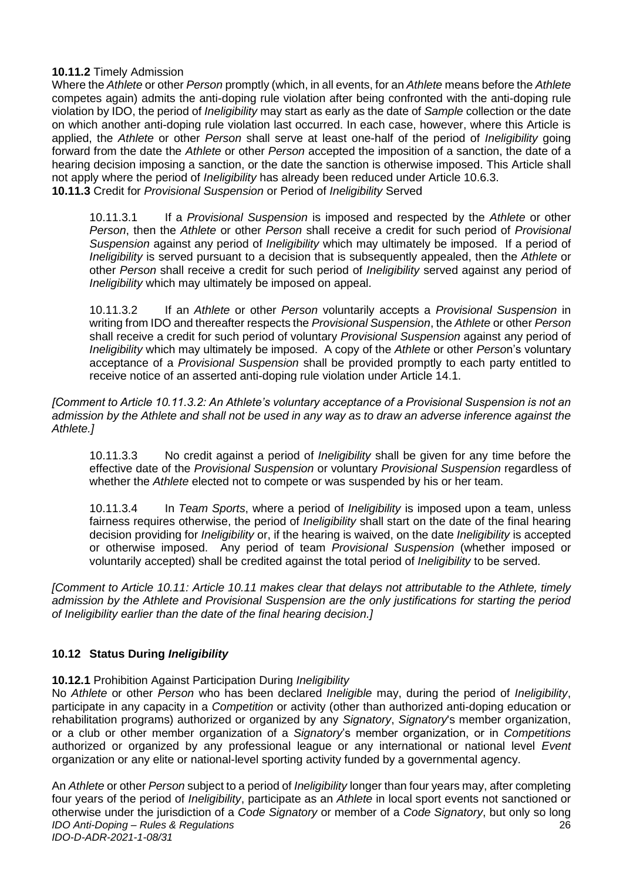**10.11.2** Timely Admission

Where the *Athlete* or other *Person* promptly (which, in all events, for an *Athlete* means before the *Athlete* competes again) admits the anti-doping rule violation after being confronted with the anti-doping rule violation by IDO, the period of *Ineligibility* may start as early as the date of *Sample* collection or the date on which another anti-doping rule violation last occurred. In each case, however, where this Article is applied, the *Athlete* or other *Person* shall serve at least one-half of the period of *Ineligibility* going forward from the date the *Athlete* or other *Person* accepted the imposition of a sanction, the date of a hearing decision imposing a sanction, or the date the sanction is otherwise imposed. This Article shall not apply where the period of *Ineligibility* has already been reduced under Article 10.6.3.

**10.11.3** Credit for *Provisional Suspension* or Period of *Ineligibility* Served

10.11.3.1 If a *Provisional Suspension* is imposed and respected by the *Athlete* or other *Person*, then the *Athlete* or other *Person* shall receive a credit for such period of *Provisional Suspension* against any period of *Ineligibility* which may ultimately be imposed. If a period of *Ineligibility* is served pursuant to a decision that is subsequently appealed, then the *Athlete* or other *Person* shall receive a credit for such period of *Ineligibility* served against any period of *Ineligibility* which may ultimately be imposed on appeal.

10.11.3.2 If an *Athlete* or other *Person* voluntarily accepts a *Provisional Suspension* in writing from IDO and thereafter respects the *Provisional Suspension*, the *Athlete* or other *Person* shall receive a credit for such period of voluntary *Provisional Suspension* against any period of *Ineligibility* which may ultimately be imposed. A copy of the *Athlete* or other *Person*'s voluntary acceptance of a *Provisional Suspension* shall be provided promptly to each party entitled to receive notice of an asserted anti-doping rule violation under Article 14.1.

*[Comment to Article 10.11.3.2: An Athlete's voluntary acceptance of a Provisional Suspension is not an admission by the Athlete and shall not be used in any way as to draw an adverse inference against the Athlete.]*

10.11.3.3 No credit against a period of *Ineligibility* shall be given for any time before the effective date of the *Provisional Suspension* or voluntary *Provisional Suspension* regardless of whether the *Athlete* elected not to compete or was suspended by his or her team.

10.11.3.4 In *Team Sports*, where a period of *Ineligibility* is imposed upon a team, unless fairness requires otherwise, the period of *Ineligibility* shall start on the date of the final hearing decision providing for *Ineligibility* or, if the hearing is waived, on the date *Ineligibility* is accepted or otherwise imposed. Any period of team *Provisional Suspension* (whether imposed or voluntarily accepted) shall be credited against the total period of *Ineligibility* to be served.

*[Comment to Article 10.11: Article 10.11 makes clear that delays not attributable to the Athlete, timely admission by the Athlete and Provisional Suspension are the only justifications for starting the period of Ineligibility earlier than the date of the final hearing decision.]*

### 10.12 Status During *Ineligibility*

**10.12.1** Prohibition Against Participation During *Ineligibility*

No *Athlete* or other *Person* who has been declared *Ineligible* may, during the period of *Ineligibility*, participate in any capacity in a *Competition* or activity (other than authorized anti-doping education or rehabilitation programs) authorized or organized by any *Signatory*, *Signatory*'s member organization, or a club or other member organization of a *Signatory*'s member organization, or in *Competitions* authorized or organized by any professional league or any international or national level *Event* organization or any elite or national-level sporting activity funded by a governmental agency.

An *Athlete* or other *Person* subject to a period of *Ineligibility* longer than four years may, after completing four years of the period of *Ineligibility*, participate as an *Athlete* in local sport events not sanctioned or otherwise under the jurisdiction of a *Code Signatory* or member of a *Code Signatory*, but only so long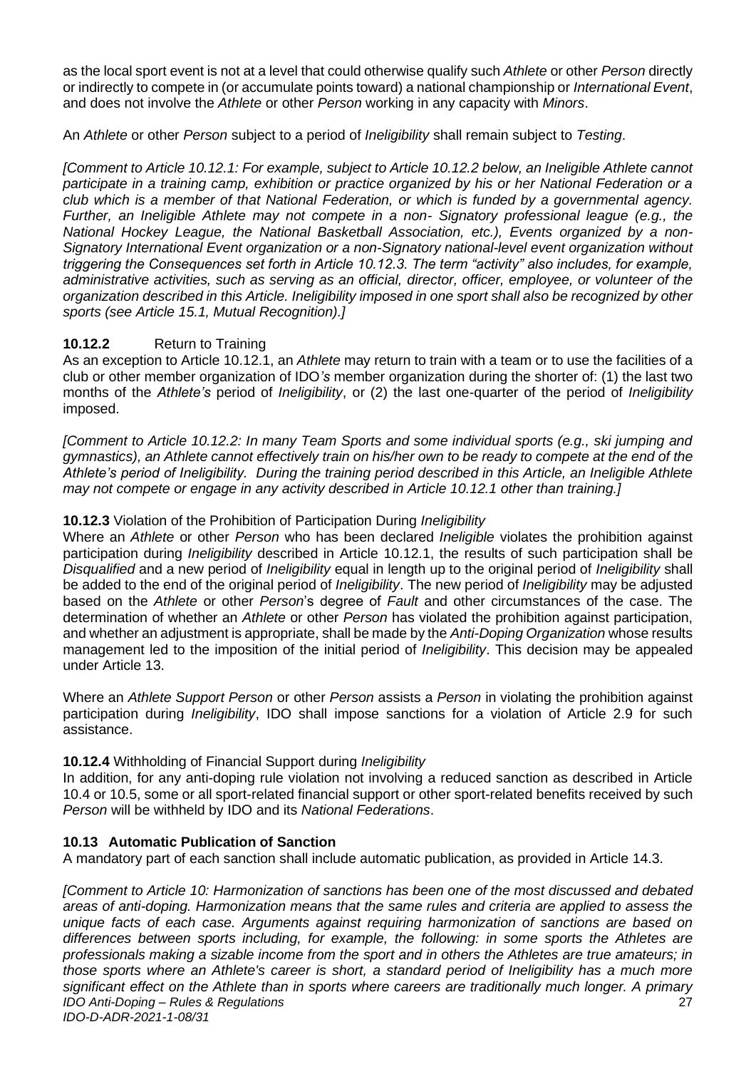as the local sport event is not at a level that could otherwise qualify such *Athlete* or other *Person* directly or indirectly to compete in (or accumulate points toward) a national championship or *International Event*, and does not involve the *Athlete* or other *Person* working in any capacity with *Minors*.

An *Athlete* or other *Person* subject to a period of *Ineligibility* shall remain subject to *Testing*.

*[Comment to Article 10.12.1: For example, subject to Article 10.12.2 below, an Ineligible Athlete cannot participate in a training camp, exhibition or practice organized by his or her National Federation or a club which is a member of that National Federation, or which is funded by a governmental agency. Further, an Ineligible Athlete may not compete in a non- Signatory professional league (e.g., the National Hockey League, the National Basketball Association, etc.), Events organized by a non-Signatory International Event organization or a non-Signatory national-level event organization without triggering the Consequences set forth in Article 10.12.3. The term "activity" also includes, for example, administrative activities, such as serving as an official, director, officer, employee, or volunteer of the organization described in this Article. Ineligibility imposed in one sport shall also be recognized by other sports (see Article 15.1, Mutual Recognition).]*

**10.12.2** Return to Training

As an exception to Article 10.12.1, an *Athlete* may return to train with a team or to use the facilities of a club or other member organization of IDO*'s* member organization during the shorter of: (1) the last two months of the *Athlete's* period of *Ineligibility*, or (2) the last one-quarter of the period of *Ineligibility* imposed.

*[Comment to Article 10.12.2: In many Team Sports and some individual sports (e.g., ski jumping and gymnastics), an Athlete cannot effectively train on his/her own to be ready to compete at the end of the Athlete's period of Ineligibility. During the training period described in this Article, an Ineligible Athlete may not compete or engage in any activity described in Article 10.12.1 other than training.]*

**10.12.3** Violation of the Prohibition of Participation During *Ineligibility*

Where an *Athlete* or other *Person* who has been declared *Ineligible* violates the prohibition against participation during *Ineligibility* described in Article 10.12.1, the results of such participation shall be *Disqualified* and a new period of *Ineligibility* equal in length up to the original period of *Ineligibility* shall be added to the end of the original period of *Ineligibility*. The new period of *Ineligibility* may be adjusted based on the *Athlete* or other *Person*'s degree of *Fault* and other circumstances of the case. The determination of whether an *Athlete* or other *Person* has violated the prohibition against participation, and whether an adjustment is appropriate, shall be made by the *Anti-Doping Organization* whose results management led to the imposition of the initial period of *Ineligibility*. This decision may be appealed under Article 13.

Where an *Athlete Support Person* or other *Person* assists a *Person* in violating the prohibition against participation during *Ineligibility*, IDO shall impose sanctions for a violation of Article 2.9 for such assistance.

**10.12.4** Withholding of Financial Support during *Ineligibility*

In addition, for any anti-doping rule violation not involving a reduced sanction as described in Article 10.4 or 10.5, some or all sport-related financial support or other sport-related benefits received by such *Person* will be withheld by IDO and its *National Federations*.

**10.13 Automatic Publication of Sanction**

A mandatory part of each sanction shall include automatic publication, as provided in Article 14.3.

*[Comment to Article 10: Harmonization of sanctions has been one of the most discussed and debated areas of anti-doping. Harmonization means that the same rules and criteria are applied to assess the unique facts of each case. Arguments against requiring harmonization of sanctions are based on differences between sports including, for example, the following: in some sports the Athletes are professionals making a sizable income from the sport and in others the Athletes are true amateurs; in those sports where an Athlete's career is short, a standard period of Ineligibility has a much more significant effect on the Athlete than in sports where careers are traditionally much longer. A primary*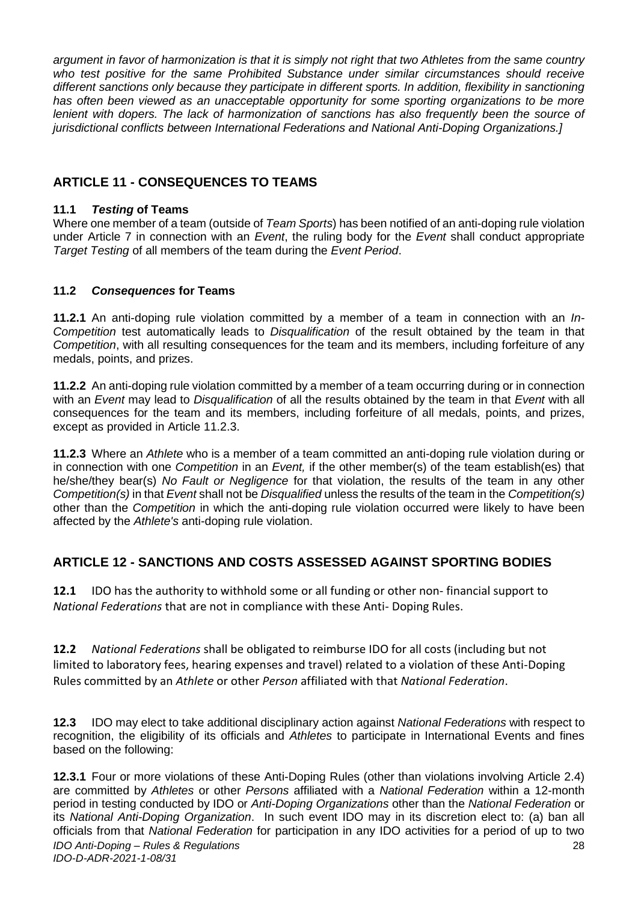*argument in favor of harmonization is that it is simply not right that two Athletes from the same country who test positive for the same Prohibited Substance under similar circumstances should receive different sanctions only because they participate in different sports. In addition, flexibility in sanctioning has often been viewed as an unacceptable opportunity for some sporting organizations to be more lenient with dopers. The lack of harmonization of sanctions has also frequently been the source of jurisdictional conflicts between International Federations and National Anti-Doping Organizations.]*

## ARTICLE 11 - CONSEQUENCES TO TEAMS

### 11.1 *Testing* of Teams

Where one member of a team (outside of *Team Sports*) has been notified of an anti-doping rule violation under Article 7 in connection with an *Event*, the ruling body for the *Event* shall conduct appropriate *Target Testing* of all members of the team during the *Event Period*.

### 11.2 *Consequences* for Teams

**11.2.1** An anti-doping rule violation committed by a member of a team in connection with an *In-Competition* test automatically leads to *Disqualification* of the result obtained by the team in that *Competition*, with all resulting consequences for the team and its members, including forfeiture of any medals, points, and prizes.

**11.2.2** An anti-doping rule violation committed by a member of a team occurring during or in connection with an *Event* may lead to *Disqualification* of all the results obtained by the team in that *Event* with all consequences for the team and its members, including forfeiture of all medals, points, and prizes, except as provided in Article 11.2.3.

**11.2.3** Where an *Athlete* who is a member of a team committed an anti-doping rule violation during or in connection with one *Competition* in an *Event,* if the other member(s) of the team establish(es) that he/she/they bear(s) *No Fault or Negligence* for that violation, the results of the team in any other *Competition(s)* in that *Event* shall not be *Disqualified* unless the results of the team in the *Competition(s)* other than the *Competition* in which the anti-doping rule violation occurred were likely to have been affected by the *Athlete's* anti-doping rule violation.

## ARTICLE 12 - SANCTIONS AND COSTS ASSESSED AGAINST SPORTING BODIES

**12.1** IDO has the authority to withhold some or all funding or other non- financial support to *National Federations* that are not in compliance with these Anti- Doping Rules.

**12.2** *National Federations* shall be obligated to reimburse IDO for all costs (including but not limited to laboratory fees, hearing expenses and travel) related to a violation of these Anti-Doping Rules committed by an *Athlete* or other *Person* affiliated with that *National Federation*.

**12.3** IDO may elect to take additional disciplinary action against *National Federations* with respect to recognition, the eligibility of its officials and *Athletes* to participate in International Events and fines based on the following:

**12.3.1** Four or more violations of these Anti-Doping Rules (other than violations involving Article 2.4) are committed by *Athletes* or other *Persons* affiliated with a *National Federation* within a 12-month period in testing conducted by IDO or *Anti-Doping Organizations* other than the *National Federation* or its *National Anti-Doping Organization*. In such event IDO may in its discretion elect to: (a) ban all officials from that *National Federation* for participation in any IDO activities for a period of up to two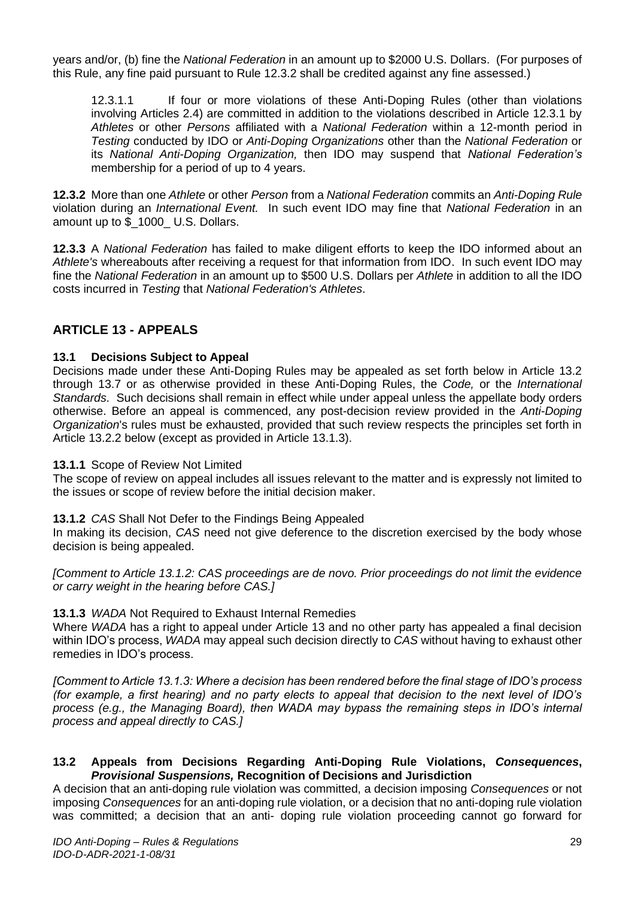years and/or, (b) fine the *National Federation* in an amount up to $2000 U.S. Dollars. (For purposes of this Rule, any fine paid pursuant to Rule 12.3.2 shall be credited against any fine assessed.)

12.3.1.1 If four or more violations of these Anti-Doping Rules (other than violations involving Articles 2.4) are committed in addition to the violations described in Article 12.3.1 by *Athletes* or other *Persons* affiliated with a *National Federation* within a 12-month period in *Testing* conducted by IDO or *Anti-Doping Organizations* other than the *National Federation* or its *National Anti-Doping Organization,* then IDO may suspend that *National Federation's* membership for a period of up to 4 years.

**12.3.2** More than one *Athlete* or other *Person* from a *National Federation* commits an *Anti-Doping Rule* violation during an *International Event.* In such event IDO may fine that *National Federation* in an amount up to $_1000_ U.S. Dollars.

**12.3.3** A *National Federation* has failed to make diligent efforts to keep the IDO informed about an *Athlete's* whereabouts after receiving a request for that information from IDO. In such event IDO may fine the *National Federation* in an amount up to $500 U.S. Dollars per *Athlete* in addition to all the IDO costs incurred in *Testing* that *National Federation's Athletes*.

## ARTICLE 13 - APPEALS

### 13.1 Decisions Subject to Appeal

Decisions made under these Anti-Doping Rules may be appealed as set forth below in Article 13.2 through 13.7 or as otherwise provided in these Anti-Doping Rules, the *Code,* or the *International Standards*. Such decisions shall remain in effect while under appeal unless the appellate body orders otherwise. Before an appeal is commenced, any post-decision review provided in the *Anti-Doping Organization*'s rules must be exhausted, provided that such review respects the principles set forth in Article 13.2.2 below (except as provided in Article 13.1.3).

**13.1.1** Scope of Review Not Limited

The scope of review on appeal includes all issues relevant to the matter and is expressly not limited to the issues or scope of review before the initial decision maker.

**13.1.2** *CAS* Shall Not Defer to the Findings Being Appealed

In making its decision, *CAS* need not give deference to the discretion exercised by the body whose decision is being appealed.

*[Comment to Article 13.1.2: CAS proceedings are de novo. Prior proceedings do not limit the evidence or carry weight in the hearing before CAS.]*

**13.1.3** *WADA* Not Required to Exhaust Internal Remedies

Where *WADA* has a right to appeal under Article 13 and no other party has appealed a final decision within IDO's process, *WADA* may appeal such decision directly to *CAS* without having to exhaust other remedies in IDO's process.

*[Comment to Article 13.1.3: Where a decision has been rendered before the final stage of IDO's process (for example, a first hearing) and no party elects to appeal that decision to the next level of IDO's process (e.g., the Managing Board), then WADA may bypass the remaining steps in IDO's internal process and appeal directly to CAS.]*

### 13.2 Appeals from Decisions Regarding Anti-Doping Rule Violations, *Consequences*, *Provisional Suspensions,* Recognition of Decisions and Jurisdiction

A decision that an anti-doping rule violation was committed, a decision imposing *Consequences* or not imposing *Consequences* for an anti-doping rule violation, or a decision that no anti-doping rule violation was committed; a decision that an anti- doping rule violation proceeding cannot go forward for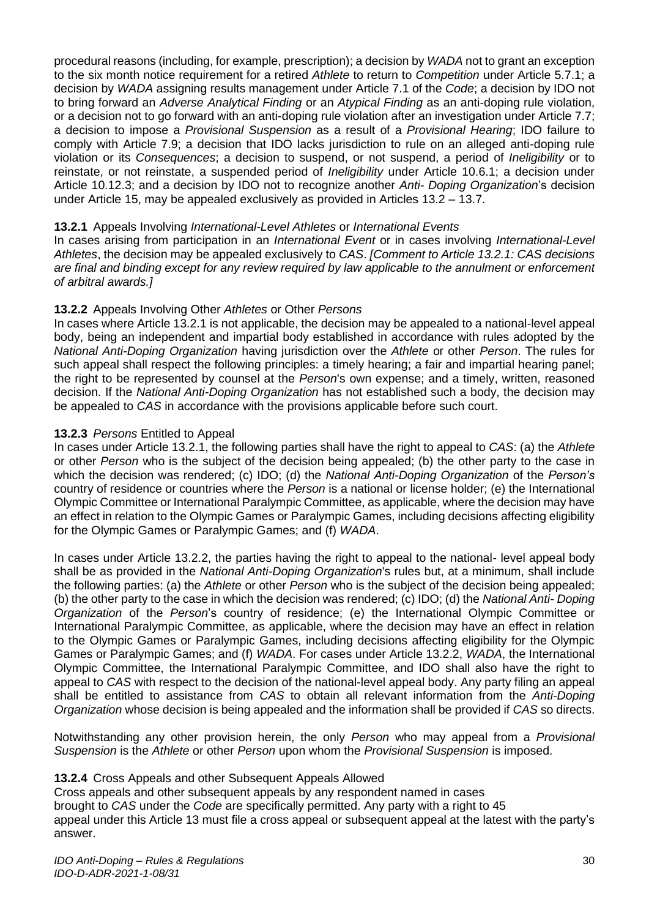procedural reasons (including, for example, prescription); a decision by *WADA* not to grant an exception to the six month notice requirement for a retired *Athlete* to return to *Competition* under Article 5.7.1; a decision by *WADA* assigning results management under Article 7.1 of the *Code*; a decision by IDO not to bring forward an *Adverse Analytical Finding* or an *Atypical Finding* as an anti-doping rule violation, or a decision not to go forward with an anti-doping rule violation after an investigation under Article 7.7; a decision to impose a *Provisional Suspension* as a result of a *Provisional Hearing*; IDO failure to comply with Article 7.9; a decision that IDO lacks jurisdiction to rule on an alleged anti-doping rule violation or its *Consequences*; a decision to suspend, or not suspend, a period of *Ineligibility* or to reinstate, or not reinstate, a suspended period of *Ineligibility* under Article 10.6.1; a decision under Article 10.12.3; and a decision by IDO not to recognize another *Anti- Doping Organization*'s decision under Article 15, may be appealed exclusively as provided in Articles 13.2 – 13.7.

**13.2.1** Appeals Involving *International-Level Athletes* or *International Events*

In cases arising from participation in an *International Event* or in cases involving *International-Level Athletes*, the decision may be appealed exclusively to *CAS*. *[Comment to Article 13.2.1: CAS decisions are final and binding except for any review required by law applicable to the annulment or enforcement of arbitral awards.]*

**13.2.2** Appeals Involving Other *Athletes* or Other *Persons*

In cases where Article 13.2.1 is not applicable, the decision may be appealed to a national-level appeal body, being an independent and impartial body established in accordance with rules adopted by the *National Anti-Doping Organization* having jurisdiction over the *Athlete* or other *Person*. The rules for such appeal shall respect the following principles: a timely hearing; a fair and impartial hearing panel; the right to be represented by counsel at the *Person*'s own expense; and a timely, written, reasoned decision. If the *National Anti-Doping Organization* has not established such a body, the decision may be appealed to *CAS* in accordance with the provisions applicable before such court.

**13.2.3** *Persons* Entitled to Appeal

In cases under Article 13.2.1, the following parties shall have the right to appeal to *CAS*: (a) the *Athlete* or other *Person* who is the subject of the decision being appealed; (b) the other party to the case in which the decision was rendered; (c) IDO; (d) the *National Anti-Doping Organization* of the *Person's* country of residence or countries where the *Person* is a national or license holder; (e) the International Olympic Committee or International Paralympic Committee, as applicable, where the decision may have an effect in relation to the Olympic Games or Paralympic Games, including decisions affecting eligibility for the Olympic Games or Paralympic Games; and (f) *WADA*.

In cases under Article 13.2.2, the parties having the right to appeal to the national- level appeal body shall be as provided in the *National Anti-Doping Organization*'s rules but, at a minimum, shall include the following parties: (a) the *Athlete* or other *Person* who is the subject of the decision being appealed; (b) the other party to the case in which the decision was rendered; (c) IDO; (d) the *National Anti- Doping Organization* of the *Person*'s country of residence; (e) the International Olympic Committee or International Paralympic Committee, as applicable, where the decision may have an effect in relation to the Olympic Games or Paralympic Games, including decisions affecting eligibility for the Olympic Games or Paralympic Games; and (f) *WADA*. For cases under Article 13.2.2, *WADA*, the International Olympic Committee, the International Paralympic Committee, and IDO shall also have the right to appeal to *CAS* with respect to the decision of the national-level appeal body. Any party filing an appeal shall be entitled to assistance from *CAS* to obtain all relevant information from the *Anti-Doping Organization* whose decision is being appealed and the information shall be provided if *CAS* so directs.

Notwithstanding any other provision herein, the only *Person* who may appeal from a *Provisional Suspension* is the *Athlete* or other *Person* upon whom the *Provisional Suspension* is imposed.

**13.2.4** Cross Appeals and other Subsequent Appeals Allowed

Cross appeals and other subsequent appeals by any respondent named in cases brought to *CAS* under the *Code* are specifically permitted. Any party with a right to 45 appeal under this Article 13 must file a cross appeal or subsequent appeal at the latest with the party's answer.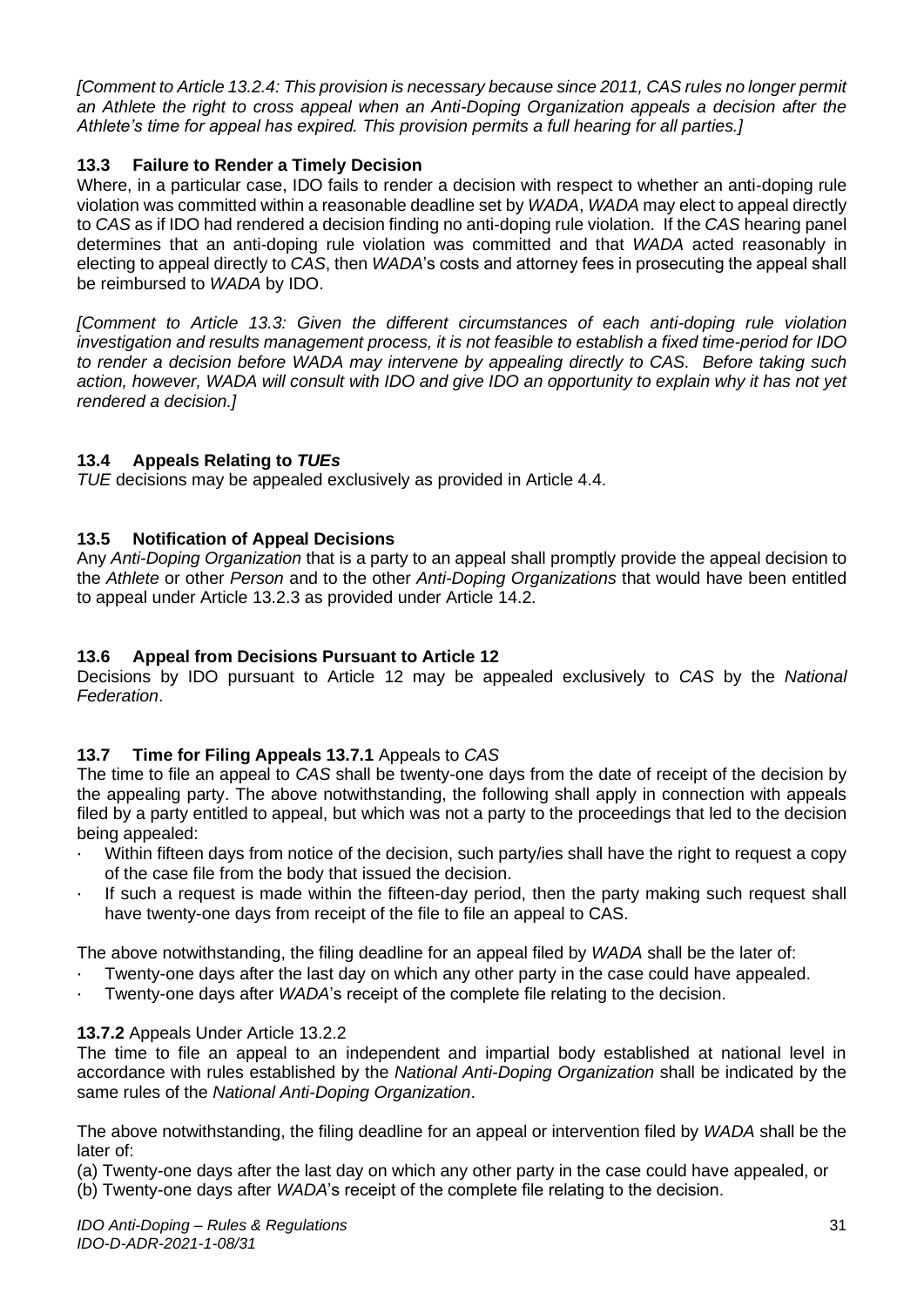*[Comment to Article 13.2.4: This provision is necessary because since 2011, CAS rules no longer permit an Athlete the right to cross appeal when an Anti-Doping Organization appeals a decision after the Athlete's time for appeal has expired. This provision permits a full hearing for all parties.]*

### 13.3 Failure to Render a Timely Decision

Where, in a particular case, IDO fails to render a decision with respect to whether an anti-doping rule violation was committed within a reasonable deadline set by *WADA*, *WADA* may elect to appeal directly to *CAS* as if IDO had rendered a decision finding no anti-doping rule violation. If the *CAS* hearing panel determines that an anti-doping rule violation was committed and that *WADA* acted reasonably in electing to appeal directly to *CAS*, then *WADA*'s costs and attorney fees in prosecuting the appeal shall be reimbursed to *WADA* by IDO.

*[Comment to Article 13.3: Given the different circumstances of each anti-doping rule violation investigation and results management process, it is not feasible to establish a fixed time-period for IDO to render a decision before WADA may intervene by appealing directly to CAS. Before taking such action, however, WADA will consult with IDO and give IDO an opportunity to explain why it has not yet rendered a decision.]*

### 13.4 Appeals Relating to *TUEs*

*TUE* decisions may be appealed exclusively as provided in Article 4.4.

### 13.5 Notification of Appeal Decisions

Any *Anti-Doping Organization* that is a party to an appeal shall promptly provide the appeal decision to the *Athlete* or other *Person* and to the other *Anti-Doping Organizations* that would have been entitled to appeal under Article 13.2.3 as provided under Article 14.2.

### 13.6 Appeal from Decisions Pursuant to Article 12

Decisions by IDO pursuant to Article 12 may be appealed exclusively to *CAS* by the *National Federation*.

### 13.7 Time for Filing Appeals

**13.7.1** Appeals to *CAS*

The time to file an appeal to *CAS* shall be twenty-one days from the date of receipt of the decision by the appealing party. The above notwithstanding, the following shall apply in connection with appeals filed by a party entitled to appeal, but which was not a party to the proceedings that led to the decision being appealed:

- Within fifteen days from notice of the decision, such party/ies shall have the right to request a copy of the case file from the body that issued the decision.
- If such a request is made within the fifteen-day period, then the party making such request shall have twenty-one days from receipt of the file to file an appeal to CAS.

The above notwithstanding, the filing deadline for an appeal filed by *WADA* shall be the later of:

- Twenty-one days after the last day on which any other party in the case could have appealed.
- Twenty-one days after *WADA*'s receipt of the complete file relating to the decision.

**13.7.2** Appeals Under Article 13.2.2

The time to file an appeal to an independent and impartial body established at national level in accordance with rules established by the *National Anti-Doping Organization* shall be indicated by the same rules of the *National Anti-Doping Organization*.

The above notwithstanding, the filing deadline for an appeal or intervention filed by *WADA* shall be the later of:

(a) Twenty-one days after the last day on which any other party in the case could have appealed, or
(b) Twenty-one days after *WADA*'s receipt of the complete file relating to the decision.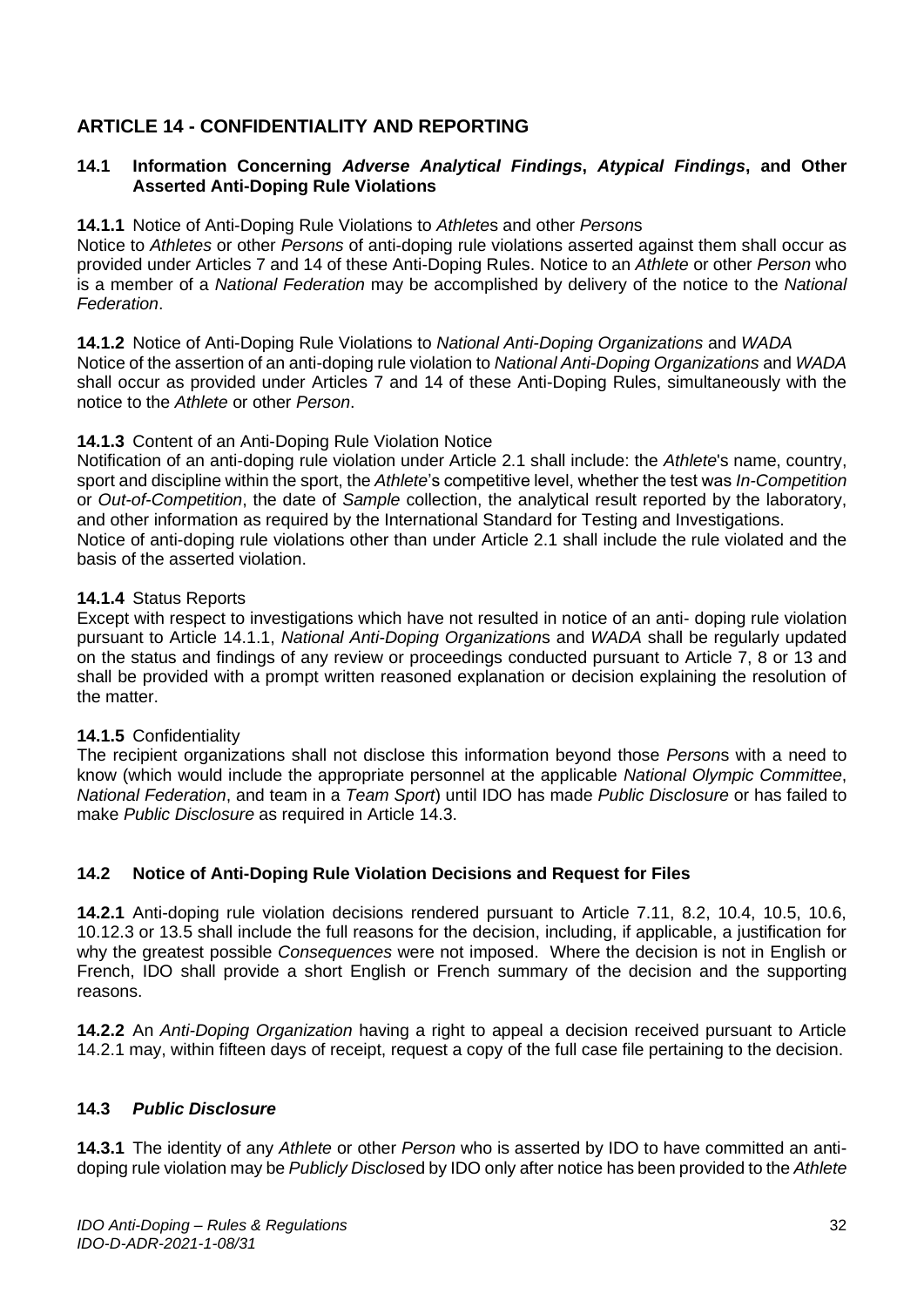## ARTICLE 14 - CONFIDENTIALITY AND REPORTING

### 14.1 Information Concerning *Adverse Analytical Findings*, *Atypical Findings*, and Other Asserted Anti-Doping Rule Violations

**14.1.1** Notice of Anti-Doping Rule Violations to *Athlete*s and other *Person*s
Notice to *Athletes* or other *Persons* of anti-doping rule violations asserted against them shall occur as provided under Articles 7 and 14 of these Anti-Doping Rules. Notice to an *Athlete* or other *Person* who is a member of a *National Federation* may be accomplished by delivery of the notice to the *National Federation*.

**14.1.2** Notice of Anti-Doping Rule Violations to *National Anti-Doping Organizations* and *WADA*
Notice of the assertion of an anti-doping rule violation to *National Anti-Doping Organizations* and *WADA* shall occur as provided under Articles 7 and 14 of these Anti-Doping Rules, simultaneously with the notice to the *Athlete* or other *Person*.

**14.1.3** Content of an Anti-Doping Rule Violation Notice
Notification of an anti-doping rule violation under Article 2.1 shall include: the *Athlete*'s name, country, sport and discipline within the sport, the *Athlete*'s competitive level, whether the test was *In-Competition* or *Out-of-Competition*, the date of *Sample* collection, the analytical result reported by the laboratory, and other information as required by the International Standard for Testing and Investigations.
Notice of anti-doping rule violations other than under Article 2.1 shall include the rule violated and the basis of the asserted violation.

**14.1.4** Status Reports
Except with respect to investigations which have not resulted in notice of an anti- doping rule violation pursuant to Article 14.1.1, *National Anti-Doping Organization*s and *WADA* shall be regularly updated on the status and findings of any review or proceedings conducted pursuant to Article 7, 8 or 13 and shall be provided with a prompt written reasoned explanation or decision explaining the resolution of the matter.

**14.1.5** Confidentiality
The recipient organizations shall not disclose this information beyond those *Person*s with a need to know (which would include the appropriate personnel at the applicable *National Olympic Committee*, *National Federation*, and team in a *Team Sport*) until IDO has made *Public Disclosure* or has failed to make *Public Disclosure* as required in Article 14.3.

### 14.2 Notice of Anti-Doping Rule Violation Decisions and Request for Files

**14.2.1** Anti-doping rule violation decisions rendered pursuant to Article 7.11, 8.2, 10.4, 10.5, 10.6, 10.12.3 or 13.5 shall include the full reasons for the decision, including, if applicable, a justification for why the greatest possible *Consequences* were not imposed. Where the decision is not in English or French, IDO shall provide a short English or French summary of the decision and the supporting reasons.

**14.2.2** An *Anti-Doping Organization* having a right to appeal a decision received pursuant to Article 14.2.1 may, within fifteen days of receipt, request a copy of the full case file pertaining to the decision.

### 14.3 *Public Disclosure*

**14.3.1** The identity of any *Athlete* or other *Person* who is asserted by IDO to have committed an anti-doping rule violation may be *Publicly Disclose*d by IDO only after notice has been provided to the *Athlete*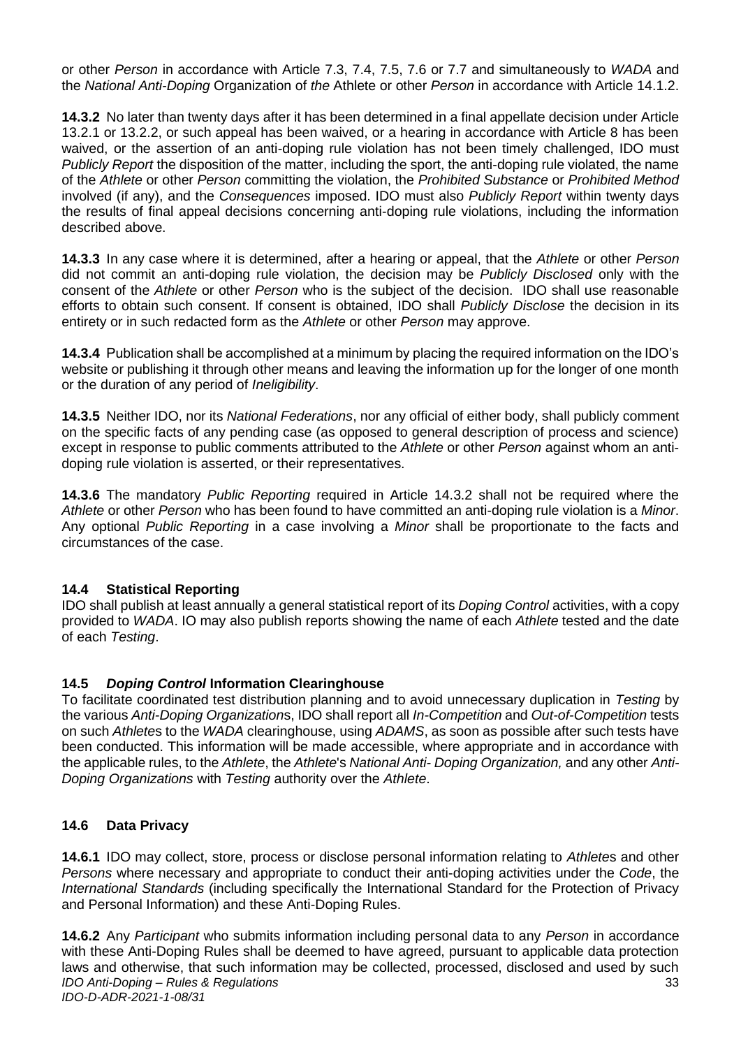or other *Person* in accordance with Article 7.3, 7.4, 7.5, 7.6 or 7.7 and simultaneously to *WADA* and the *National Anti-Doping* Organization of *the* Athlete or other *Person* in accordance with Article 14.1.2.

**14.3.2** No later than twenty days after it has been determined in a final appellate decision under Article 13.2.1 or 13.2.2, or such appeal has been waived, or a hearing in accordance with Article 8 has been waived, or the assertion of an anti-doping rule violation has not been timely challenged, IDO must *Publicly Report* the disposition of the matter, including the sport, the anti-doping rule violated, the name of the *Athlete* or other *Person* committing the violation, the *Prohibited Substance* or *Prohibited Method* involved (if any), and the *Consequences* imposed. IDO must also *Publicly Report* within twenty days the results of final appeal decisions concerning anti-doping rule violations, including the information described above.

**14.3.3** In any case where it is determined, after a hearing or appeal, that the *Athlete* or other *Person* did not commit an anti-doping rule violation, the decision may be *Publicly Disclosed* only with the consent of the *Athlete* or other *Person* who is the subject of the decision. IDO shall use reasonable efforts to obtain such consent. If consent is obtained, IDO shall *Publicly Disclose* the decision in its entirety or in such redacted form as the *Athlete* or other *Person* may approve.

**14.3.4** Publication shall be accomplished at a minimum by placing the required information on the IDO's website or publishing it through other means and leaving the information up for the longer of one month or the duration of any period of *Ineligibility*.

**14.3.5** Neither IDO, nor its *National Federations*, nor any official of either body, shall publicly comment on the specific facts of any pending case (as opposed to general description of process and science) except in response to public comments attributed to the *Athlete* or other *Person* against whom an anti-doping rule violation is asserted, or their representatives.

**14.3.6** The mandatory *Public Reporting* required in Article 14.3.2 shall not be required where the *Athlete* or other *Person* who has been found to have committed an anti-doping rule violation is a *Minor*. Any optional *Public Reporting* in a case involving a *Minor* shall be proportionate to the facts and circumstances of the case.

### 14.4 Statistical Reporting

IDO shall publish at least annually a general statistical report of its *Doping Control* activities, with a copy provided to *WADA*. IO may also publish reports showing the name of each *Athlete* tested and the date of each *Testing*.

### 14.5 *Doping Control* Information Clearinghouse

To facilitate coordinated test distribution planning and to avoid unnecessary duplication in *Testing* by the various *Anti-Doping Organization*s, IDO shall report all *In-Competition* and *Out-of-Competition* tests on such *Athlete*s to the *WADA* clearinghouse, using *ADAMS*, as soon as possible after such tests have been conducted. This information will be made accessible, where appropriate and in accordance with the applicable rules, to the *Athlete*, the *Athlete*'s *National Anti- Doping Organization,* and any other *Anti-Doping Organizations* with *Testing* authority over the *Athlete*.

### 14.6 Data Privacy

**14.6.1** IDO may collect, store, process or disclose personal information relating to *Athlete*s and other *Persons* where necessary and appropriate to conduct their anti-doping activities under the *Code*, the *International Standards* (including specifically the International Standard for the Protection of Privacy and Personal Information) and these Anti-Doping Rules.

**14.6.2** Any *Participant* who submits information including personal data to any *Person* in accordance with these Anti-Doping Rules shall be deemed to have agreed, pursuant to applicable data protection laws and otherwise, that such information may be collected, processed, disclosed and used by such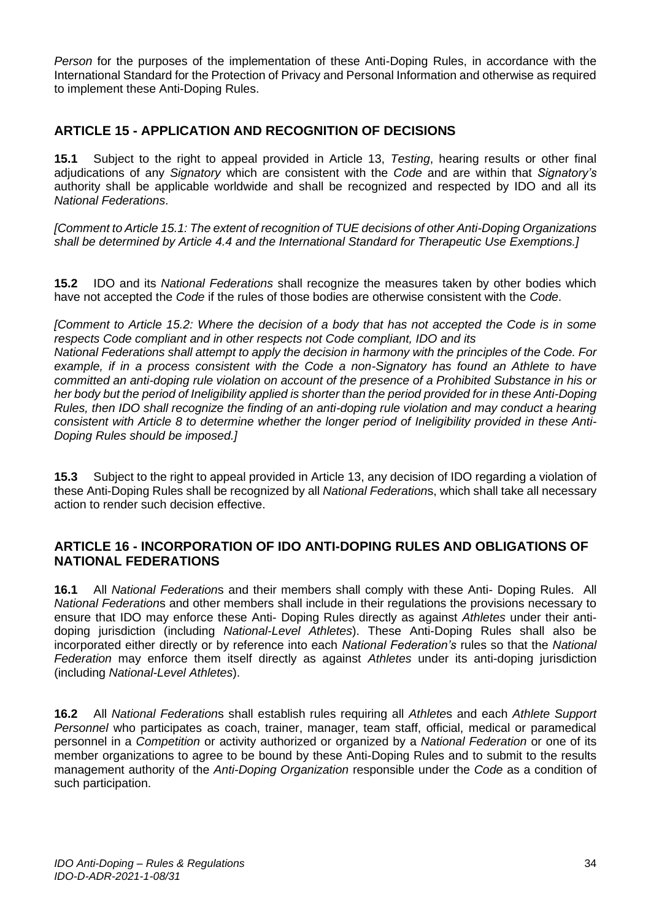*Person* for the purposes of the implementation of these Anti-Doping Rules, in accordance with the International Standard for the Protection of Privacy and Personal Information and otherwise as required to implement these Anti-Doping Rules.

## ARTICLE 15 - APPLICATION AND RECOGNITION OF DECISIONS

**15.1** Subject to the right to appeal provided in Article 13, *Testing*, hearing results or other final adjudications of any *Signatory* which are consistent with the *Code* and are within that *Signatory's* authority shall be applicable worldwide and shall be recognized and respected by IDO and all its *National Federations*.

*[Comment to Article 15.1: The extent of recognition of TUE decisions of other Anti-Doping Organizations shall be determined by Article 4.4 and the International Standard for Therapeutic Use Exemptions.]*

**15.2** IDO and its *National Federations* shall recognize the measures taken by other bodies which have not accepted the *Code* if the rules of those bodies are otherwise consistent with the *Code*.

*[Comment to Article 15.2: Where the decision of a body that has not accepted the Code is in some respects Code compliant and in other respects not Code compliant, IDO and its National Federations shall attempt to apply the decision in harmony with the principles of the Code. For example, if in a process consistent with the Code a non-Signatory has found an Athlete to have committed an anti-doping rule violation on account of the presence of a Prohibited Substance in his or her body but the period of Ineligibility applied is shorter than the period provided for in these Anti-Doping Rules, then IDO shall recognize the finding of an anti-doping rule violation and may conduct a hearing consistent with Article 8 to determine whether the longer period of Ineligibility provided in these Anti-Doping Rules should be imposed.]*

**15.3** Subject to the right to appeal provided in Article 13, any decision of IDO regarding a violation of these Anti-Doping Rules shall be recognized by all *National Federations*, which shall take all necessary action to render such decision effective.

## ARTICLE 16 - INCORPORATION OF IDO ANTI-DOPING RULES AND OBLIGATIONS OF NATIONAL FEDERATIONS

**16.1** All *National Federations* and their members shall comply with these Anti- Doping Rules. All *National Federations* and other members shall include in their regulations the provisions necessary to ensure that IDO may enforce these Anti- Doping Rules directly as against *Athletes* under their anti-doping jurisdiction (including *National-Level Athletes*). These Anti-Doping Rules shall also be incorporated either directly or by reference into each *National Federation's* rules so that the *National Federation* may enforce them itself directly as against *Athletes* under its anti-doping jurisdiction (including *National-Level Athletes*).

**16.2** All *National Federations* shall establish rules requiring all *Athletes* and each *Athlete Support Personnel* who participates as coach, trainer, manager, team staff, official, medical or paramedical personnel in a *Competition* or activity authorized or organized by a *National Federation* or one of its member organizations to agree to be bound by these Anti-Doping Rules and to submit to the results management authority of the *Anti-Doping Organization* responsible under the *Code* as a condition of such participation.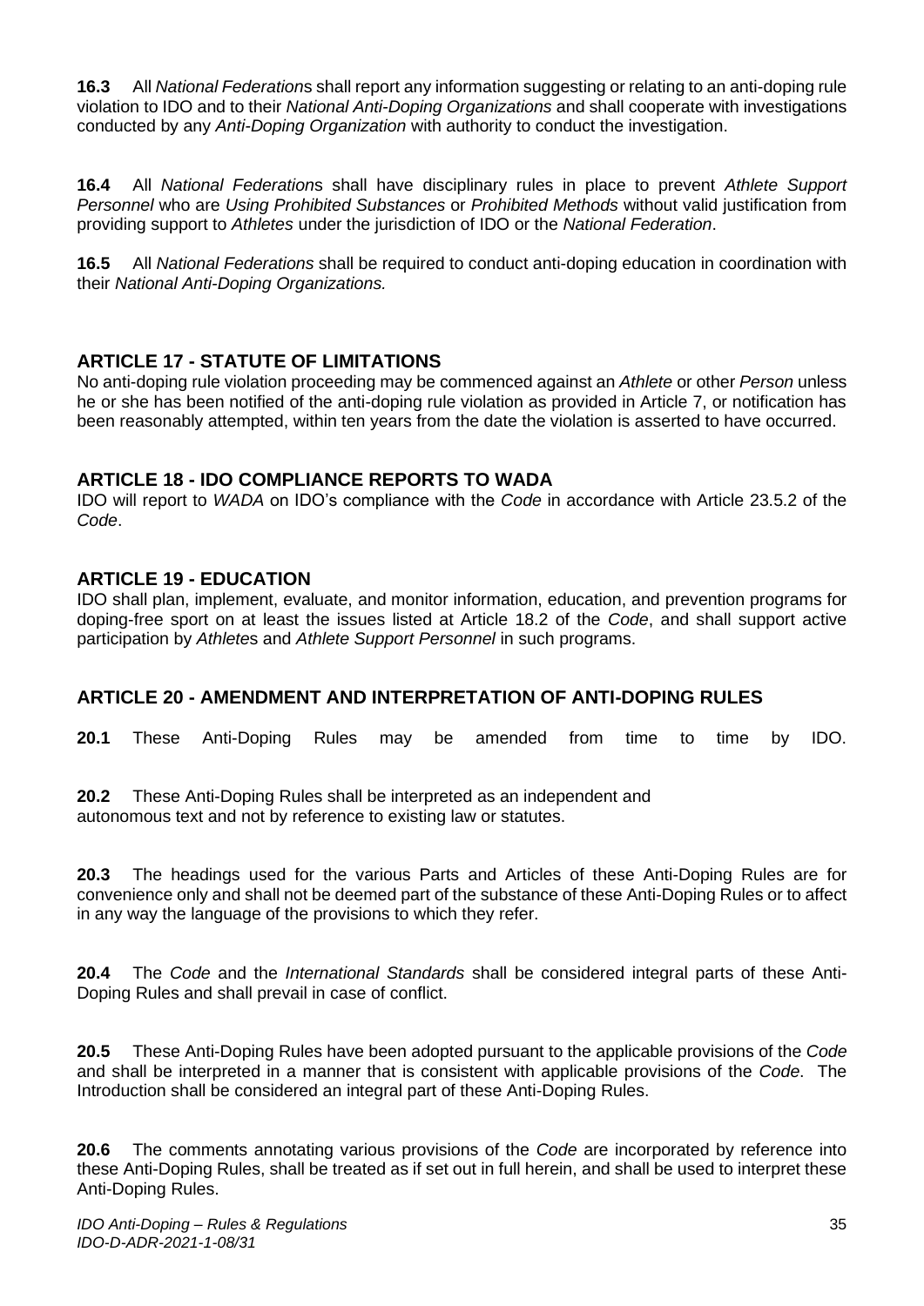**16.3** All *National Federation*s shall report any information suggesting or relating to an anti-doping rule violation to IDO and to their *National Anti-Doping Organizations* and shall cooperate with investigations conducted by any *Anti-Doping Organization* with authority to conduct the investigation.

**16.4** All *National Federation*s shall have disciplinary rules in place to prevent *Athlete Support Personnel* who are *Using Prohibited Substances* or *Prohibited Methods* without valid justification from providing support to *Athletes* under the jurisdiction of IDO or the *National Federation*.

**16.5** All *National Federations* shall be required to conduct anti-doping education in coordination with their *National Anti-Doping Organizations.*

## ARTICLE 17 - STATUTE OF LIMITATIONS

No anti-doping rule violation proceeding may be commenced against an *Athlete* or other *Person* unless he or she has been notified of the anti-doping rule violation as provided in Article 7, or notification has been reasonably attempted, within ten years from the date the violation is asserted to have occurred.

## ARTICLE 18 - IDO COMPLIANCE REPORTS TO WADA

IDO will report to *WADA* on IDO's compliance with the *Code* in accordance with Article 23.5.2 of the *Code*.

## ARTICLE 19 - EDUCATION

IDO shall plan, implement, evaluate, and monitor information, education, and prevention programs for doping-free sport on at least the issues listed at Article 18.2 of the *Code*, and shall support active participation by *Athlete*s and *Athlete Support Personnel* in such programs.

## ARTICLE 20 - AMENDMENT AND INTERPRETATION OF ANTI-DOPING RULES

**20.1** These Anti-Doping Rules may be amended from time to time by IDO.

**20.2** These Anti-Doping Rules shall be interpreted as an independent and autonomous text and not by reference to existing law or statutes.

**20.3** The headings used for the various Parts and Articles of these Anti-Doping Rules are for convenience only and shall not be deemed part of the substance of these Anti-Doping Rules or to affect in any way the language of the provisions to which they refer.

**20.4** The *Code* and the *International Standards* shall be considered integral parts of these Anti-Doping Rules and shall prevail in case of conflict.

**20.5** These Anti-Doping Rules have been adopted pursuant to the applicable provisions of the *Code* and shall be interpreted in a manner that is consistent with applicable provisions of the *Code*. The Introduction shall be considered an integral part of these Anti-Doping Rules.

**20.6** The comments annotating various provisions of the *Code* are incorporated by reference into these Anti-Doping Rules, shall be treated as if set out in full herein, and shall be used to interpret these Anti-Doping Rules.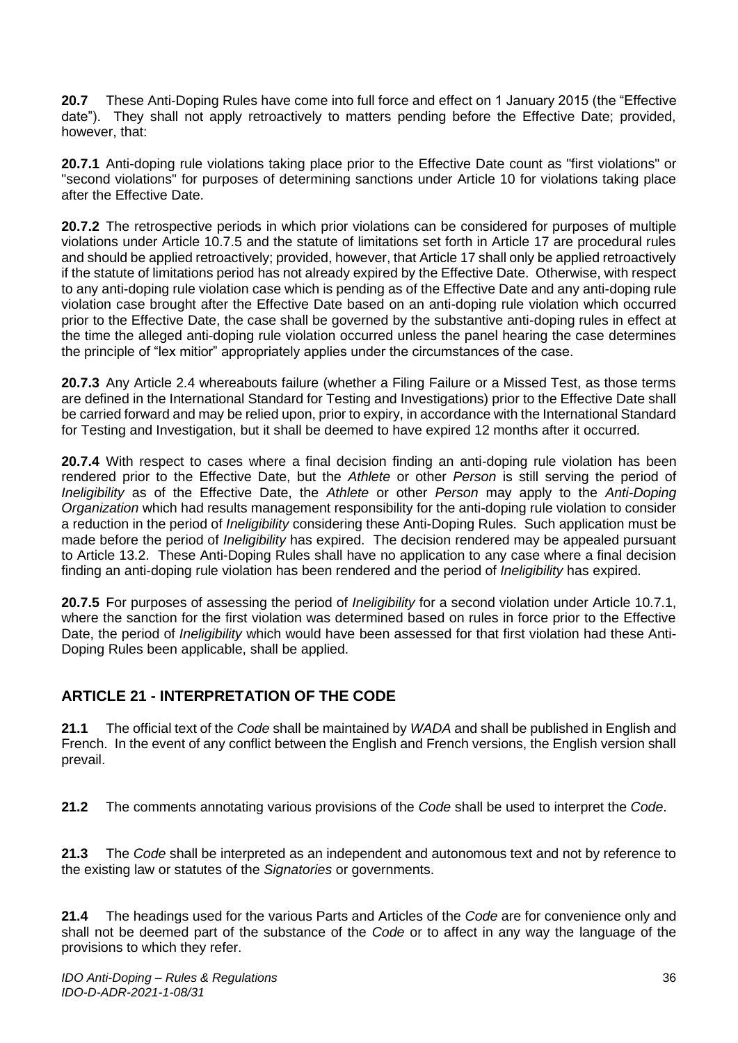**20.7** These Anti-Doping Rules have come into full force and effect on 1 January 2015 (the "Effective date"). They shall not apply retroactively to matters pending before the Effective Date; provided, however, that:

**20.7.1** Anti-doping rule violations taking place prior to the Effective Date count as "first violations" or "second violations" for purposes of determining sanctions under Article 10 for violations taking place after the Effective Date.

**20.7.2** The retrospective periods in which prior violations can be considered for purposes of multiple violations under Article 10.7.5 and the statute of limitations set forth in Article 17 are procedural rules and should be applied retroactively; provided, however, that Article 17 shall only be applied retroactively if the statute of limitations period has not already expired by the Effective Date. Otherwise, with respect to any anti-doping rule violation case which is pending as of the Effective Date and any anti-doping rule violation case brought after the Effective Date based on an anti-doping rule violation which occurred prior to the Effective Date, the case shall be governed by the substantive anti-doping rules in effect at the time the alleged anti-doping rule violation occurred unless the panel hearing the case determines the principle of "lex mitior" appropriately applies under the circumstances of the case.

**20.7.3** Any Article 2.4 whereabouts failure (whether a Filing Failure or a Missed Test, as those terms are defined in the International Standard for Testing and Investigations) prior to the Effective Date shall be carried forward and may be relied upon, prior to expiry, in accordance with the International Standard for Testing and Investigation, but it shall be deemed to have expired 12 months after it occurred*.*

**20.7.4** With respect to cases where a final decision finding an anti-doping rule violation has been rendered prior to the Effective Date, but the *Athlete* or other *Person* is still serving the period of *Ineligibility* as of the Effective Date, the *Athlete* or other *Person* may apply to the *Anti-Doping Organization* which had results management responsibility for the anti-doping rule violation to consider a reduction in the period of *Ineligibility* considering these Anti-Doping Rules. Such application must be made before the period of *Ineligibility* has expired. The decision rendered may be appealed pursuant to Article 13.2. These Anti-Doping Rules shall have no application to any case where a final decision finding an anti-doping rule violation has been rendered and the period of *Ineligibility* has expired.

**20.7.5** For purposes of assessing the period of *Ineligibility* for a second violation under Article 10.7.1, where the sanction for the first violation was determined based on rules in force prior to the Effective Date, the period of *Ineligibility* which would have been assessed for that first violation had these Anti-Doping Rules been applicable, shall be applied.

## ARTICLE 21 - INTERPRETATION OF THE CODE

**21.1** The official text of the *Code* shall be maintained by *WADA* and shall be published in English and French. In the event of any conflict between the English and French versions, the English version shall prevail.

**21.2** The comments annotating various provisions of the *Code* shall be used to interpret the *Code*.

**21.3** The *Code* shall be interpreted as an independent and autonomous text and not by reference to the existing law or statutes of the *Signatories* or governments.

**21.4** The headings used for the various Parts and Articles of the *Code* are for convenience only and shall not be deemed part of the substance of the *Code* or to affect in any way the language of the provisions to which they refer.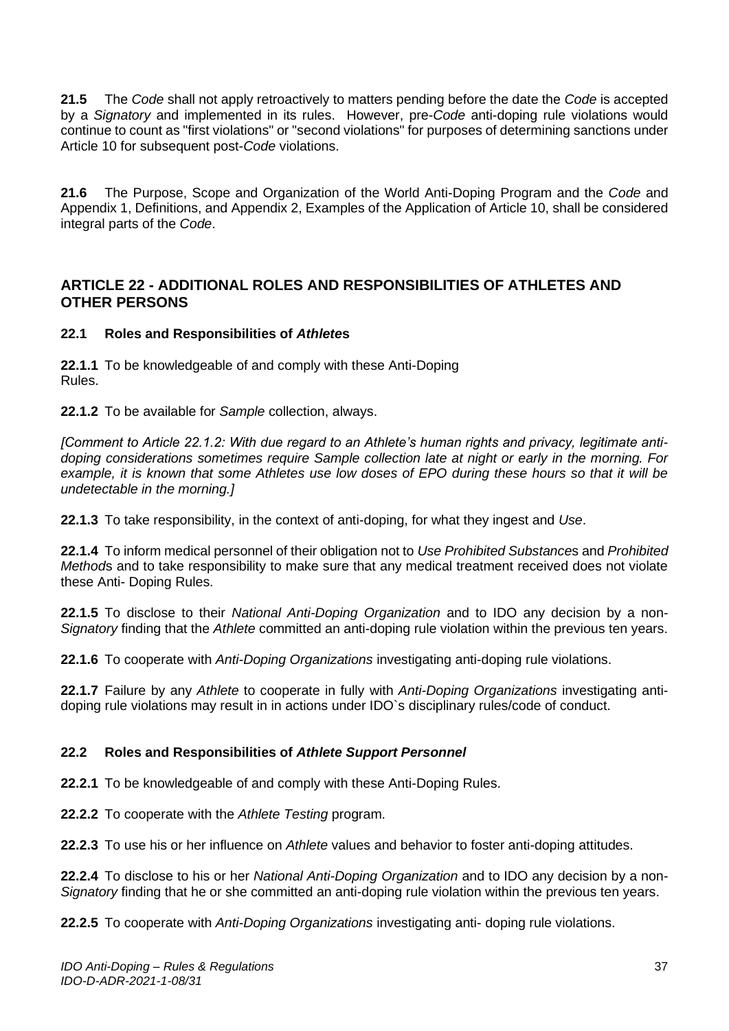**21.5** The *Code* shall not apply retroactively to matters pending before the date the *Code* is accepted by a *Signatory* and implemented in its rules. However, pre-*Code* anti-doping rule violations would continue to count as "first violations" or "second violations" for purposes of determining sanctions under Article 10 for subsequent post-*Code* violations.

**21.6** The Purpose, Scope and Organization of the World Anti-Doping Program and the *Code* and Appendix 1, Definitions, and Appendix 2, Examples of the Application of Article 10, shall be considered integral parts of the *Code*.

## ARTICLE 22 - ADDITIONAL ROLES AND RESPONSIBILITIES OF ATHLETES AND OTHER PERSONS

### 22.1 Roles and Responsibilities of *Athlete*s

**22.1.1** To be knowledgeable of and comply with these Anti-Doping Rules.

**22.1.2** To be available for *Sample* collection, always.

*[Comment to Article 22.1.2: With due regard to an Athlete's human rights and privacy, legitimate anti-doping considerations sometimes require Sample collection late at night or early in the morning. For example, it is known that some Athletes use low doses of EPO during these hours so that it will be undetectable in the morning.]*

**22.1.3** To take responsibility, in the context of anti-doping, for what they ingest and *Use*.

**22.1.4** To inform medical personnel of their obligation not to *Use Prohibited Substance*s and *Prohibited Method*s and to take responsibility to make sure that any medical treatment received does not violate these Anti- Doping Rules.

**22.1.5** To disclose to their *National Anti-Doping Organization* and to IDO any decision by a non-*Signatory* finding that the *Athlete* committed an anti-doping rule violation within the previous ten years.

**22.1.6** To cooperate with *Anti-Doping Organizations* investigating anti-doping rule violations.

**22.1.7** Failure by any *Athlete* to cooperate in fully with *Anti-Doping Organizations* investigating anti-doping rule violations may result in in actions under IDO`s disciplinary rules/code of conduct.

### 22.2 Roles and Responsibilities of *Athlete Support Personnel*

**22.2.1** To be knowledgeable of and comply with these Anti-Doping Rules.

**22.2.2** To cooperate with the *Athlete Testing* program.

**22.2.3** To use his or her influence on *Athlete* values and behavior to foster anti-doping attitudes.

**22.2.4** To disclose to his or her *National Anti-Doping Organization* and to IDO any decision by a non-*Signatory* finding that he or she committed an anti-doping rule violation within the previous ten years.

**22.2.5** To cooperate with *Anti-Doping Organizations* investigating anti- doping rule violations.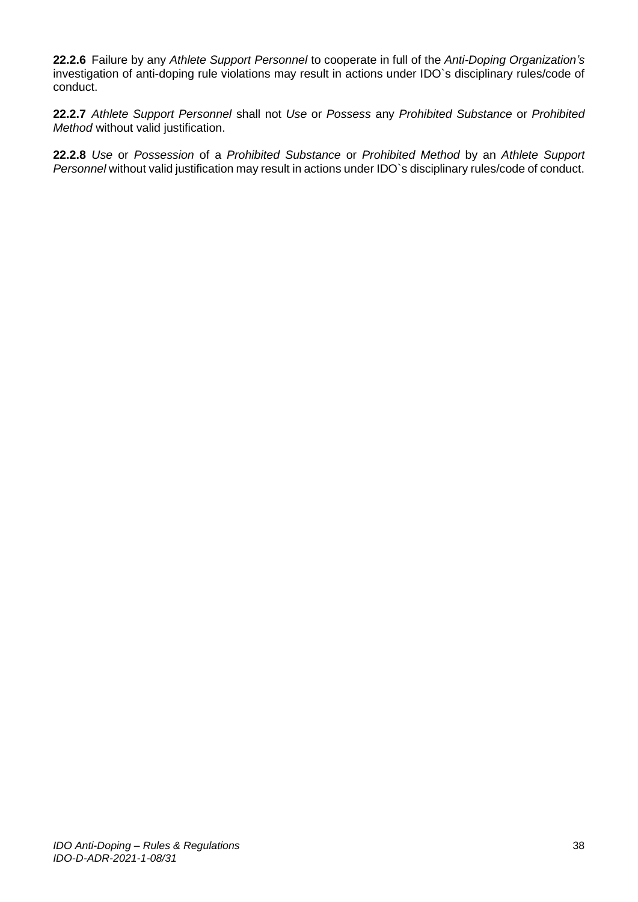**22.2.6** Failure by any *Athlete Support Personnel* to cooperate in full of the *Anti-Doping Organization's* investigation of anti-doping rule violations may result in actions under IDO`s disciplinary rules/code of conduct.

**22.2.7** *Athlete Support Personnel* shall not *Use* or *Possess* any *Prohibited Substance* or *Prohibited Method* without valid justification.

**22.2.8** *Use* or *Possession* of a *Prohibited Substance* or *Prohibited Method* by an *Athlete Support Personnel* without valid justification may result in actions under IDO`s disciplinary rules/code of conduct.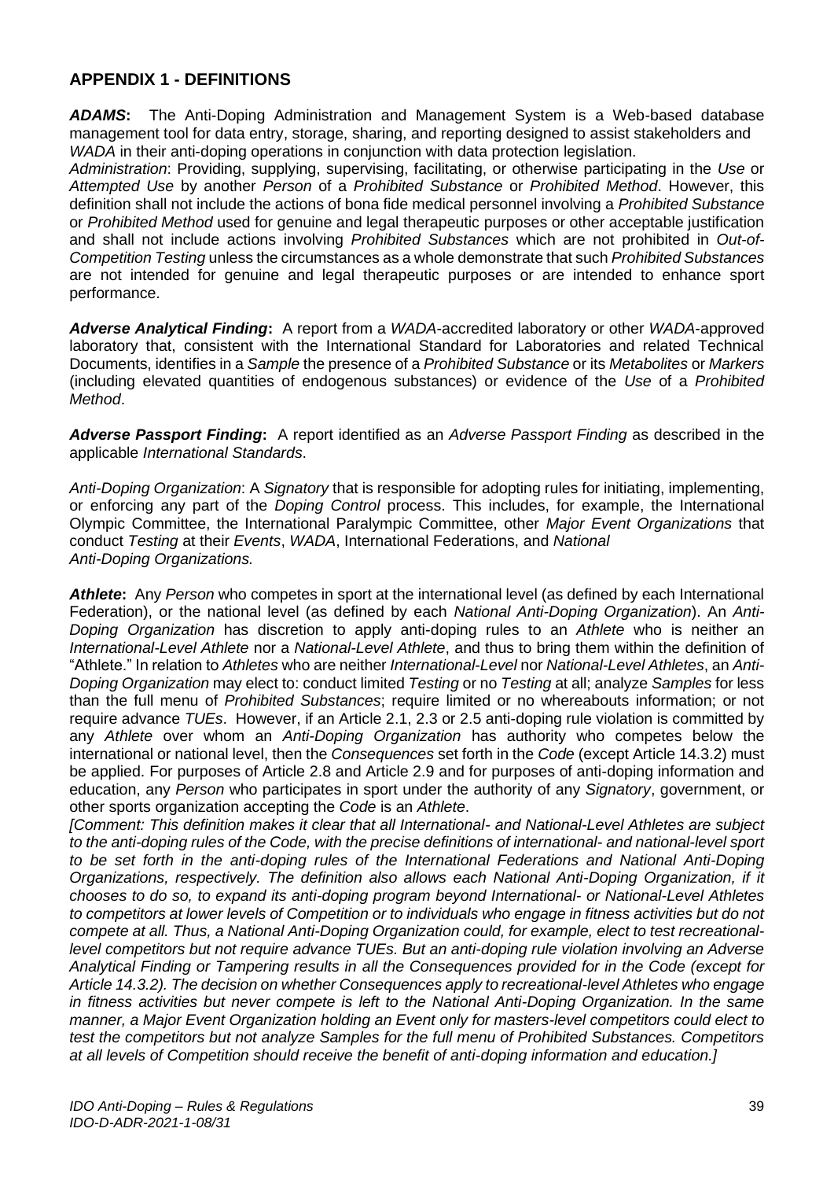## APPENDIX 1 - DEFINITIONS

***ADAMS*:** The Anti-Doping Administration and Management System is a Web-based database management tool for data entry, storage, sharing, and reporting designed to assist stakeholders and *WADA* in their anti-doping operations in conjunction with data protection legislation.

*Administration*: Providing, supplying, supervising, facilitating, or otherwise participating in the *Use* or *Attempted Use* by another *Person* of a *Prohibited Substance* or *Prohibited Method*. However, this definition shall not include the actions of bona fide medical personnel involving a *Prohibited Substance* or *Prohibited Method* used for genuine and legal therapeutic purposes or other acceptable justification and shall not include actions involving *Prohibited Substances* which are not prohibited in *Out-of-Competition Testing* unless the circumstances as a whole demonstrate that such *Prohibited Substances* are not intended for genuine and legal therapeutic purposes or are intended to enhance sport performance.

***Adverse Analytical Finding*:** A report from a *WADA*-accredited laboratory or other *WADA*-approved laboratory that, consistent with the International Standard for Laboratories and related Technical Documents, identifies in a *Sample* the presence of a *Prohibited Substance* or its *Metabolites* or *Markers* (including elevated quantities of endogenous substances) or evidence of the *Use* of a *Prohibited Method*.

***Adverse Passport Finding*:** A report identified as an *Adverse Passport Finding* as described in the applicable *International Standards*.

*Anti-Doping Organization*: A *Signatory* that is responsible for adopting rules for initiating, implementing, or enforcing any part of the *Doping Control* process. This includes, for example, the International Olympic Committee, the International Paralympic Committee, other *Major Event Organizations* that conduct *Testing* at their *Events*, *WADA*, International Federations, and *National Anti-Doping Organizations.*

***Athlete*:** Any *Person* who competes in sport at the international level (as defined by each International Federation), or the national level (as defined by each *National Anti-Doping Organization*). An *Anti-Doping Organization* has discretion to apply anti-doping rules to an *Athlete* who is neither an *International-Level Athlete* nor a *National-Level Athlete*, and thus to bring them within the definition of "Athlete." In relation to *Athletes* who are neither *International-Level* nor *National-Level Athletes*, an *Anti-Doping Organization* may elect to: conduct limited *Testing* or no *Testing* at all; analyze *Samples* for less than the full menu of *Prohibited Substances*; require limited or no whereabouts information; or not require advance *TUEs*. However, if an Article 2.1, 2.3 or 2.5 anti-doping rule violation is committed by any *Athlete* over whom an *Anti-Doping Organization* has authority who competes below the international or national level, then the *Consequences* set forth in the *Code* (except Article 14.3.2) must be applied. For purposes of Article 2.8 and Article 2.9 and for purposes of anti-doping information and education, any *Person* who participates in sport under the authority of any *Signatory*, government, or other sports organization accepting the *Code* is an *Athlete*.

*[Comment: This definition makes it clear that all International- and National-Level Athletes are subject to the anti-doping rules of the Code, with the precise definitions of international- and national-level sport to be set forth in the anti-doping rules of the International Federations and National Anti-Doping Organizations, respectively. The definition also allows each National Anti-Doping Organization, if it chooses to do so, to expand its anti-doping program beyond International- or National-Level Athletes to competitors at lower levels of Competition or to individuals who engage in fitness activities but do not compete at all. Thus, a National Anti-Doping Organization could, for example, elect to test recreational-level competitors but not require advance TUEs. But an anti-doping rule violation involving an Adverse Analytical Finding or Tampering results in all the Consequences provided for in the Code (except for Article 14.3.2). The decision on whether Consequences apply to recreational-level Athletes who engage in fitness activities but never compete is left to the National Anti-Doping Organization. In the same manner, a Major Event Organization holding an Event only for masters-level competitors could elect to test the competitors but not analyze Samples for the full menu of Prohibited Substances. Competitors at all levels of Competition should receive the benefit of anti-doping information and education.]*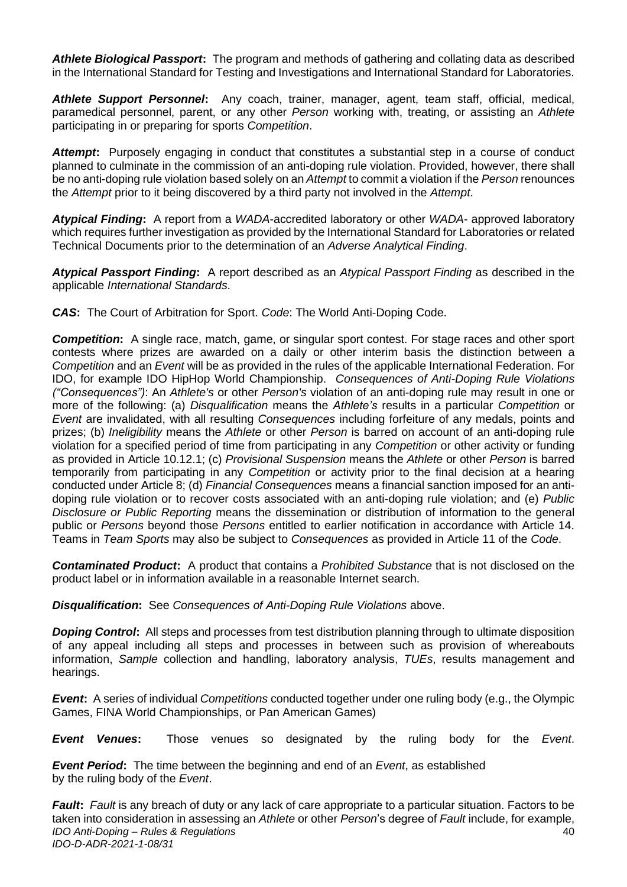***Athlete Biological Passport*:** The program and methods of gathering and collating data as described in the International Standard for Testing and Investigations and International Standard for Laboratories.

***Athlete Support Personnel*:** Any coach, trainer, manager, agent, team staff, official, medical, paramedical personnel, parent, or any other *Person* working with, treating, or assisting an *Athlete* participating in or preparing for sports *Competition*.

***Attempt*:** Purposely engaging in conduct that constitutes a substantial step in a course of conduct planned to culminate in the commission of an anti-doping rule violation. Provided, however, there shall be no anti-doping rule violation based solely on an *Attempt* to commit a violation if the *Person* renounces the *Attempt* prior to it being discovered by a third party not involved in the *Attempt*.

***Atypical Finding*:** A report from a *WADA*-accredited laboratory or other *WADA*- approved laboratory which requires further investigation as provided by the International Standard for Laboratories or related Technical Documents prior to the determination of an *Adverse Analytical Finding*.

***Atypical Passport Finding*:** A report described as an *Atypical Passport Finding* as described in the applicable *International Standards*.

***CAS*:** The Court of Arbitration for Sport. *Code*: The World Anti-Doping Code.

***Competition*:** A single race, match, game, or singular sport contest. For stage races and other sport contests where prizes are awarded on a daily or other interim basis the distinction between a *Competition* and an *Event* will be as provided in the rules of the applicable International Federation. For IDO, for example IDO HipHop World Championship. *Consequences of Anti-Doping Rule Violations ("Consequences")*: An *Athlete's* or other *Person's* violation of an anti-doping rule may result in one or more of the following: (a) *Disqualification* means the *Athlete's* results in a particular *Competition* or *Event* are invalidated, with all resulting *Consequences* including forfeiture of any medals, points and prizes; (b) *Ineligibility* means the *Athlete* or other *Person* is barred on account of an anti-doping rule violation for a specified period of time from participating in any *Competition* or other activity or funding as provided in Article 10.12.1; (c) *Provisional Suspension* means the *Athlete* or other *Person* is barred temporarily from participating in any *Competition* or activity prior to the final decision at a hearing conducted under Article 8; (d) *Financial Consequences* means a financial sanction imposed for an anti-doping rule violation or to recover costs associated with an anti-doping rule violation; and (e) *Public Disclosure or Public Reporting* means the dissemination or distribution of information to the general public or *Persons* beyond those *Persons* entitled to earlier notification in accordance with Article 14. Teams in *Team Sports* may also be subject to *Consequences* as provided in Article 11 of the *Code*.

***Contaminated Product*:** A product that contains a *Prohibited Substance* that is not disclosed on the product label or in information available in a reasonable Internet search.

***Disqualification*:** See *Consequences of Anti-Doping Rule Violations* above.

***Doping Control*:** All steps and processes from test distribution planning through to ultimate disposition of any appeal including all steps and processes in between such as provision of whereabouts information, *Sample* collection and handling, laboratory analysis, *TUEs*, results management and hearings.

***Event*:** A series of individual *Competitions* conducted together under one ruling body (e.g., the Olympic Games, FINA World Championships, or Pan American Games)

***Event Venues*:** Those venues so designated by the ruling body for the *Event*.

***Event Period*:** The time between the beginning and end of an *Event*, as established by the ruling body of the *Event*.

***Fault*:** *Fault* is any breach of duty or any lack of care appropriate to a particular situation. Factors to be taken into consideration in assessing an *Athlete* or other *Person*'s degree of *Fault* include, for example,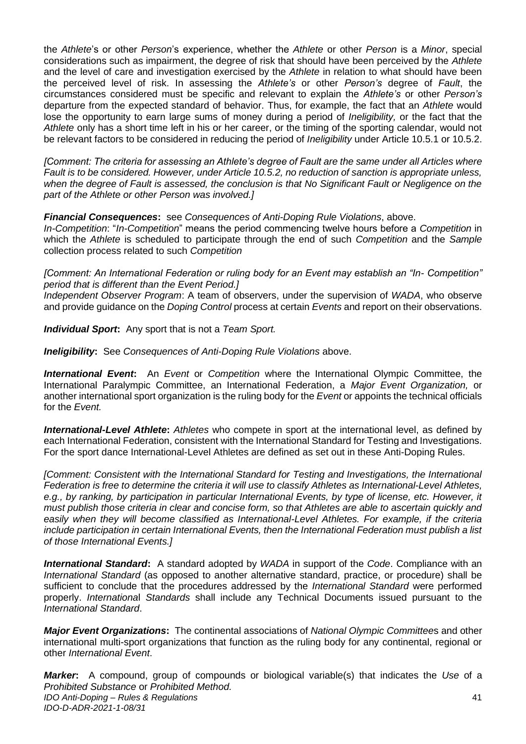the *Athlete*'s or other *Person*'s experience, whether the *Athlete* or other *Person* is a *Minor*, special considerations such as impairment, the degree of risk that should have been perceived by the *Athlete* and the level of care and investigation exercised by the *Athlete* in relation to what should have been the perceived level of risk. In assessing the *Athlete's* or other *Person's* degree of *Fault*, the circumstances considered must be specific and relevant to explain the *Athlete's* or other *Person's* departure from the expected standard of behavior. Thus, for example, the fact that an *Athlete* would lose the opportunity to earn large sums of money during a period of *Ineligibility,* or the fact that the *Athlete* only has a short time left in his or her career, or the timing of the sporting calendar, would not be relevant factors to be considered in reducing the period of *Ineligibility* under Article 10.5.1 or 10.5.2.

*[Comment: The criteria for assessing an Athlete's degree of Fault are the same under all Articles where Fault is to be considered. However, under Article 10.5.2, no reduction of sanction is appropriate unless, when the degree of Fault is assessed, the conclusion is that No Significant Fault or Negligence on the part of the Athlete or other Person was involved.]*

***Financial Consequences*:** see *Consequences of Anti-Doping Rule Violations*, above.

*In-Competition*: "*In-Competition*" means the period commencing twelve hours before a *Competition* in which the *Athlete* is scheduled to participate through the end of such *Competition* and the *Sample* collection process related to such *Competition*

*[Comment: An International Federation or ruling body for an Event may establish an "In- Competition" period that is different than the Event Period.]*

*Independent Observer Program*: A team of observers, under the supervision of *WADA*, who observe and provide guidance on the *Doping Control* process at certain *Events* and report on their observations.

***Individual Sport*:** Any sport that is not a *Team Sport.*

***Ineligibility*:** See *Consequences of Anti-Doping Rule Violations* above.

***International Event*:** An *Event* or *Competition* where the International Olympic Committee, the International Paralympic Committee, an International Federation, a *Major Event Organization,* or another international sport organization is the ruling body for the *Event* or appoints the technical officials for the *Event.*

***International-Level Athlete*:** *Athletes* who compete in sport at the international level, as defined by each International Federation, consistent with the International Standard for Testing and Investigations. For the sport dance International-Level Athletes are defined as set out in these Anti-Doping Rules.

*[Comment: Consistent with the International Standard for Testing and Investigations, the International Federation is free to determine the criteria it will use to classify Athletes as International-Level Athletes, e.g., by ranking, by participation in particular International Events, by type of license, etc. However, it must publish those criteria in clear and concise form, so that Athletes are able to ascertain quickly and easily when they will become classified as International-Level Athletes. For example, if the criteria include participation in certain International Events, then the International Federation must publish a list of those International Events.]*

***International Standard*:** A standard adopted by *WADA* in support of the *Code*. Compliance with an *International Standard* (as opposed to another alternative standard, practice, or procedure) shall be sufficient to conclude that the procedures addressed by the *International Standard* were performed properly. *International Standards* shall include any Technical Documents issued pursuant to the *International Standard*.

***Major Event Organizations*:** The continental associations of *National Olympic Committees* and other international multi-sport organizations that function as the ruling body for any continental, regional or other *International Event*.

***Marker*:** A compound, group of compounds or biological variable(s) that indicates the *Use* of a *Prohibited Substance* or *Prohibited Method.*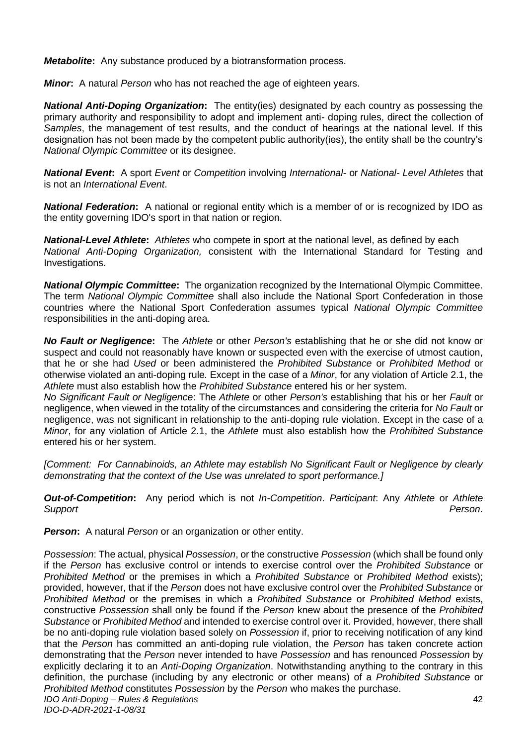***Metabolite*:** Any substance produced by a biotransformation process.

***Minor*:** A natural *Person* who has not reached the age of eighteen years.

***National Anti-Doping Organization*:** The entity(ies) designated by each country as possessing the primary authority and responsibility to adopt and implement anti- doping rules, direct the collection of *Samples*, the management of test results, and the conduct of hearings at the national level. If this designation has not been made by the competent public authority(ies), the entity shall be the country's *National Olympic Committee* or its designee.

***National Event*:** A sport *Event* or *Competition* involving *International-* or *National- Level Athletes* that is not an *International Event*.

***National Federation*:** A national or regional entity which is a member of or is recognized by IDO as the entity governing IDO's sport in that nation or region.

***National-Level Athlete*:** *Athletes* who compete in sport at the national level, as defined by each *National Anti-Doping Organization,* consistent with the International Standard for Testing and Investigations.

***National Olympic Committee*:** The organization recognized by the International Olympic Committee. The term *National Olympic Committee* shall also include the National Sport Confederation in those countries where the National Sport Confederation assumes typical *National Olympic Committee* responsibilities in the anti-doping area.

***No Fault or Negligence*:** The *Athlete* or other *Person's* establishing that he or she did not know or suspect and could not reasonably have known or suspected even with the exercise of utmost caution, that he or she had *Used* or been administered the *Prohibited Substance* or *Prohibited Method* or otherwise violated an anti-doping rule. Except in the case of a *Minor*, for any violation of Article 2.1, the *Athlete* must also establish how the *Prohibited Substance* entered his or her system.

*No Significant Fault or Negligence*: The *Athlete* or other *Person's* establishing that his or her *Fault* or negligence, when viewed in the totality of the circumstances and considering the criteria for *No Fault* or negligence, was not significant in relationship to the anti-doping rule violation. Except in the case of a *Minor*, for any violation of Article 2.1, the *Athlete* must also establish how the *Prohibited Substance* entered his or her system.

*[Comment: For Cannabinoids, an Athlete may establish No Significant Fault or Negligence by clearly demonstrating that the context of the Use was unrelated to sport performance.]*

***Out-of-Competition*:** Any period which is not *In-Competition*. *Participant*: Any *Athlete* or *Athlete Support Person*.

***Person*:** A natural *Person* or an organization or other entity.

*Possession*: The actual, physical *Possession*, or the constructive *Possession* (which shall be found only if the *Person* has exclusive control or intends to exercise control over the *Prohibited Substance* or *Prohibited Method* or the premises in which a *Prohibited Substance* or *Prohibited Method* exists); provided, however, that if the *Person* does not have exclusive control over the *Prohibited Substance* or *Prohibited Method* or the premises in which a *Prohibited Substance* or *Prohibited Method* exists, constructive *Possession* shall only be found if the *Person* knew about the presence of the *Prohibited Substance* or *Prohibited Method* and intended to exercise control over it. Provided, however, there shall be no anti-doping rule violation based solely on *Possession* if, prior to receiving notification of any kind that the *Person* has committed an anti-doping rule violation, the *Person* has taken concrete action demonstrating that the *Person* never intended to have *Possession* and has renounced *Possession* by explicitly declaring it to an *Anti-Doping Organization*. Notwithstanding anything to the contrary in this definition, the purchase (including by any electronic or other means) of a *Prohibited Substance* or *Prohibited Method* constitutes *Possession* by the *Person* who makes the purchase.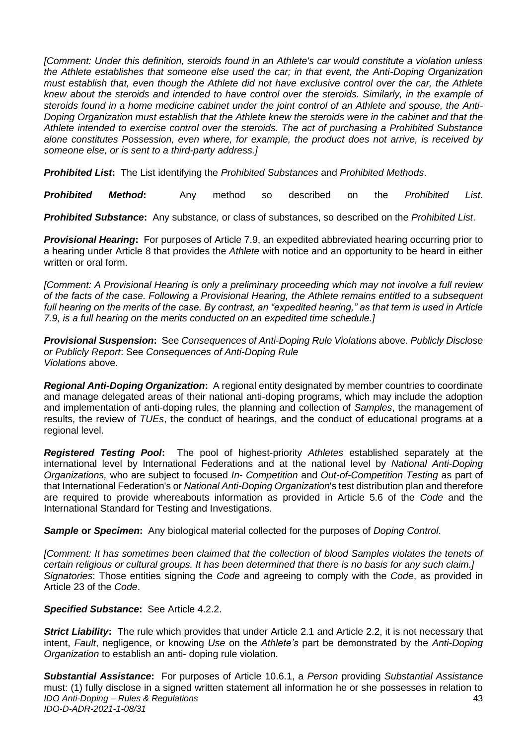*[Comment: Under this definition, steroids found in an Athlete's car would constitute a violation unless the Athlete establishes that someone else used the car; in that event, the Anti-Doping Organization must establish that, even though the Athlete did not have exclusive control over the car, the Athlete knew about the steroids and intended to have control over the steroids. Similarly, in the example of steroids found in a home medicine cabinet under the joint control of an Athlete and spouse, the Anti-Doping Organization must establish that the Athlete knew the steroids were in the cabinet and that the Athlete intended to exercise control over the steroids. The act of purchasing a Prohibited Substance alone constitutes Possession, even where, for example, the product does not arrive, is received by someone else, or is sent to a third-party address.]*

***Prohibited List*:** The List identifying the *Prohibited Substances* and *Prohibited Methods*.

***Prohibited Method*:** Any method so described on the *Prohibited List*.

***Prohibited Substance*:** Any substance, or class of substances, so described on the *Prohibited List*.

***Provisional Hearing*:** For purposes of Article 7.9, an expedited abbreviated hearing occurring prior to a hearing under Article 8 that provides the *Athlete* with notice and an opportunity to be heard in either written or oral form.

*[Comment: A Provisional Hearing is only a preliminary proceeding which may not involve a full review of the facts of the case. Following a Provisional Hearing, the Athlete remains entitled to a subsequent full hearing on the merits of the case. By contrast, an "expedited hearing," as that term is used in Article 7.9, is a full hearing on the merits conducted on an expedited time schedule.]*

***Provisional Suspension*:** See *Consequences of Anti-Doping Rule Violations* above. *Publicly Disclose or Publicly Report*: See *Consequences of Anti-Doping Rule Violations* above.

***Regional Anti-Doping Organization*:** A regional entity designated by member countries to coordinate and manage delegated areas of their national anti-doping programs, which may include the adoption and implementation of anti-doping rules, the planning and collection of *Samples*, the management of results, the review of *TUEs*, the conduct of hearings, and the conduct of educational programs at a regional level.

***Registered Testing Pool*:** The pool of highest-priority *Athletes* established separately at the international level by International Federations and at the national level by *National Anti-Doping Organizations,* who are subject to focused *In- Competition* and *Out-of-Competition Testing* as part of that International Federation's or *National Anti-Doping Organization*'s test distribution plan and therefore are required to provide whereabouts information as provided in Article 5.6 of the *Code* and the International Standard for Testing and Investigations.

***Sample* or *Specimen*:** Any biological material collected for the purposes of *Doping Control*.

*[Comment: It has sometimes been claimed that the collection of blood Samples violates the tenets of certain religious or cultural groups. It has been determined that there is no basis for any such claim.]*
*Signatories*: Those entities signing the *Code* and agreeing to comply with the *Code*, as provided in Article 23 of the *Code*.

***Specified Substance*:** See Article 4.2.2.

***Strict Liability*:** The rule which provides that under Article 2.1 and Article 2.2, it is not necessary that intent, *Fault*, negligence, or knowing *Use* on the *Athlete's* part be demonstrated by the *Anti-Doping Organization* to establish an anti- doping rule violation.

***Substantial Assistance*:** For purposes of Article 10.6.1, a *Person* providing *Substantial Assistance* must: (1) fully disclose in a signed written statement all information he or she possesses in relation to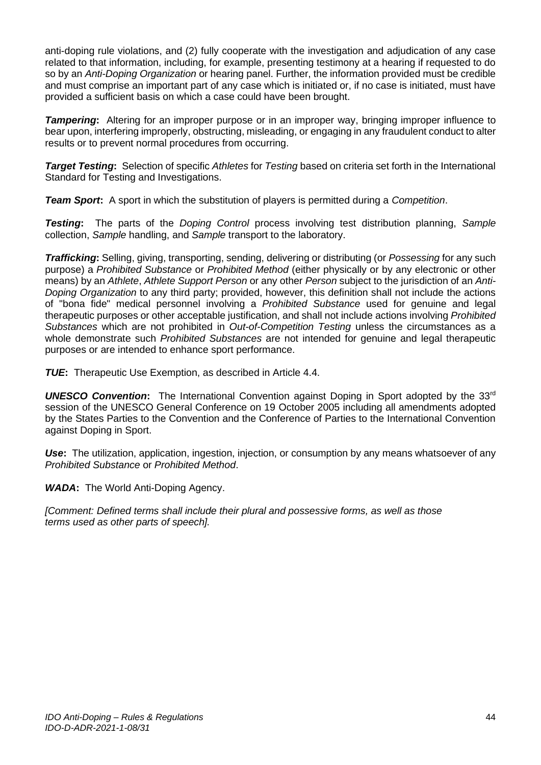anti-doping rule violations, and (2) fully cooperate with the investigation and adjudication of any case related to that information, including, for example, presenting testimony at a hearing if requested to do so by an *Anti-Doping Organization* or hearing panel. Further, the information provided must be credible and must comprise an important part of any case which is initiated or, if no case is initiated, must have provided a sufficient basis on which a case could have been brought.

***Tampering*:** Altering for an improper purpose or in an improper way, bringing improper influence to bear upon, interfering improperly, obstructing, misleading, or engaging in any fraudulent conduct to alter results or to prevent normal procedures from occurring.

***Target Testing*:** Selection of specific *Athletes* for *Testing* based on criteria set forth in the International Standard for Testing and Investigations.

***Team Sport*:** A sport in which the substitution of players is permitted during a *Competition*.

***Testing*:** The parts of the *Doping Control* process involving test distribution planning, *Sample* collection, *Sample* handling, and *Sample* transport to the laboratory.

***Trafficking*:** Selling, giving, transporting, sending, delivering or distributing (or *Possessing* for any such purpose) a *Prohibited Substance* or *Prohibited Method* (either physically or by any electronic or other means) by an *Athlete*, *Athlete Support Person* or any other *Person* subject to the jurisdiction of an *Anti-Doping Organization* to any third party; provided, however, this definition shall not include the actions of "bona fide" medical personnel involving a *Prohibited Substance* used for genuine and legal therapeutic purposes or other acceptable justification, and shall not include actions involving *Prohibited Substances* which are not prohibited in *Out-of-Competition Testing* unless the circumstances as a whole demonstrate such *Prohibited Substances* are not intended for genuine and legal therapeutic purposes or are intended to enhance sport performance.

***TUE*:** Therapeutic Use Exemption, as described in Article 4.4.

***UNESCO Convention*:** The International Convention against Doping in Sport adopted by the 33rd session of the UNESCO General Conference on 19 October 2005 including all amendments adopted by the States Parties to the Convention and the Conference of Parties to the International Convention against Doping in Sport.

***Use*:** The utilization, application, ingestion, injection, or consumption by any means whatsoever of any *Prohibited Substance* or *Prohibited Method*.

***WADA*:** The World Anti-Doping Agency.

*[Comment: Defined terms shall include their plural and possessive forms, as well as those terms used as other parts of speech].*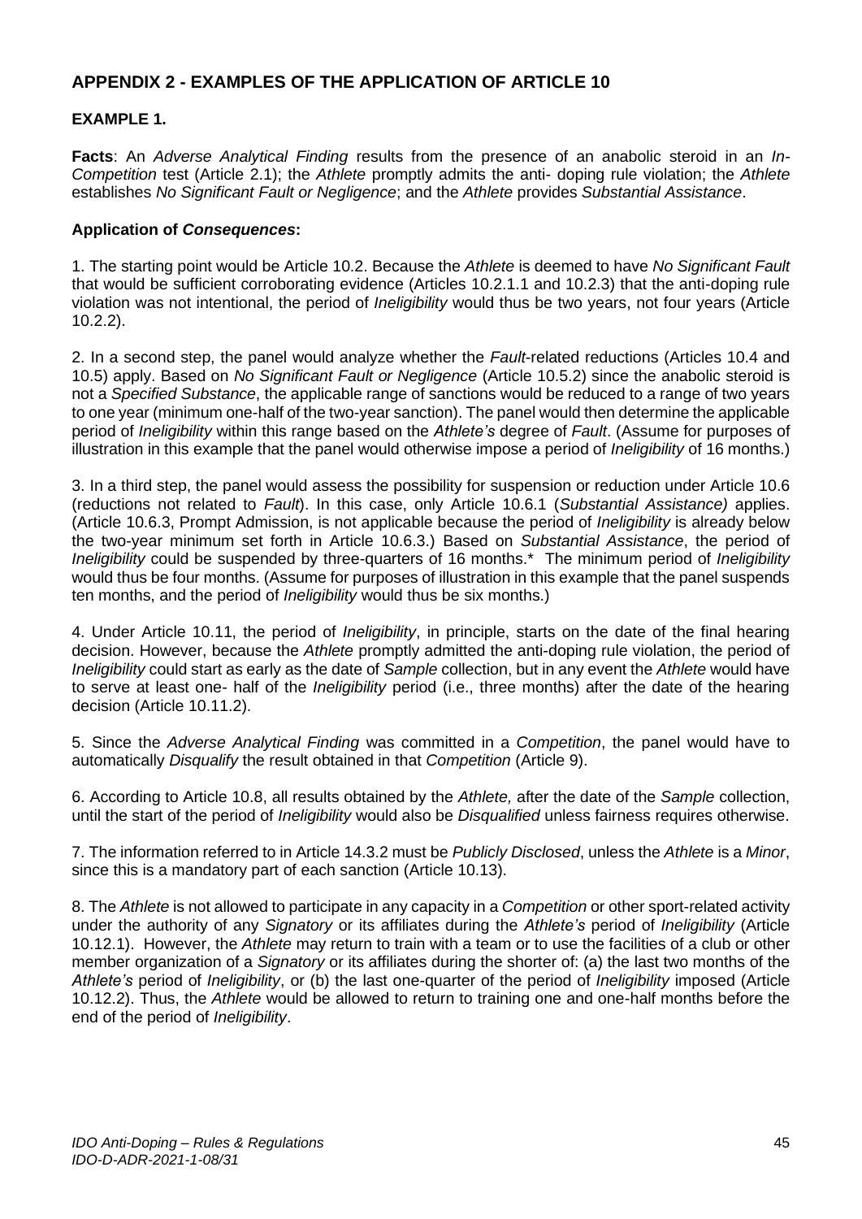## APPENDIX 2 - EXAMPLES OF THE APPLICATION OF ARTICLE 10

### EXAMPLE 1.

**Facts**: An *Adverse Analytical Finding* results from the presence of an anabolic steroid in an *In-Competition* test (Article 2.1); the *Athlete* promptly admits the anti- doping rule violation; the *Athlete* establishes *No Significant Fault or Negligence*; and the *Athlete* provides *Substantial Assistance*.

**Application of *Consequences*:**

1. The starting point would be Article 10.2. Because the *Athlete* is deemed to have *No Significant Fault* that would be sufficient corroborating evidence (Articles 10.2.1.1 and 10.2.3) that the anti-doping rule violation was not intentional, the period of *Ineligibility* would thus be two years, not four years (Article 10.2.2).

2. In a second step, the panel would analyze whether the *Fault*-related reductions (Articles 10.4 and 10.5) apply. Based on *No Significant Fault or Negligence* (Article 10.5.2) since the anabolic steroid is not a *Specified Substance*, the applicable range of sanctions would be reduced to a range of two years to one year (minimum one-half of the two-year sanction). The panel would then determine the applicable period of *Ineligibility* within this range based on the *Athlete's* degree of *Fault*. (Assume for purposes of illustration in this example that the panel would otherwise impose a period of *Ineligibility* of 16 months.)

3. In a third step, the panel would assess the possibility for suspension or reduction under Article 10.6 (reductions not related to *Fault*). In this case, only Article 10.6.1 (*Substantial Assistance)* applies. (Article 10.6.3, Prompt Admission, is not applicable because the period of *Ineligibility* is already below the two-year minimum set forth in Article 10.6.3.) Based on *Substantial Assistance*, the period of *Ineligibility* could be suspended by three-quarters of 16 months.* The minimum period of *Ineligibility* would thus be four months. (Assume for purposes of illustration in this example that the panel suspends ten months, and the period of *Ineligibility* would thus be six months.)

4. Under Article 10.11, the period of *Ineligibility*, in principle, starts on the date of the final hearing decision. However, because the *Athlete* promptly admitted the anti-doping rule violation, the period of *Ineligibility* could start as early as the date of *Sample* collection, but in any event the *Athlete* would have to serve at least one- half of the *Ineligibility* period (i.e., three months) after the date of the hearing decision (Article 10.11.2).

5. Since the *Adverse Analytical Finding* was committed in a *Competition*, the panel would have to automatically *Disqualify* the result obtained in that *Competition* (Article 9).

6. According to Article 10.8, all results obtained by the *Athlete,* after the date of the *Sample* collection, until the start of the period of *Ineligibility* would also be *Disqualified* unless fairness requires otherwise.

7. The information referred to in Article 14.3.2 must be *Publicly Disclosed*, unless the *Athlete* is a *Minor*, since this is a mandatory part of each sanction (Article 10.13).

8. The *Athlete* is not allowed to participate in any capacity in a *Competition* or other sport-related activity under the authority of any *Signatory* or its affiliates during the *Athlete's* period of *Ineligibility* (Article 10.12.1). However, the *Athlete* may return to train with a team or to use the facilities of a club or other member organization of a *Signatory* or its affiliates during the shorter of: (a) the last two months of the *Athlete's* period of *Ineligibility*, or (b) the last one-quarter of the period of *Ineligibility* imposed (Article 10.12.2). Thus, the *Athlete* would be allowed to return to training one and one-half months before the end of the period of *Ineligibility*.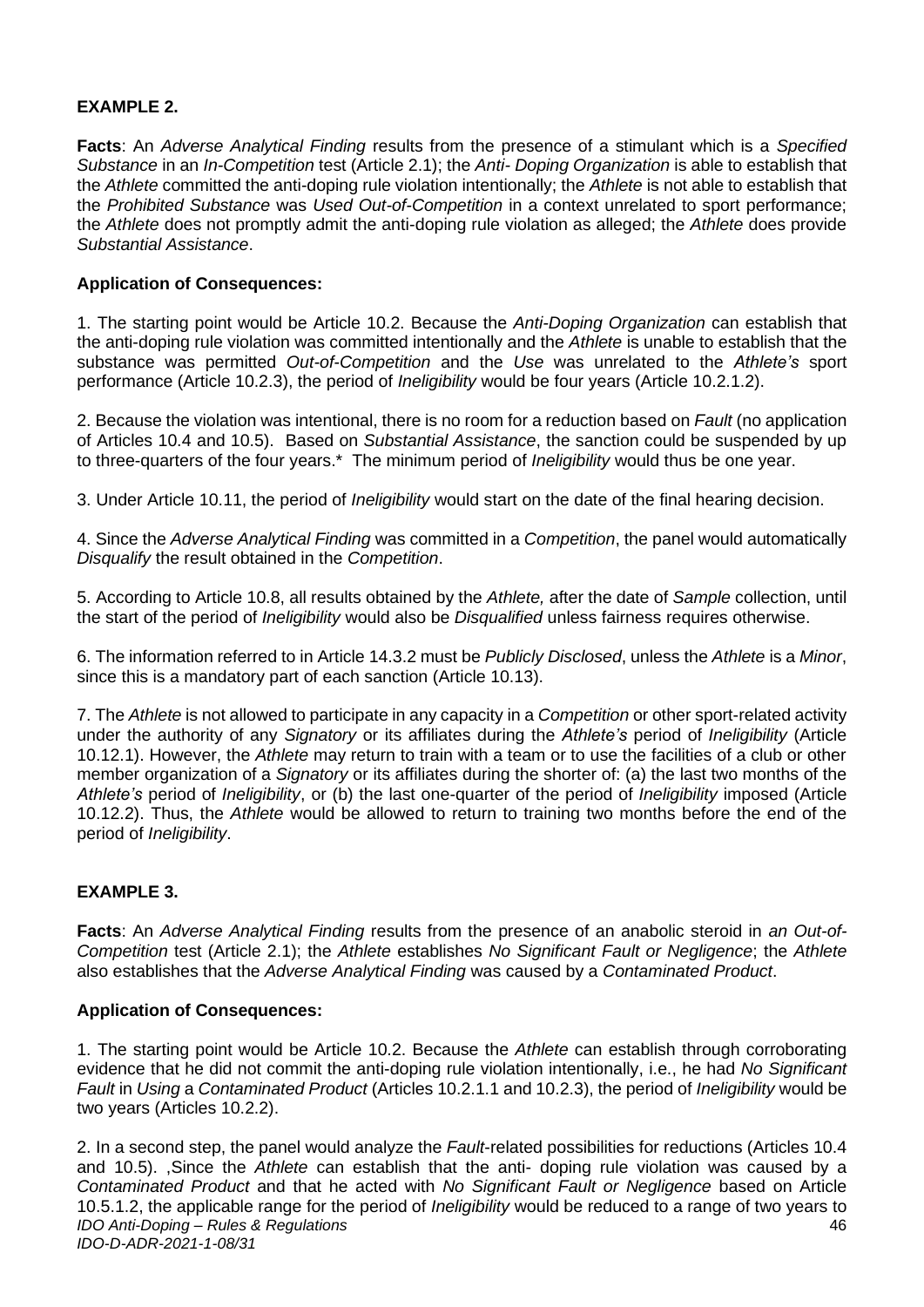**EXAMPLE 2.**

**Facts**: An *Adverse Analytical Finding* results from the presence of a stimulant which is a *Specified Substance* in an *In-Competition* test (Article 2.1); the *Anti- Doping Organization* is able to establish that the *Athlete* committed the anti-doping rule violation intentionally; the *Athlete* is not able to establish that the *Prohibited Substance* was *Used Out-of-Competition* in a context unrelated to sport performance; the *Athlete* does not promptly admit the anti-doping rule violation as alleged; the *Athlete* does provide *Substantial Assistance*.

**Application of Consequences:**

1. The starting point would be Article 10.2. Because the *Anti-Doping Organization* can establish that the anti-doping rule violation was committed intentionally and the *Athlete* is unable to establish that the substance was permitted *Out-of-Competition* and the *Use* was unrelated to the *Athlete's* sport performance (Article 10.2.3), the period of *Ineligibility* would be four years (Article 10.2.1.2).

2. Because the violation was intentional, there is no room for a reduction based on *Fault* (no application of Articles 10.4 and 10.5). Based on *Substantial Assistance*, the sanction could be suspended by up to three-quarters of the four years.* The minimum period of *Ineligibility* would thus be one year.

3. Under Article 10.11, the period of *Ineligibility* would start on the date of the final hearing decision.

4. Since the *Adverse Analytical Finding* was committed in a *Competition*, the panel would automatically *Disqualify* the result obtained in the *Competition*.

5. According to Article 10.8, all results obtained by the *Athlete,* after the date of *Sample* collection, until the start of the period of *Ineligibility* would also be *Disqualified* unless fairness requires otherwise.

6. The information referred to in Article 14.3.2 must be *Publicly Disclosed*, unless the *Athlete* is a *Minor*, since this is a mandatory part of each sanction (Article 10.13).

7. The *Athlete* is not allowed to participate in any capacity in a *Competition* or other sport-related activity under the authority of any *Signatory* or its affiliates during the *Athlete's* period of *Ineligibility* (Article 10.12.1). However, the *Athlete* may return to train with a team or to use the facilities of a club or other member organization of a *Signatory* or its affiliates during the shorter of: (a) the last two months of the *Athlete's* period of *Ineligibility*, or (b) the last one-quarter of the period of *Ineligibility* imposed (Article 10.12.2). Thus, the *Athlete* would be allowed to return to training two months before the end of the period of *Ineligibility*.

**EXAMPLE 3.**

**Facts**: An *Adverse Analytical Finding* results from the presence of an anabolic steroid in *an Out-of-Competition* test (Article 2.1); the *Athlete* establishes *No Significant Fault or Negligence*; the *Athlete* also establishes that the *Adverse Analytical Finding* was caused by a *Contaminated Product*.

**Application of Consequences:**

1. The starting point would be Article 10.2. Because the *Athlete* can establish through corroborating evidence that he did not commit the anti-doping rule violation intentionally, i.e., he had *No Significant Fault* in *Using* a *Contaminated Product* (Articles 10.2.1.1 and 10.2.3), the period of *Ineligibility* would be two years (Articles 10.2.2).

2. In a second step, the panel would analyze the *Fault*-related possibilities for reductions (Articles 10.4 and 10.5). ,Since the *Athlete* can establish that the anti- doping rule violation was caused by a *Contaminated Product* and that he acted with *No Significant Fault or Negligence* based on Article 10.5.1.2, the applicable range for the period of *Ineligibility* would be reduced to a range of two years to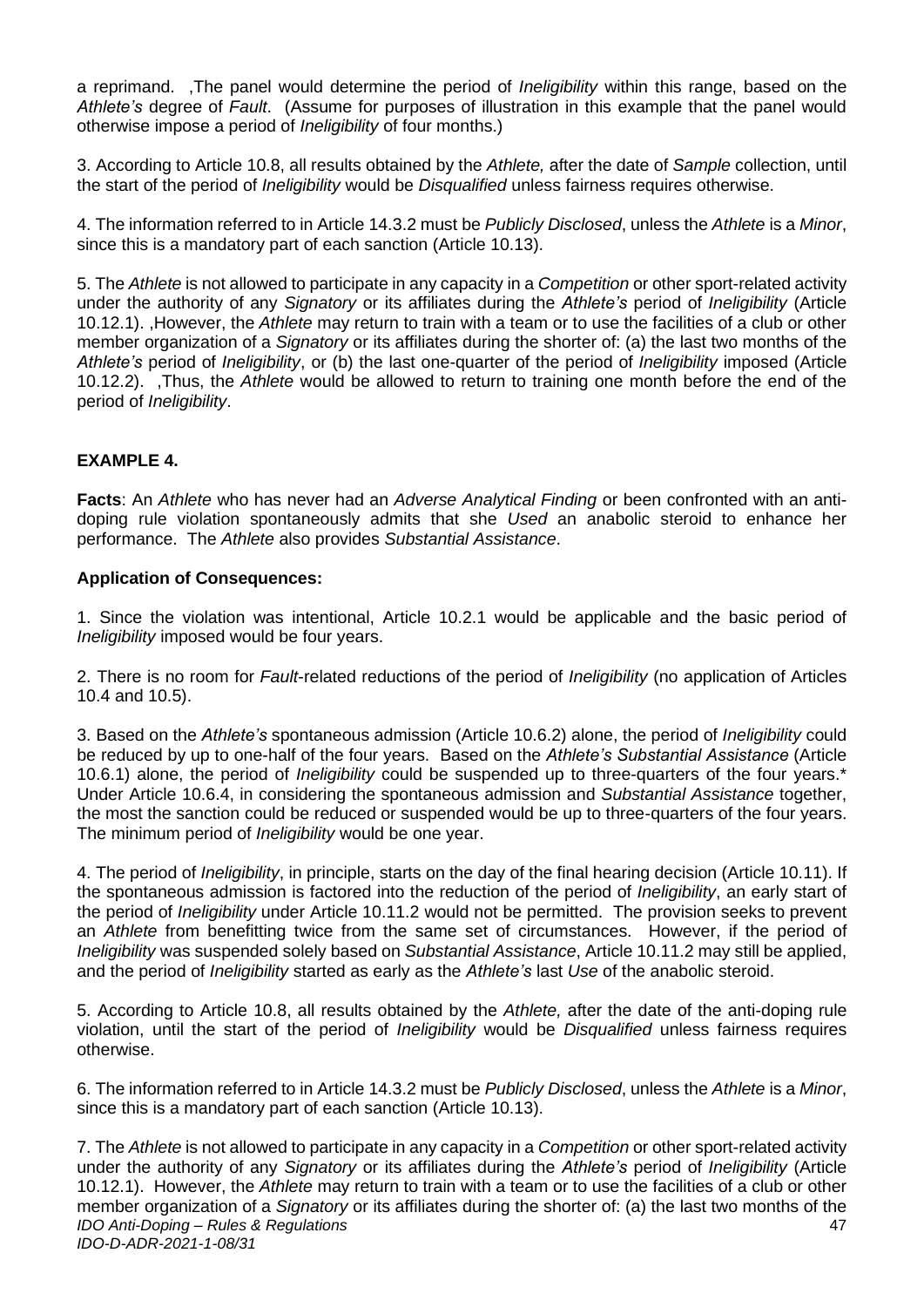a reprimand. ,The panel would determine the period of *Ineligibility* within this range, based on the *Athlete's* degree of *Fault*. (Assume for purposes of illustration in this example that the panel would otherwise impose a period of *Ineligibility* of four months.)

3. According to Article 10.8, all results obtained by the *Athlete,* after the date of *Sample* collection, until the start of the period of *Ineligibility* would be *Disqualified* unless fairness requires otherwise.

4. The information referred to in Article 14.3.2 must be *Publicly Disclosed*, unless the *Athlete* is a *Minor*, since this is a mandatory part of each sanction (Article 10.13).

5. The *Athlete* is not allowed to participate in any capacity in a *Competition* or other sport-related activity under the authority of any *Signatory* or its affiliates during the *Athlete's* period of *Ineligibility* (Article 10.12.1). ,However, the *Athlete* may return to train with a team or to use the facilities of a club or other member organization of a *Signatory* or its affiliates during the shorter of: (a) the last two months of the *Athlete's* period of *Ineligibility*, or (b) the last one-quarter of the period of *Ineligibility* imposed (Article 10.12.2). ,Thus, the *Athlete* would be allowed to return to training one month before the end of the period of *Ineligibility*.

**EXAMPLE 4.**

**Facts**: An *Athlete* who has never had an *Adverse Analytical Finding* or been confronted with an anti-doping rule violation spontaneously admits that she *Used* an anabolic steroid to enhance her performance. The *Athlete* also provides *Substantial Assistance*.

**Application of Consequences:**

1. Since the violation was intentional, Article 10.2.1 would be applicable and the basic period of *Ineligibility* imposed would be four years.

2. There is no room for *Fault*-related reductions of the period of *Ineligibility* (no application of Articles 10.4 and 10.5).

3. Based on the *Athlete's* spontaneous admission (Article 10.6.2) alone, the period of *Ineligibility* could be reduced by up to one-half of the four years. Based on the *Athlete's Substantial Assistance* (Article 10.6.1) alone, the period of *Ineligibility* could be suspended up to three-quarters of the four years.* Under Article 10.6.4, in considering the spontaneous admission and *Substantial Assistance* together, the most the sanction could be reduced or suspended would be up to three-quarters of the four years. The minimum period of *Ineligibility* would be one year.

4. The period of *Ineligibility*, in principle, starts on the day of the final hearing decision (Article 10.11). If the spontaneous admission is factored into the reduction of the period of *Ineligibility*, an early start of the period of *Ineligibility* under Article 10.11.2 would not be permitted. The provision seeks to prevent an *Athlete* from benefitting twice from the same set of circumstances. However, if the period of *Ineligibility* was suspended solely based on *Substantial Assistance*, Article 10.11.2 may still be applied, and the period of *Ineligibility* started as early as the *Athlete's* last *Use* of the anabolic steroid.

5. According to Article 10.8, all results obtained by the *Athlete,* after the date of the anti-doping rule violation, until the start of the period of *Ineligibility* would be *Disqualified* unless fairness requires otherwise.

6. The information referred to in Article 14.3.2 must be *Publicly Disclosed*, unless the *Athlete* is a *Minor*, since this is a mandatory part of each sanction (Article 10.13).

7. The *Athlete* is not allowed to participate in any capacity in a *Competition* or other sport-related activity under the authority of any *Signatory* or its affiliates during the *Athlete's* period of *Ineligibility* (Article 10.12.1). However, the *Athlete* may return to train with a team or to use the facilities of a club or other member organization of a *Signatory* or its affiliates during the shorter of: (a) the last two months of the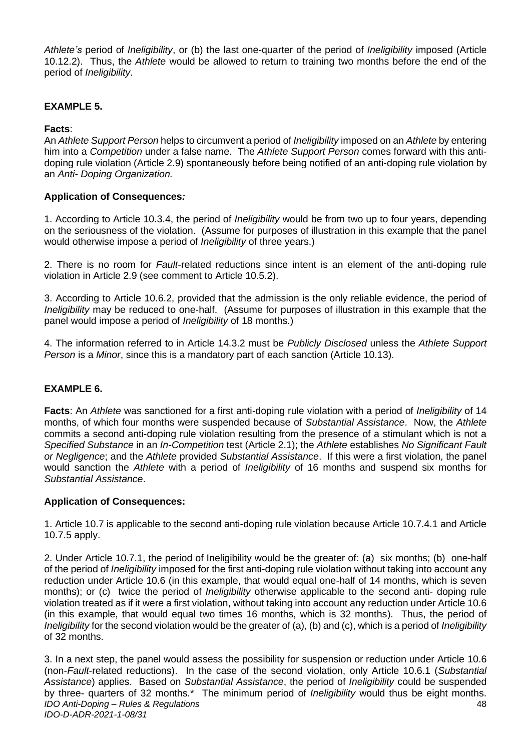*Athlete's* period of *Ineligibility*, or (b) the last one-quarter of the period of *Ineligibility* imposed (Article 10.12.2). Thus, the *Athlete* would be allowed to return to training two months before the end of the period of *Ineligibility*.

**EXAMPLE 5.**

**Facts**:

An *Athlete Support Person* helps to circumvent a period of *Ineligibility* imposed on an *Athlete* by entering him into a *Competition* under a false name. The *Athlete Support Person* comes forward with this anti-doping rule violation (Article 2.9) spontaneously before being notified of an anti-doping rule violation by an *Anti- Doping Organization.*

**Application of Consequences*:***

1. According to Article 10.3.4, the period of *Ineligibility* would be from two up to four years, depending on the seriousness of the violation. (Assume for purposes of illustration in this example that the panel would otherwise impose a period of *Ineligibility* of three years.)

2. There is no room for *Fault*-related reductions since intent is an element of the anti-doping rule violation in Article 2.9 (see comment to Article 10.5.2).

3. According to Article 10.6.2, provided that the admission is the only reliable evidence, the period of *Ineligibility* may be reduced to one-half. (Assume for purposes of illustration in this example that the panel would impose a period of *Ineligibility* of 18 months.)

4. The information referred to in Article 14.3.2 must be *Publicly Disclosed* unless the *Athlete Support Person* is a *Minor*, since this is a mandatory part of each sanction (Article 10.13).

**EXAMPLE 6.**

**Facts**: An *Athlete* was sanctioned for a first anti-doping rule violation with a period of *Ineligibility* of 14 months, of which four months were suspended because of *Substantial Assistance*. Now, the *Athlete* commits a second anti-doping rule violation resulting from the presence of a stimulant which is not a *Specified Substance* in an *In-Competition* test (Article 2.1); the *Athlete* establishes *No Significant Fault or Negligence*; and the *Athlete* provided *Substantial Assistance*. If this were a first violation, the panel would sanction the *Athlete* with a period of *Ineligibility* of 16 months and suspend six months for *Substantial Assistance*.

**Application of Consequences:**

1. Article 10.7 is applicable to the second anti-doping rule violation because Article 10.7.4.1 and Article 10.7.5 apply.

2. Under Article 10.7.1, the period of Ineligibility would be the greater of: (a) six months; (b) one-half of the period of *Ineligibility* imposed for the first anti-doping rule violation without taking into account any reduction under Article 10.6 (in this example, that would equal one-half of 14 months, which is seven months); or (c) twice the period of *Ineligibility* otherwise applicable to the second anti- doping rule violation treated as if it were a first violation, without taking into account any reduction under Article 10.6 (in this example, that would equal two times 16 months, which is 32 months). Thus, the period of *Ineligibility* for the second violation would be the greater of (a), (b) and (c), which is a period of *Ineligibility* of 32 months.

3. In a next step, the panel would assess the possibility for suspension or reduction under Article 10.6 (non-*Fault*-related reductions). In the case of the second violation, only Article 10.6.1 (*Substantial Assistance*) applies. Based on *Substantial Assistance*, the period of *Ineligibility* could be suspended by three- quarters of 32 months.* The minimum period of *Ineligibility* would thus be eight months.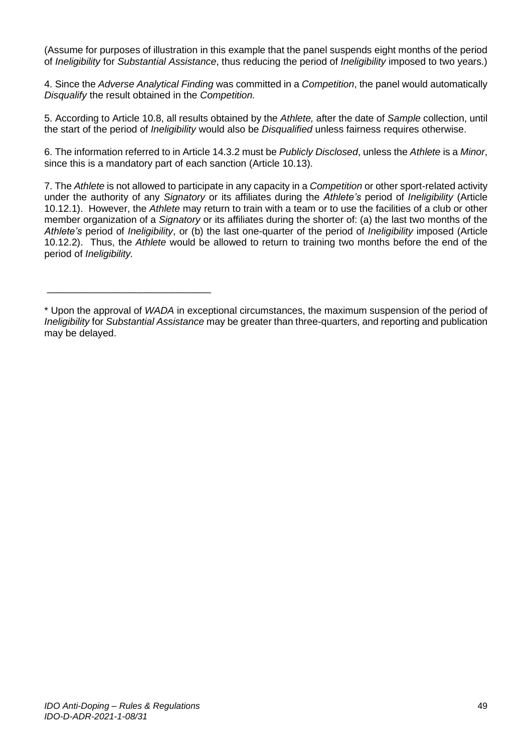(Assume for purposes of illustration in this example that the panel suspends eight months of the period of *Ineligibility* for *Substantial Assistance*, thus reducing the period of *Ineligibility* imposed to two years.)

4. Since the *Adverse Analytical Finding* was committed in a *Competition*, the panel would automatically *Disqualify* the result obtained in the *Competition.*

5. According to Article 10.8, all results obtained by the *Athlete,* after the date of *Sample* collection, until the start of the period of *Ineligibility* would also be *Disqualified* unless fairness requires otherwise.

6. The information referred to in Article 14.3.2 must be *Publicly Disclosed*, unless the *Athlete* is a *Minor*, since this is a mandatory part of each sanction (Article 10.13).

7. The *Athlete* is not allowed to participate in any capacity in a *Competition* or other sport-related activity under the authority of any *Signatory* or its affiliates during the *Athlete's* period of *Ineligibility* (Article 10.12.1). However, the *Athlete* may return to train with a team or to use the facilities of a club or other member organization of a *Signatory* or its affiliates during the shorter of: (a) the last two months of the *Athlete's* period of *Ineligibility*, or (b) the last one-quarter of the period of *Ineligibility* imposed (Article 10.12.2). Thus, the *Athlete* would be allowed to return to training two months before the end of the period of *Ineligibility.*

______________________________

* Upon the approval of *WADA* in exceptional circumstances, the maximum suspension of the period of *Ineligibility* for *Substantial Assistance* may be greater than three-quarters, and reporting and publication may be delayed.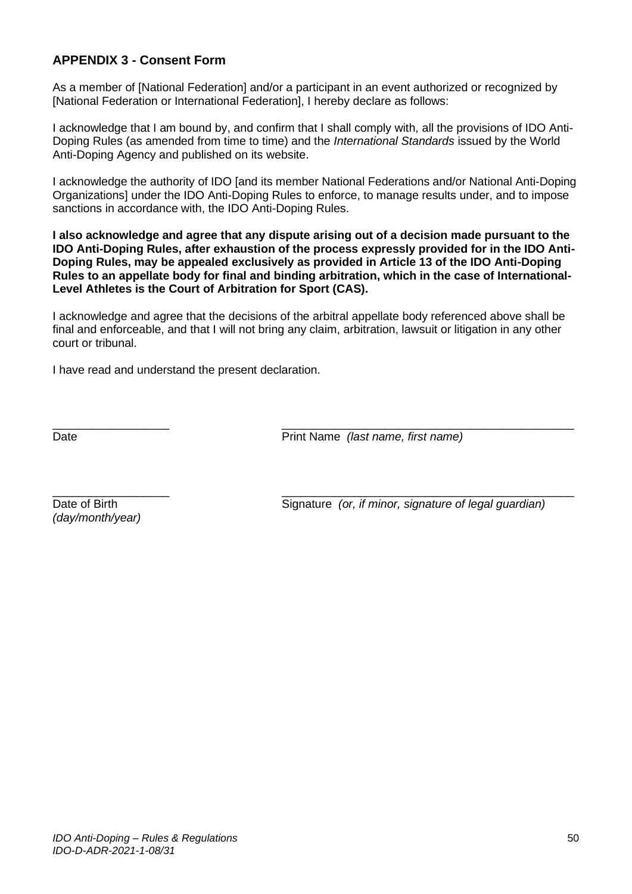## APPENDIX 3 - Consent Form

As a member of [National Federation] and/or a participant in an event authorized or recognized by [National Federation or International Federation], I hereby declare as follows:

I acknowledge that I am bound by, and confirm that I shall comply with, all the provisions of IDO Anti-Doping Rules (as amended from time to time) and the *International Standards* issued by the World Anti-Doping Agency and published on its website.

I acknowledge the authority of IDO [and its member National Federations and/or National Anti-Doping Organizations] under the IDO Anti-Doping Rules to enforce, to manage results under, and to impose sanctions in accordance with, the IDO Anti-Doping Rules.

**I also acknowledge and agree that any dispute arising out of a decision made pursuant to the IDO Anti-Doping Rules, after exhaustion of the process expressly provided for in the IDO Anti-Doping Rules, may be appealed exclusively as provided in Article 13 of the IDO Anti-Doping Rules to an appellate body for final and binding arbitration, which in the case of International-Level Athletes is the Court of Arbitration for Sport (CAS).**

I acknowledge and agree that the decisions of the arbitral appellate body referenced above shall be final and enforceable, and that I will not bring any claim, arbitration, lawsuit or litigation in any other court or tribunal.

I have read and understand the present declaration.

__________________ &nbsp;&nbsp;&nbsp;&nbsp;&nbsp;&nbsp;&nbsp;&nbsp;&nbsp;&nbsp; _____________________________________________
Date &nbsp;&nbsp;&nbsp;&nbsp;&nbsp;&nbsp;&nbsp;&nbsp;&nbsp;&nbsp;&nbsp;&nbsp;&nbsp;&nbsp;&nbsp;&nbsp;&nbsp;&nbsp;&nbsp;&nbsp;&nbsp;&nbsp;&nbsp;&nbsp;&nbsp;&nbsp;&nbsp;&nbsp; Print Name *(last name, first name)*

__________________ &nbsp;&nbsp;&nbsp;&nbsp;&nbsp;&nbsp;&nbsp;&nbsp;&nbsp;&nbsp; _____________________________________________
Date of Birth *(day/month/year)* &nbsp;&nbsp;&nbsp;&nbsp;&nbsp;&nbsp;&nbsp;&nbsp;&nbsp;&nbsp; Signature *(or, if minor, signature of legal guardian)*